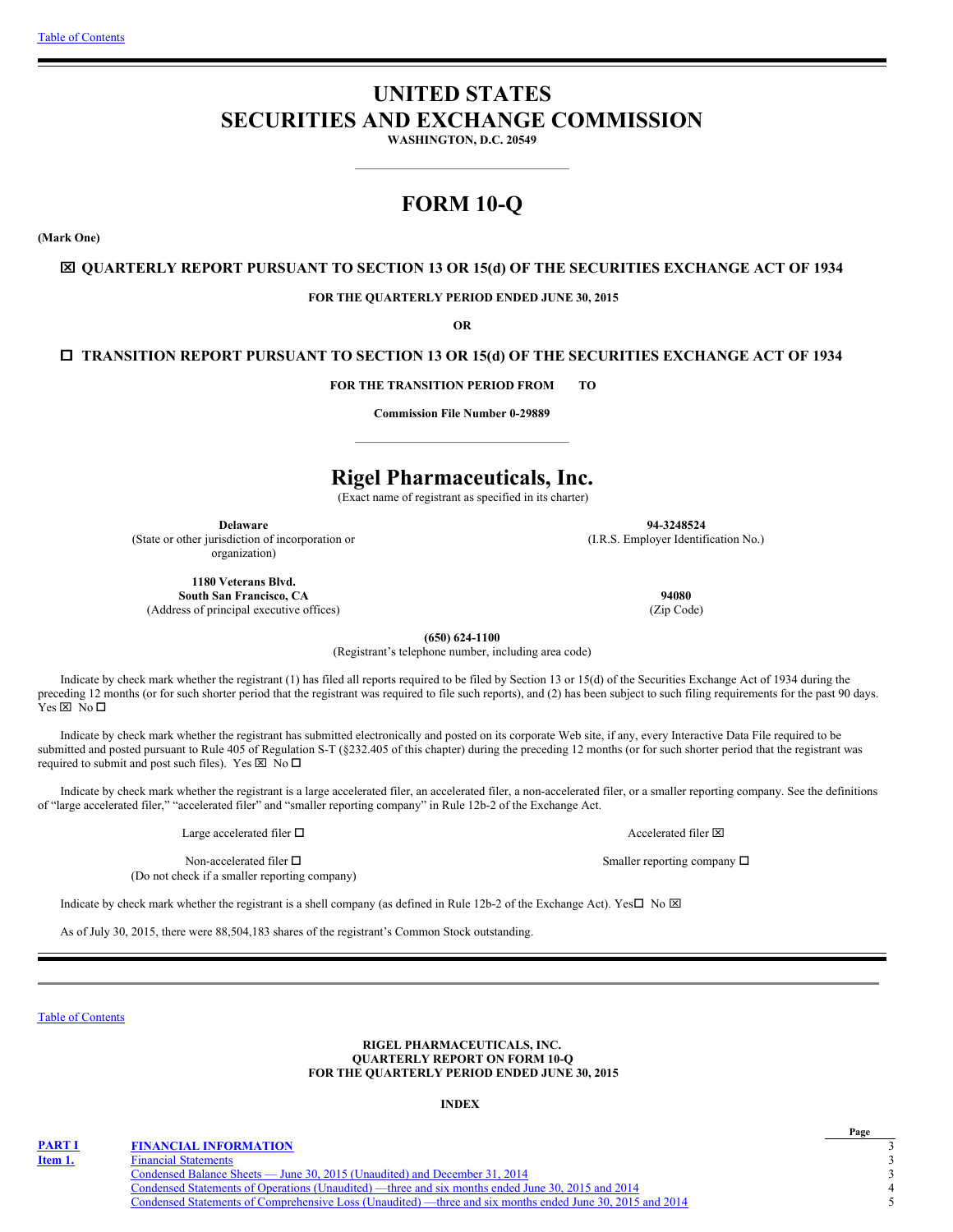# UNITED STATES
# SECURITIES AND EXCHANGE COMMISSION

**WASHINGTON, D.C. 20549**

---

# FORM 10-Q

**(Mark One)**

☒ **QUARTERLY REPORT PURSUANT TO SECTION 13 OR 15(d) OF THE SECURITIES EXCHANGE ACT OF 1934**

**FOR THE QUARTERLY PERIOD ENDED JUNE 30, 2015**

**OR**

☐ **TRANSITION REPORT PURSUANT TO SECTION 13 OR 15(d) OF THE SECURITIES EXCHANGE ACT OF 1934**

**FOR THE TRANSITION PERIOD FROM TO**

**Commission File Number 0-29889**

---

# Rigel Pharmaceuticals, Inc.

(Exact name of registrant as specified in its charter)

| | |
|---|---|
| **Delaware**<br>(State or other jurisdiction of incorporation or organization) | **94-3248524**<br>(I.R.S. Employer Identification No.) |
| **1180 Veterans Blvd.**<br>**South San Francisco, CA**<br>(Address of principal executive offices) | **94080**<br>(Zip Code) |

**(650) 624-1100**
(Registrant's telephone number, including area code)

Indicate by check mark whether the registrant (1) has filed all reports required to be filed by Section 13 or 15(d) of the Securities Exchange Act of 1934 during the preceding 12 months (or for such shorter period that the registrant was required to file such reports), and (2) has been subject to such filing requirements for the past 90 days. Yes ☒ No ☐

Indicate by check mark whether the registrant has submitted electronically and posted on its corporate Web site, if any, every Interactive Data File required to be submitted and posted pursuant to Rule 405 of Regulation S-T (§232.405 of this chapter) during the preceding 12 months (or for such shorter period that the registrant was required to submit and post such files). Yes ☒ No ☐

Indicate by check mark whether the registrant is a large accelerated filer, an accelerated filer, a non-accelerated filer, or a smaller reporting company. See the definitions of "large accelerated filer," "accelerated filer" and "smaller reporting company" in Rule 12b-2 of the Exchange Act.

| | |
|---|---|
| Large accelerated filer ☐ | Accelerated filer ☒ |
| Non-accelerated filer ☐<br>(Do not check if a smaller reporting company) | Smaller reporting company ☐ |

Indicate by check mark whether the registrant is a shell company (as defined in Rule 12b-2 of the Exchange Act). Yes☐ No ☒

As of July 30, 2015, there were 88,504,183 shares of the registrant's Common Stock outstanding.

---

**RIGEL PHARMACEUTICALS, INC.**
**QUARTERLY REPORT ON FORM 10-Q**
**FOR THE QUARTERLY PERIOD ENDED JUNE 30, 2015**

**INDEX**

| | | Page |
|---|---|---|
| **PART I** | **FINANCIAL INFORMATION** | 3 |
| **Item 1.** | Financial Statements | 3 |
| | Condensed Balance Sheets — June 30, 2015 (Unaudited) and December 31, 2014 | 3 |
| | Condensed Statements of Operations (Unaudited) —three and six months ended June 30, 2015 and 2014 | 4 |
| | Condensed Statements of Comprehensive Loss (Unaudited) —three and six months ended June 30, 2015 and 2014 | 5 |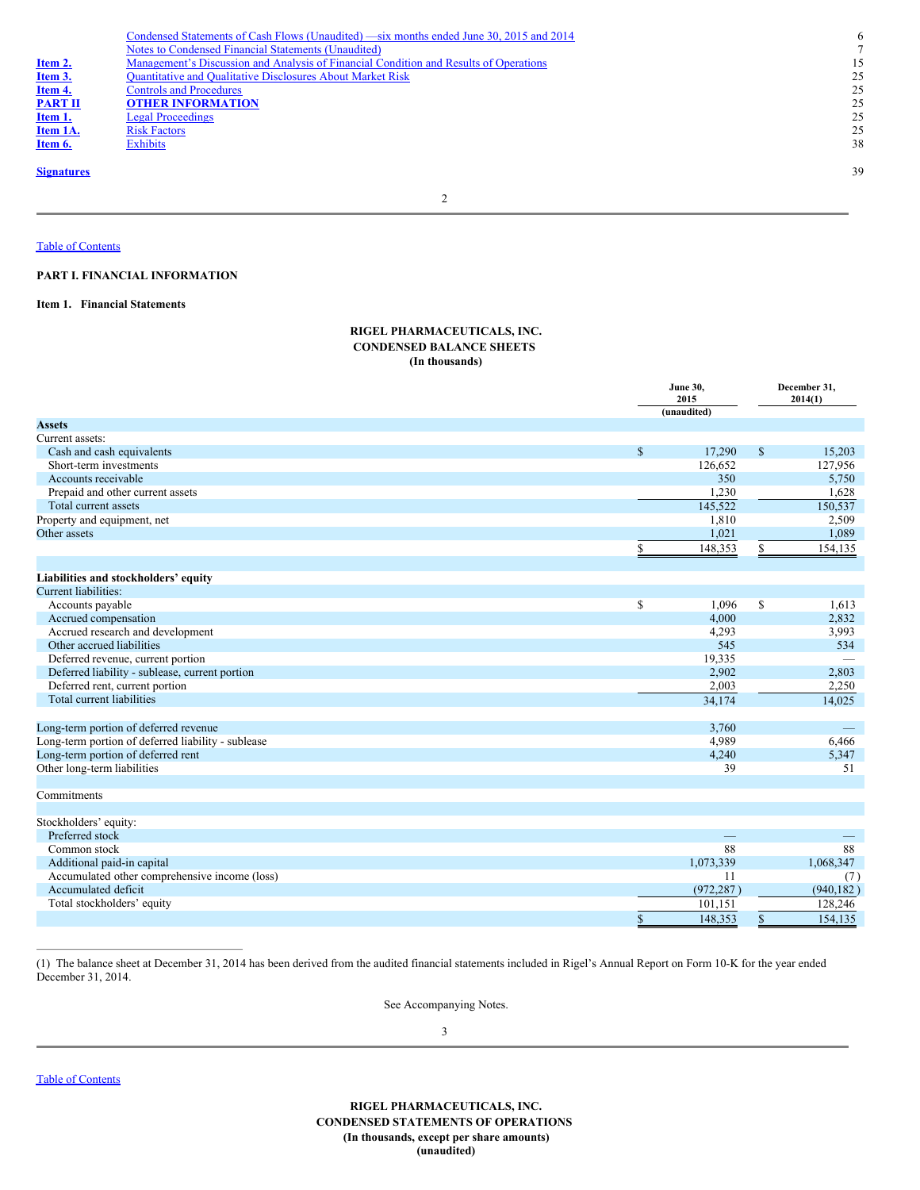| | | |
|---|---|---|
| | Condensed Statements of Cash Flows (Unaudited) —six months ended June 30, 2015 and 2014 | 6 |
| | Notes to Condensed Financial Statements (Unaudited) | 7 |
| **Item 2.** | Management's Discussion and Analysis of Financial Condition and Results of Operations | 15 |
| **Item 3.** | Quantitative and Qualitative Disclosures About Market Risk | 25 |
| **Item 4.** | Controls and Procedures | 25 |
| **PART II** | **OTHER INFORMATION** | 25 |
| **Item 1.** | Legal Proceedings | 25 |
| **Item 1A.** | Risk Factors | 25 |
| **Item 6.** | Exhibits | 38 |
| **Signatures** | | 39 |

Table of Contents

**PART I. FINANCIAL INFORMATION**

**Item 1. Financial Statements**

**RIGEL PHARMACEUTICALS, INC.**
**CONDENSED BALANCE SHEETS**
**(In thousands)**

| | June 30, 2015 (unaudited) | December 31, 2014(1) |
|---|---|---|
| **Assets** | | |
| Current assets: | | |
| Cash and cash equivalents | $ 17,290 | $ 15,203 |
| Short-term investments | 126,652 | 127,956 |
| Accounts receivable | 350 | 5,750 |
| Prepaid and other current assets | 1,230 | 1,628 |
| Total current assets | 145,522 | 150,537 |
| Property and equipment, net | 1,810 | 2,509 |
| Other assets | 1,021 | 1,089 |
| | $ 148,353 | $ 154,135 |
| **Liabilities and stockholders' equity** | | |
| Current liabilities: | | |
| Accounts payable | $ 1,096 | $ 1,613 |
| Accrued compensation | 4,000 | 2,832 |
| Accrued research and development | 4,293 | 3,993 |
| Other accrued liabilities | 545 | 534 |
| Deferred revenue, current portion | 19,335 | — |
| Deferred liability - sublease, current portion | 2,902 | 2,803 |
| Deferred rent, current portion | 2,003 | 2,250 |
| Total current liabilities | 34,174 | 14,025 |
| Long-term portion of deferred revenue | 3,760 | — |
| Long-term portion of deferred liability - sublease | 4,989 | 6,466 |
| Long-term portion of deferred rent | 4,240 | 5,347 |
| Other long-term liabilities | 39 | 51 |
| Commitments | | |
| Stockholders' equity: | | |
| Preferred stock | — | — |
| Common stock | 88 | 88 |
| Additional paid-in capital | 1,073,339 | 1,068,347 |
| Accumulated other comprehensive income (loss) | 11 | (7) |
| Accumulated deficit | (972,287) | (940,182) |
| Total stockholders' equity | 101,151 | 128,246 |
| | $ 148,353 | $ 154,135 |

(1) The balance sheet at December 31, 2014 has been derived from the audited financial statements included in Rigel's Annual Report on Form 10-K for the year ended December 31, 2014.

See Accompanying Notes.

Table of Contents

**RIGEL PHARMACEUTICALS, INC.**
**CONDENSED STATEMENTS OF OPERATIONS**
**(In thousands, except per share amounts)**
**(unaudited)**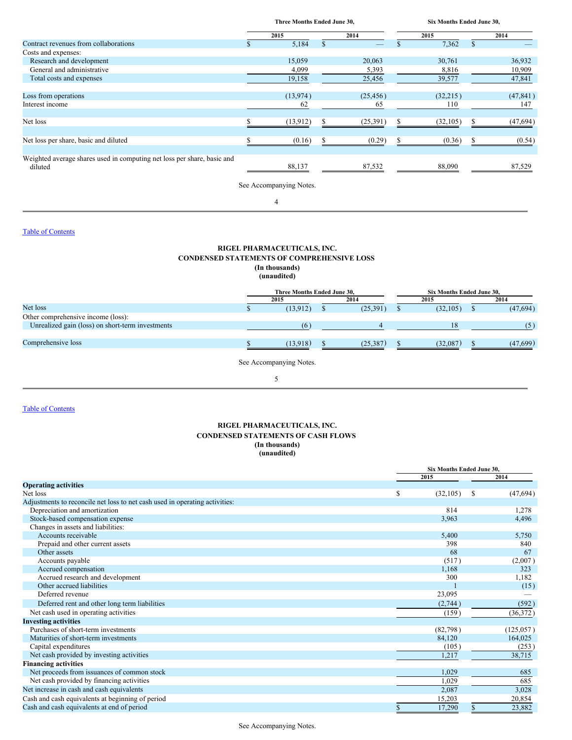| | Three Months Ended June 30, | | Six Months Ended June 30, | |
|---|---|---|---|---|
| | 2015 | 2014 | 2015 | 2014 |
| Contract revenues from collaborations | $ 5,184 | $ — | $ 7,362 | $ — |
| Costs and expenses: | | | | |
| Research and development | 15,059 | 20,063 | 30,761 | 36,932 |
| General and administrative | 4,099 | 5,393 | 8,816 | 10,909 |
| Total costs and expenses | 19,158 | 25,456 | 39,577 | 47,841 |
| Loss from operations | (13,974) | (25,456) | (32,215) | (47,841) |
| Interest income | 62 | 65 | 110 | 147 |
| Net loss | $ (13,912) | $ (25,391) | $ (32,105) | $ (47,694) |
| Net loss per share, basic and diluted | $ (0.16) | $ (0.29) | $ (0.36) | $ (0.54) |
| Weighted average shares used in computing net loss per share, basic and diluted | 88,137 | 87,532 | 88,090 | 87,529 |

See Accompanying Notes.

Table of Contents

## RIGEL PHARMACEUTICALS, INC.
## CONDENSED STATEMENTS OF COMPREHENSIVE LOSS
**(In thousands)**
**(unaudited)**

| | Three Months Ended June 30, | | Six Months Ended June 30, | |
|---|---|---|---|---|
| | 2015 | 2014 | 2015 | 2014 |
| Net loss | $ (13,912) | $ (25,391) | $ (32,105) | $ (47,694) |
| Other comprehensive income (loss): | | | | |
| Unrealized gain (loss) on short-term investments | (6) | 4 | 18 | (5) |
| Comprehensive loss | $ (13,918) | $ (25,387) | $ (32,087) | $ (47,699) |

See Accompanying Notes.

Table of Contents

## RIGEL PHARMACEUTICALS, INC.
## CONDENSED STATEMENTS OF CASH FLOWS
**(In thousands)**
**(unaudited)**

| | Six Months Ended June 30, | |
|---|---|---|
| | 2015 | 2014 |
| **Operating activities** | | |
| Net loss | $ (32,105) | $ (47,694) |
| Adjustments to reconcile net loss to net cash used in operating activities: | | |
| Depreciation and amortization | 814 | 1,278 |
| Stock-based compensation expense | 3,963 | 4,496 |
| Changes in assets and liabilities: | | |
| Accounts receivable | 5,400 | 5,750 |
| Prepaid and other current assets | 398 | 840 |
| Other assets | 68 | 67 |
| Accounts payable | (517) | (2,007) |
| Accrued compensation | 1,168 | 323 |
| Accrued research and development | 300 | 1,182 |
| Other accrued liabilities | 1 | (15) |
| Deferred revenue | 23,095 | — |
| Deferred rent and other long term liabilities | (2,744) | (592) |
| Net cash used in operating activities | (159) | (36,372) |
| **Investing activities** | | |
| Purchases of short-term investments | (82,798) | (125,057) |
| Maturities of short-term investments | 84,120 | 164,025 |
| Capital expenditures | (105) | (253) |
| Net cash provided by investing activities | 1,217 | 38,715 |
| **Financing activities** | | |
| Net proceeds from issuances of common stock | 1,029 | 685 |
| Net cash provided by financing activities | 1,029 | 685 |
| Net increase in cash and cash equivalents | 2,087 | 3,028 |
| Cash and cash equivalents at beginning of period | 15,203 | 20,854 |
| Cash and cash equivalents at end of period | $ 17,290 | $ 23,882 |

See Accompanying Notes.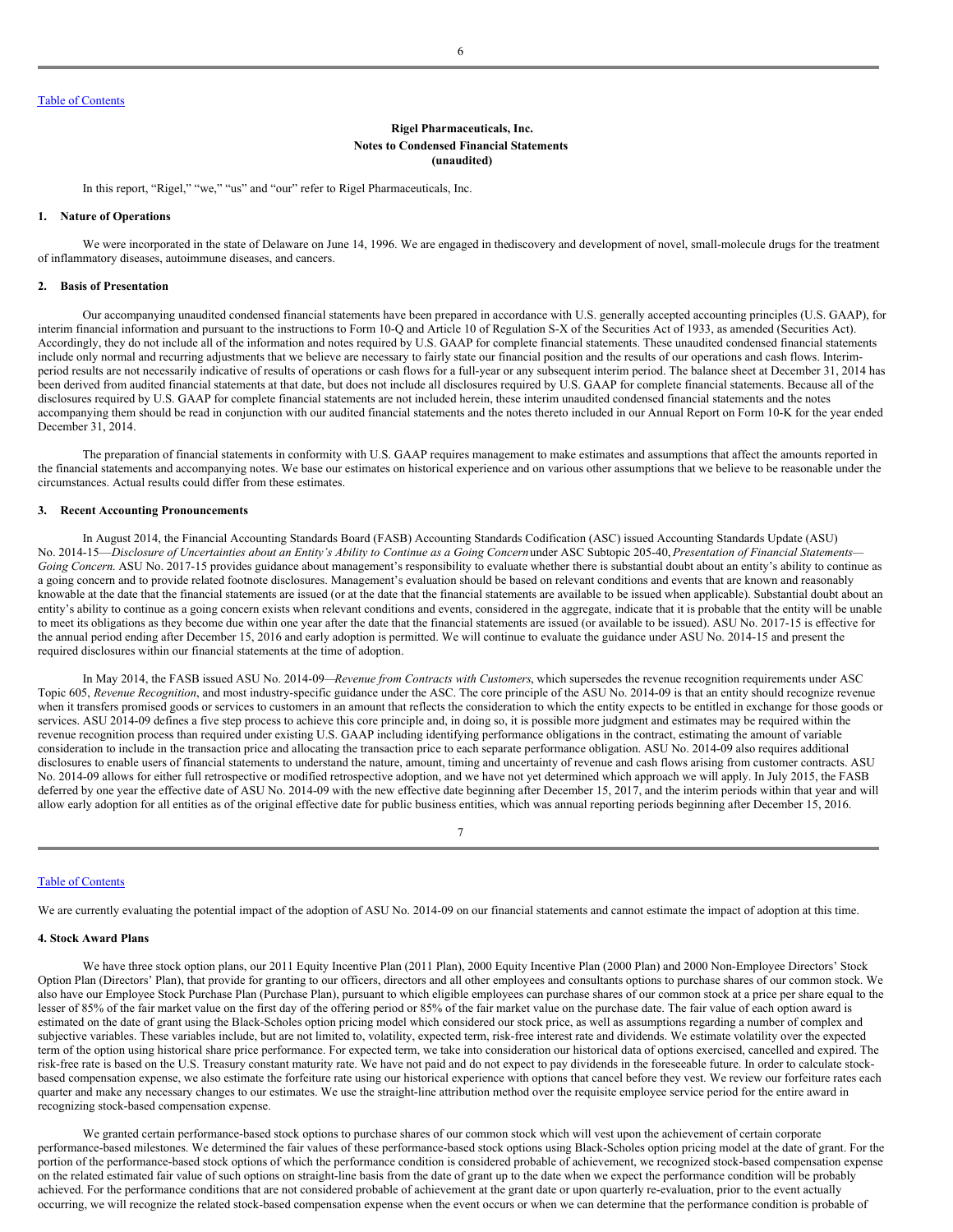Rigel Pharmaceuticals, Inc.
**Notes to Condensed Financial Statements**
**(unaudited)**

In this report, "Rigel," "we," "us" and "our" refer to Rigel Pharmaceuticals, Inc.

## 1. Nature of Operations

We were incorporated in the state of Delaware on June 14, 1996. We are engaged in thediscovery and development of novel, small-molecule drugs for the treatment of inflammatory diseases, autoimmune diseases, and cancers.

## 2. Basis of Presentation

Our accompanying unaudited condensed financial statements have been prepared in accordance with U.S. generally accepted accounting principles (U.S. GAAP), for interim financial information and pursuant to the instructions to Form 10-Q and Article 10 of Regulation S-X of the Securities Act of 1933, as amended (Securities Act). Accordingly, they do not include all of the information and notes required by U.S. GAAP for complete financial statements. These unaudited condensed financial statements include only normal and recurring adjustments that we believe are necessary to fairly state our financial position and the results of our operations and cash flows. Interim-period results are not necessarily indicative of results of operations or cash flows for a full-year or any subsequent interim period. The balance sheet at December 31, 2014 has been derived from audited financial statements at that date, but does not include all disclosures required by U.S. GAAP for complete financial statements. Because all of the disclosures required by U.S. GAAP for complete financial statements are not included herein, these interim unaudited condensed financial statements and the notes accompanying them should be read in conjunction with our audited financial statements and the notes thereto included in our Annual Report on Form 10-K for the year ended December 31, 2014.

The preparation of financial statements in conformity with U.S. GAAP requires management to make estimates and assumptions that affect the amounts reported in the financial statements and accompanying notes. We base our estimates on historical experience and on various other assumptions that we believe to be reasonable under the circumstances. Actual results could differ from these estimates.

## 3. Recent Accounting Pronouncements

In August 2014, the Financial Accounting Standards Board (FASB) Accounting Standards Codification (ASC) issued Accounting Standards Update (ASU) No. 2014-15—*Disclosure of Uncertainties about an Entity's Ability to Continue as a Going Concern* under ASC Subtopic 205-40, *Presentation of Financial Statements—Going Concern*. ASU No. 2017-15 provides guidance about management's responsibility to evaluate whether there is substantial doubt about an entity's ability to continue as a going concern and to provide related footnote disclosures. Management's evaluation should be based on relevant conditions and events that are known and reasonably knowable at the date that the financial statements are issued (or at the date that the financial statements are available to be issued when applicable). Substantial doubt about an entity's ability to continue as a going concern exists when relevant conditions and events, considered in the aggregate, indicate that it is probable that the entity will be unable to meet its obligations as they become due within one year after the date that the financial statements are issued (or available to be issued). ASU No. 2017-15 is effective for the annual period ending after December 15, 2016 and early adoption is permitted. We will continue to evaluate the guidance under ASU No. 2014-15 and present the required disclosures within our financial statements at the time of adoption.

In May 2014, the FASB issued ASU No. 2014-09—*Revenue from Contracts with Customers*, which supersedes the revenue recognition requirements under ASC Topic 605, *Revenue Recognition*, and most industry-specific guidance under the ASC. The core principle of the ASU No. 2014-09 is that an entity should recognize revenue when it transfers promised goods or services to customers in an amount that reflects the consideration to which the entity expects to be entitled in exchange for those goods or services. ASU 2014-09 defines a five step process to achieve this core principle and, in doing so, it is possible more judgment and estimates may be required within the revenue recognition process than required under existing U.S. GAAP including identifying performance obligations in the contract, estimating the amount of variable consideration to include in the transaction price and allocating the transaction price to each separate performance obligation. ASU No. 2014-09 also requires additional disclosures to enable users of financial statements to understand the nature, amount, timing and uncertainty of revenue and cash flows arising from customer contracts. ASU No. 2014-09 allows for either full retrospective or modified retrospective adoption, and we have not yet determined which approach we will apply. In July 2015, the FASB deferred by one year the effective date of ASU No. 2014-09 with the new effective date beginning after December 15, 2017, and the interim periods within that year and will allow early adoption for all entities as of the original effective date for public business entities, which was annual reporting periods beginning after December 15, 2016.

We are currently evaluating the potential impact of the adoption of ASU No. 2014-09 on our financial statements and cannot estimate the impact of adoption at this time.

## 4. Stock Award Plans

We have three stock option plans, our 2011 Equity Incentive Plan (2011 Plan), 2000 Equity Incentive Plan (2000 Plan) and 2000 Non-Employee Directors' Stock Option Plan (Directors' Plan), that provide for granting to our officers, directors and all other employees and consultants options to purchase shares of our common stock. We also have our Employee Stock Purchase Plan (Purchase Plan), pursuant to which eligible employees can purchase shares of our common stock at a price per share equal to the lesser of 85% of the fair market value on the first day of the offering period or 85% of the fair market value on the purchase date. The fair value of each option award is estimated on the date of grant using the Black-Scholes option pricing model which considered our stock price, as well as assumptions regarding a number of complex and subjective variables. These variables include, but are not limited to, volatility, expected term, risk-free interest rate and dividends. We estimate volatility over the expected term of the option using historical share price performance. For expected term, we take into consideration our historical data of options exercised, cancelled and expired. The risk-free rate is based on the U.S. Treasury constant maturity rate. We have not paid and do not expect to pay dividends in the foreseeable future. In order to calculate stock-based compensation expense, we also estimate the forfeiture rate using our historical experience with options that cancel before they vest. We review our forfeiture rates each quarter and make any necessary changes to our estimates. We use the straight-line attribution method over the requisite employee service period for the entire award in recognizing stock-based compensation expense.

We granted certain performance-based stock options to purchase shares of our common stock which will vest upon the achievement of certain corporate performance-based milestones. We determined the fair values of these performance-based stock options using Black-Scholes option pricing model at the date of grant. For the portion of the performance-based stock options of which the performance condition is considered probable of achievement, we recognized stock-based compensation expense on the related estimated fair value of such options on straight-line basis from the date of grant up to the date when we expect the performance condition will be probably achieved. For the performance conditions that are not considered probable of achievement at the grant date or upon quarterly re-evaluation, prior to the event actually occurring, we will recognize the related stock-based compensation expense when the event occurs or when we can determine that the performance condition is probable of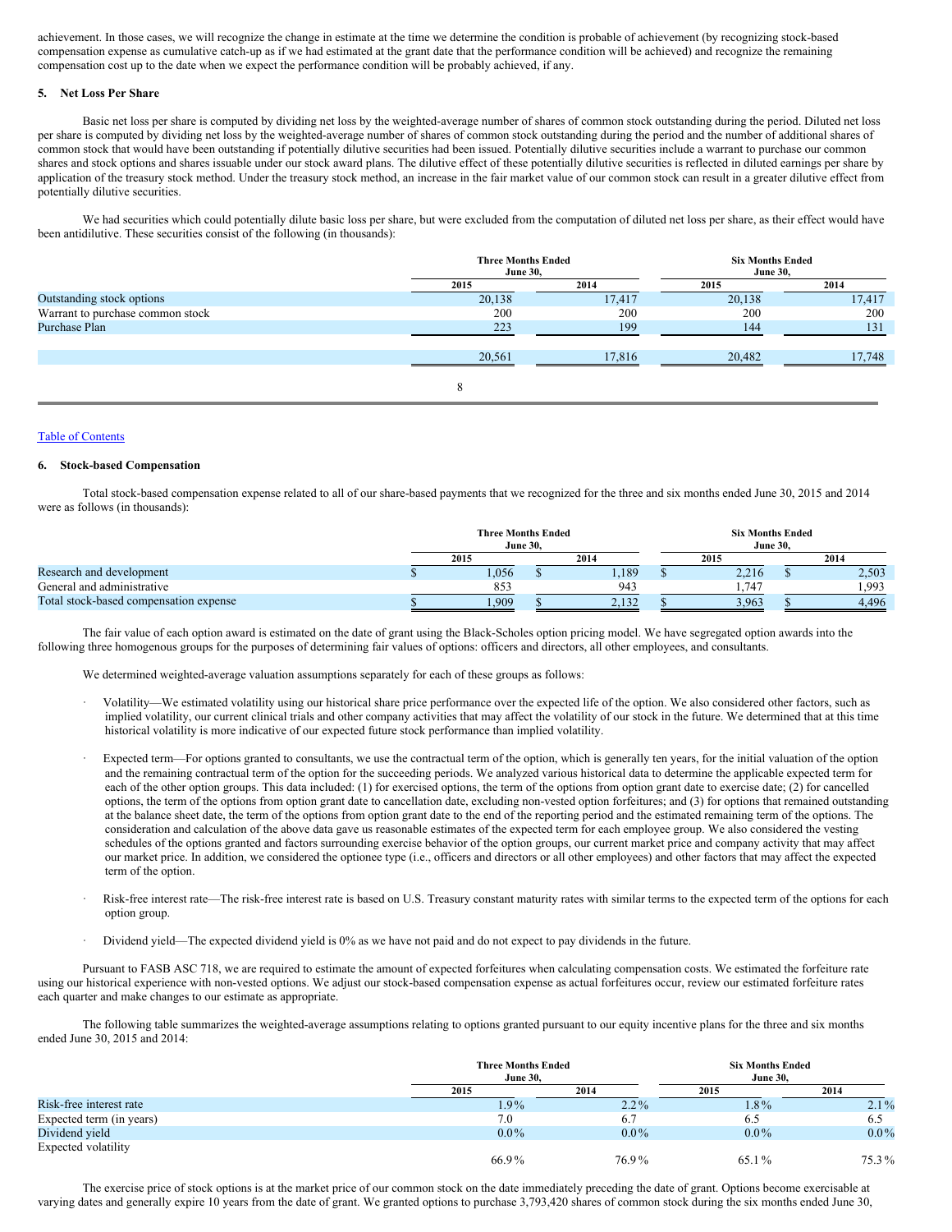achievement. In those cases, we will recognize the change in estimate at the time we determine the condition is probable of achievement (by recognizing stock-based compensation expense as cumulative catch-up as if we had estimated at the grant date that the performance condition will be achieved) and recognize the remaining compensation cost up to the date when we expect the performance condition will be probably achieved, if any.

### 5. Net Loss Per Share

Basic net loss per share is computed by dividing net loss by the weighted-average number of shares of common stock outstanding during the period. Diluted net loss per share is computed by dividing net loss by the weighted-average number of shares of common stock outstanding during the period and the number of additional shares of common stock that would have been outstanding if potentially dilutive securities had been issued. Potentially dilutive securities include a warrant to purchase our common shares and stock options and shares issuable under our stock award plans. The dilutive effect of these potentially dilutive securities is reflected in diluted earnings per share by application of the treasury stock method. Under the treasury stock method, an increase in the fair market value of our common stock can result in a greater dilutive effect from potentially dilutive securities.

We had securities which could potentially dilute basic loss per share, but were excluded from the computation of diluted net loss per share, as their effect would have been antidilutive. These securities consist of the following (in thousands):

| | Three Months Ended June 30, | | Six Months Ended June 30, | |
|---|---|---|---|---|
| | 2015 | 2014 | 2015 | 2014 |
| Outstanding stock options | 20,138 | 17,417 | 20,138 | 17,417 |
| Warrant to purchase common stock | 200 | 200 | 200 | 200 |
| Purchase Plan | 223 | 199 | 144 | 131 |
| | 20,561 | 17,816 | 20,482 | 17,748 |

### 6. Stock-based Compensation

Total stock-based compensation expense related to all of our share-based payments that we recognized for the three and six months ended June 30, 2015 and 2014 were as follows (in thousands):

| | Three Months Ended June 30, | | Six Months Ended June 30, | |
|---|---|---|---|---|
| | 2015 | 2014 | 2015 | 2014 |
| Research and development | $ 1,056 | $ 1,189 | $ 2,216 | $ 2,503 |
| General and administrative | 853 | 943 | 1,747 | 1,993 |
| Total stock-based compensation expense | $ 1,909 | $ 2,132 | $ 3,963 | $ 4,496 |

The fair value of each option award is estimated on the date of grant using the Black-Scholes option pricing model. We have segregated option awards into the following three homogenous groups for the purposes of determining fair values of options: officers and directors, all other employees, and consultants.

We determined weighted-average valuation assumptions separately for each of these groups as follows:

- Volatility—We estimated volatility using our historical share price performance over the expected life of the option. We also considered other factors, such as implied volatility, our current clinical trials and other company activities that may affect the volatility of our stock in the future. We determined that at this time historical volatility is more indicative of our expected future stock performance than implied volatility.

- Expected term—For options granted to consultants, we use the contractual term of the option, which is generally ten years, for the initial valuation of the option and the remaining contractual term of the option for the succeeding periods. We analyzed various historical data to determine the applicable expected term for each of the other option groups. This data included: (1) for exercised options, the term of the options from option grant date to exercise date; (2) for cancelled options, the term of the options from option grant date to cancellation date, excluding non-vested option forfeitures; and (3) for options that remained outstanding at the balance sheet date, the term of the options from option grant date to the end of the reporting period and the estimated remaining term of the options. The consideration and calculation of the above data gave us reasonable estimates of the expected term for each employee group. We also considered the vesting schedules of the options granted and factors surrounding exercise behavior of the option groups, our current market price and company activity that may affect our market price. In addition, we considered the optionee type (i.e., officers and directors or all other employees) and other factors that may affect the expected term of the option.

- Risk-free interest rate—The risk-free interest rate is based on U.S. Treasury constant maturity rates with similar terms to the expected term of the options for each option group.

- Dividend yield—The expected dividend yield is 0% as we have not paid and do not expect to pay dividends in the future.

Pursuant to FASB ASC 718, we are required to estimate the amount of expected forfeitures when calculating compensation costs. We estimated the forfeiture rate using our historical experience with non-vested options. We adjust our stock-based compensation expense as actual forfeitures occur, review our estimated forfeiture rates each quarter and make changes to our estimate as appropriate.

The following table summarizes the weighted-average assumptions relating to options granted pursuant to our equity incentive plans for the three and six months ended June 30, 2015 and 2014:

| | Three Months Ended June 30, | | Six Months Ended June 30, | |
|---|---|---|---|---|
| | 2015 | 2014 | 2015 | 2014 |
| Risk-free interest rate | 1.9% | 2.2% | 1.8% | 2.1% |
| Expected term (in years) | 7.0 | 6.7 | 6.5 | 6.5 |
| Dividend yield | 0.0% | 0.0% | 0.0% | 0.0% |
| Expected volatility | 66.9% | 76.9% | 65.1% | 75.3% |

The exercise price of stock options is at the market price of our common stock on the date immediately preceding the date of grant. Options become exercisable at varying dates and generally expire 10 years from the date of grant. We granted options to purchase 3,793,420 shares of common stock during the six months ended June 30,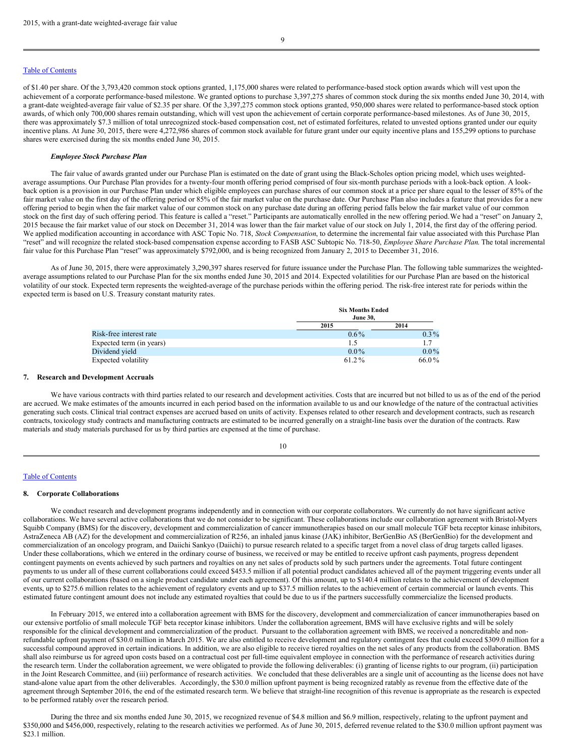2015, with a grant-date weighted-average fair value

of $1.40 per share. Of the 3,793,420 common stock options granted, 1,175,000 shares were related to performance-based stock option awards which will vest upon the achievement of a corporate performance-based milestone. We granted options to purchase 3,397,275 shares of common stock during the six months ended June 30, 2014, with a grant-date weighted-average fair value of $2.35 per share. Of the 3,397,275 common stock options granted, 950,000 shares were related to performance-based stock option awards, of which only 700,000 shares remain outstanding, which will vest upon the achievement of certain corporate performance-based milestones. As of June 30, 2015, there was approximately $7.3 million of total unrecognized stock-based compensation cost, net of estimated forfeitures, related to unvested options granted under our equity incentive plans. At June 30, 2015, there were 4,272,986 shares of common stock available for future grant under our equity incentive plans and 155,299 options to purchase shares were exercised during the six months ended June 30, 2015.

***Employee Stock Purchase Plan***

The fair value of awards granted under our Purchase Plan is estimated on the date of grant using the Black-Scholes option pricing model, which uses weighted-average assumptions. Our Purchase Plan provides for a twenty-four month offering period comprised of four six-month purchase periods with a look-back option. A look-back option is a provision in our Purchase Plan under which eligible employees can purchase shares of our common stock at a price per share equal to the lesser of 85% of the fair market value on the first day of the offering period or 85% of the fair market value on the purchase date. Our Purchase Plan also includes a feature that provides for a new offering period to begin when the fair market value of our common stock on any purchase date during an offering period falls below the fair market value of our common stock on the first day of such offering period. This feature is called a "reset." Participants are automatically enrolled in the new offering period. We had a "reset" on January 2, 2015 because the fair market value of our stock on December 31, 2014 was lower than the fair market value of our stock on July 1, 2014, the first day of the offering period. We applied modification accounting in accordance with ASC Topic No. 718, *Stock Compensation*, to determine the incremental fair value associated with this Purchase Plan "reset" and will recognize the related stock-based compensation expense according to FASB ASC Subtopic No. 718-50, *Employee Share Purchase Plan.* The total incremental fair value for this Purchase Plan "reset" was approximately $792,000, and is being recognized from January 2, 2015 to December 31, 2016.

As of June 30, 2015, there were approximately 3,290,397 shares reserved for future issuance under the Purchase Plan. The following table summarizes the weighted-average assumptions related to our Purchase Plan for the six months ended June 30, 2015 and 2014. Expected volatilities for our Purchase Plan are based on the historical volatility of our stock. Expected term represents the weighted-average of the purchase periods within the offering period. The risk-free interest rate for periods within the expected term is based on U.S. Treasury constant maturity rates.

| | Six Months Ended June 30, | |
|---|---|---|
| | 2015 | 2014 |
| Risk-free interest rate | 0.6% | 0.3% |
| Expected term (in years) | 1.5 | 1.7 |
| Dividend yield | 0.0% | 0.0% |
| Expected volatility | 61.2% | 66.0% |

**7. Research and Development Accruals**

We have various contracts with third parties related to our research and development activities. Costs that are incurred but not billed to us as of the end of the period are accrued. We make estimates of the amounts incurred in each period based on the information available to us and our knowledge of the nature of the contractual activities generating such costs. Clinical trial contract expenses are accrued based on units of activity. Expenses related to other research and development contracts, such as research contracts, toxicology study contracts and manufacturing contracts are estimated to be incurred generally on a straight-line basis over the duration of the contracts. Raw materials and study materials purchased for us by third parties are expensed at the time of purchase.

**8. Corporate Collaborations**

We conduct research and development programs independently and in connection with our corporate collaborators. We currently do not have significant active collaborations. We have several active collaborations that we do not consider to be significant. These collaborations include our collaboration agreement with Bristol-Myers Squibb Company (BMS) for the discovery, development and commercialization of cancer immunotherapies based on our small molecule TGF beta receptor kinase inhibitors, AstraZeneca AB (AZ) for the development and commercialization of R256, an inhaled janus kinase (JAK) inhibitor, BerGenBio AS (BerGenBio) for the development and commercialization of an oncology program, and Daiichi Sankyo (Daiichi) to pursue research related to a specific target from a novel class of drug targets called ligases. Under these collaborations, which we entered in the ordinary course of business, we received or may be entitled to receive upfront cash payments, progress dependent contingent payments on events achieved by such partners and royalties on any net sales of products sold by such partners under the agreements. Total future contingent payments to us under all of these current collaborations could exceed $453.5 million if all potential product candidates achieved all of the payment triggering events under all of our current collaborations (based on a single product candidate under each agreement). Of this amount, up to $140.4 million relates to the achievement of development events, up to $275.6 million relates to the achievement of regulatory events and up to $37.5 million relates to the achievement of certain commercial or launch events. This estimated future contingent amount does not include any estimated royalties that could be due to us if the partners successfully commercialize the licensed products.

In February 2015, we entered into a collaboration agreement with BMS for the discovery, development and commercialization of cancer immunotherapies based on our extensive portfolio of small molecule TGF beta receptor kinase inhibitors. Under the collaboration agreement, BMS will have exclusive rights and will be solely responsible for the clinical development and commercialization of the product. Pursuant to the collaboration agreement with BMS, we received a noncreditable and non-refundable upfront payment of $30.0 million in March 2015. We are also entitled to receive development and regulatory contingent fees that could exceed $309.0 million for a successful compound approved in certain indications. In addition, we are also eligible to receive tiered royalties on the net sales of any products from the collaboration. BMS shall also reimburse us for agreed upon costs based on a contractual cost per full-time equivalent employee in connection with the performance of research activities during the research term. Under the collaboration agreement, we were obligated to provide the following deliverables: (i) granting of license rights to our program, (ii) participation in the Joint Research Committee, and (iii) performance of research activities. We concluded that these deliverables are a single unit of accounting as the license does not have stand-alone value apart from the other deliverables. Accordingly, the $30.0 million upfront payment is being recognized ratably as revenue from the effective date of the agreement through September 2016, the end of the estimated research term. We believe that straight-line recognition of this revenue is appropriate as the research is expected to be performed ratably over the research period.

During the three and six months ended June 30, 2015, we recognized revenue of $4.8 million and $6.9 million, respectively, relating to the upfront payment and $350,000 and $456,000, respectively, relating to the research activities we performed. As of June 30, 2015, deferred revenue related to the $30.0 million upfront payment was $23.1 million.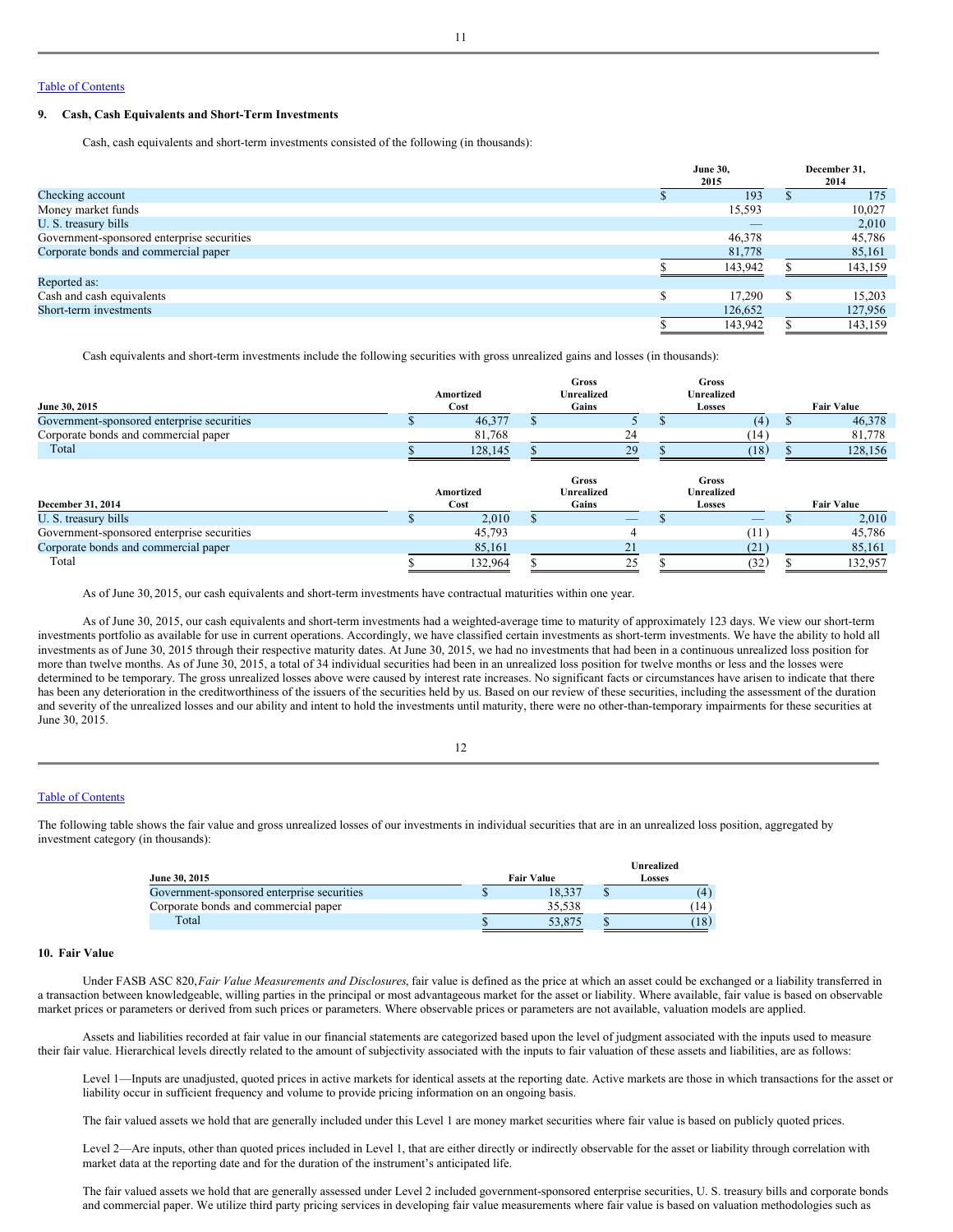[Table of Contents](#)

### 9. Cash, Cash Equivalents and Short-Term Investments

Cash, cash equivalents and short-term investments consisted of the following (in thousands):

| | June 30, 2015 | December 31, 2014 |
|---|---|---|
| Checking account | $ 193 | $ 175 |
| Money market funds | 15,593 | 10,027 |
| U. S. treasury bills | — | 2,010 |
| Government-sponsored enterprise securities | 46,378 | 45,786 |
| Corporate bonds and commercial paper | 81,778 | 85,161 |
| | $ 143,942 | $ 143,159 |
| Reported as: | | |
| Cash and cash equivalents | $ 17,290 | $ 15,203 |
| Short-term investments | 126,652 | 127,956 |
| | $ 143,942 | $ 143,159 |

Cash equivalents and short-term investments include the following securities with gross unrealized gains and losses (in thousands):

| June 30, 2015 | Amortized Cost | Gross Unrealized Gains | Gross Unrealized Losses | Fair Value |
|---|---|---|---|---|
| Government-sponsored enterprise securities | $ 46,377 | $ 5 | $ (4) | $ 46,378 |
| Corporate bonds and commercial paper | 81,768 | 24 | (14) | 81,778 |
| Total | $ 128,145 | $ 29 | $ (18) | $ 128,156 |

| December 31, 2014 | Amortized Cost | Gross Unrealized Gains | Gross Unrealized Losses | Fair Value |
|---|---|---|---|---|
| U. S. treasury bills | $ 2,010 | $ — | $ — | $ 2,010 |
| Government-sponsored enterprise securities | 45,793 | 4 | (11) | 45,786 |
| Corporate bonds and commercial paper | 85,161 | 21 | (21) | 85,161 |
| Total | $ 132,964 | $ 25 | $ (32) | $ 132,957 |

As of June 30, 2015, our cash equivalents and short-term investments have contractual maturities within one year.

As of June 30, 2015, our cash equivalents and short-term investments had a weighted-average time to maturity of approximately 123 days. We view our short-term investments portfolio as available for use in current operations. Accordingly, we have classified certain investments as short-term investments. We have the ability to hold all investments as of June 30, 2015 through their respective maturity dates. At June 30, 2015, we had no investments that had been in a continuous unrealized loss position for more than twelve months. As of June 30, 2015, a total of 34 individual securities had been in an unrealized loss position for twelve months or less and the losses were determined to be temporary. The gross unrealized losses above were caused by interest rate increases. No significant facts or circumstances have arisen to indicate that there has been any deterioration in the creditworthiness of the issuers of the securities held by us. Based on our review of these securities, including the assessment of the duration and severity of the unrealized losses and our ability and intent to hold the investments until maturity, there were no other-than-temporary impairments for these securities at June 30, 2015.

[Table of Contents](#)

The following table shows the fair value and gross unrealized losses of our investments in individual securities that are in an unrealized loss position, aggregated by investment category (in thousands):

| June 30, 2015 | Fair Value | Unrealized Losses |
|---|---|---|
| Government-sponsored enterprise securities | $ 18,337 | $ (4) |
| Corporate bonds and commercial paper | 35,538 | (14) |
| Total | $ 53,875 | $ (18) |

### 10. Fair Value

Under FASB ASC 820, *Fair Value Measurements and Disclosures*, fair value is defined as the price at which an asset could be exchanged or a liability transferred in a transaction between knowledgeable, willing parties in the principal or most advantageous market for the asset or liability. Where available, fair value is based on observable market prices or parameters or derived from such prices or parameters. Where observable prices or parameters are not available, valuation models are applied.

Assets and liabilities recorded at fair value in our financial statements are categorized based upon the level of judgment associated with the inputs used to measure their fair value. Hierarchical levels directly related to the amount of subjectivity associated with the inputs to fair valuation of these assets and liabilities, are as follows:

Level 1—Inputs are unadjusted, quoted prices in active markets for identical assets at the reporting date. Active markets are those in which transactions for the asset or liability occur in sufficient frequency and volume to provide pricing information on an ongoing basis.

The fair valued assets we hold that are generally included under this Level 1 are money market securities where fair value is based on publicly quoted prices.

Level 2—Are inputs, other than quoted prices included in Level 1, that are either directly or indirectly observable for the asset or liability through correlation with market data at the reporting date and for the duration of the instrument's anticipated life.

The fair valued assets we hold that are generally assessed under Level 2 included government-sponsored enterprise securities, U. S. treasury bills and corporate bonds and commercial paper. We utilize third party pricing services in developing fair value measurements where fair value is based on valuation methodologies such as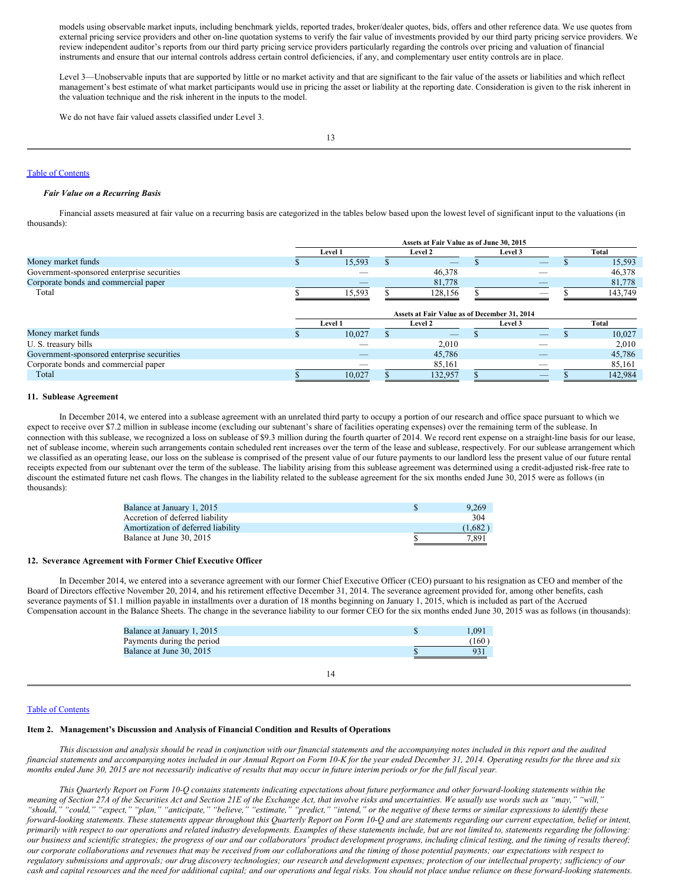models using observable market inputs, including benchmark yields, reported trades, broker/dealer quotes, bids, offers and other reference data. We use quotes from external pricing service providers and other on-line quotation systems to verify the fair value of investments provided by our third party pricing service providers. We review independent auditor's reports from our third party pricing service providers particularly regarding the controls over pricing and valuation of financial instruments and ensure that our internal controls address certain control deficiencies, if any, and complementary user entity controls are in place.

Level 3—Unobservable inputs that are supported by little or no market activity and that are significant to the fair value of the assets or liabilities and which reflect management's best estimate of what market participants would use in pricing the asset or liability at the reporting date. Consideration is given to the risk inherent in the valuation technique and the risk inherent in the inputs to the model.

We do not have fair valued assets classified under Level 3.

***Fair Value on a Recurring Basis***

Financial assets measured at fair value on a recurring basis are categorized in the tables below based upon the lowest level of significant input to the valuations (in thousands):

| | Assets at Fair Value as of June 30, 2015 | | | |
|---|---|---|---|---|
| | Level 1 | Level 2 | Level 3 | Total |
| Money market funds | $ 15,593 | $ — | $ — | $ 15,593 |
| Government-sponsored enterprise securities | — | 46,378 | — | 46,378 |
| Corporate bonds and commercial paper | — | 81,778 | — | 81,778 |
| Total | $ 15,593 | $ 128,156 | $ — | $ 143,749 |

| | Assets at Fair Value as of December 31, 2014 | | | |
|---|---|---|---|---|
| | Level 1 | Level 2 | Level 3 | Total |
| Money market funds | $ 10,027 | $ — | $ — | $ 10,027 |
| U. S. treasury bills | — | 2,010 | — | 2,010 |
| Government-sponsored enterprise securities | — | 45,786 | — | 45,786 |
| Corporate bonds and commercial paper | — | 85,161 | — | 85,161 |
| Total | $ 10,027 | $ 132,957 | $ — | $ 142,984 |

**11. Sublease Agreement**

In December 2014, we entered into a sublease agreement with an unrelated third party to occupy a portion of our research and office space pursuant to which we expect to receive over $7.2 million in sublease income (excluding our subtenant's share of facilities operating expenses) over the remaining term of the sublease. In connection with this sublease, we recognized a loss on sublease of $9.3 million during the fourth quarter of 2014. We record rent expense on a straight-line basis for our lease, net of sublease income, wherein such arrangements contain scheduled rent increases over the term of the lease and sublease, respectively. For our sublease arrangement which we classified as an operating lease, our loss on the sublease is comprised of the present value of our future payments to our landlord less the present value of our future rental receipts expected from our subtenant over the term of the sublease. The liability arising from this sublease agreement was determined using a credit-adjusted risk-free rate to discount the estimated future net cash flows. The changes in the liability related to the sublease agreement for the six months ended June 30, 2015 were as follows (in thousands):

| | |
|---|---|
| Balance at January 1, 2015 | $ 9,269 |
| Accretion of deferred liability | 304 |
| Amortization of deferred liability | (1,682) |
| Balance at June 30, 2015 | $ 7,891 |

**12. Severance Agreement with Former Chief Executive Officer**

In December 2014, we entered into a severance agreement with our former Chief Executive Officer (CEO) pursuant to his resignation as CEO and member of the Board of Directors effective November 20, 2014, and his retirement effective December 31, 2014. The severance agreement provided for, among other benefits, cash severance payments of $1.1 million payable in installments over a duration of 18 months beginning on January 1, 2015, which is included as part of the Accrued Compensation account in the Balance Sheets. The change in the severance liability to our former CEO for the six months ended June 30, 2015 was as follows (in thousands):

| | |
|---|---|
| Balance at January 1, 2015 | $ 1,091 |
| Payments during the period | (160) |
| Balance at June 30, 2015 | $ 931 |

**Item 2. Management's Discussion and Analysis of Financial Condition and Results of Operations**

*This discussion and analysis should be read in conjunction with our financial statements and the accompanying notes included in this report and the audited financial statements and accompanying notes included in our Annual Report on Form 10-K for the year ended December 31, 2014. Operating results for the three and six months ended June 30, 2015 are not necessarily indicative of results that may occur in future interim periods or for the full fiscal year.*

*This Quarterly Report on Form 10-Q contains statements indicating expectations about future performance and other forward-looking statements within the meaning of Section 27A of the Securities Act and Section 21E of the Exchange Act, that involve risks and uncertainties. We usually use words such as "may," "will," "should," "could," "expect," "plan," "anticipate," "believe," "estimate," "predict," "intend," or the negative of these terms or similar expressions to identify these forward-looking statements. These statements appear throughout this Quarterly Report on Form 10-Q and are statements regarding our current expectation, belief or intent, primarily with respect to our operations and related industry developments. Examples of these statements include, but are not limited to, statements regarding the following: our business and scientific strategies; the progress of our and our collaborators' product development programs, including clinical testing, and the timing of results thereof; our corporate collaborations and revenues that may be received from our collaborations and the timing of those potential payments; our expectations with respect to regulatory submissions and approvals; our drug discovery technologies; our research and development expenses; protection of our intellectual property; sufficiency of our cash and capital resources and the need for additional capital; and our operations and legal risks. You should not place undue reliance on these forward-looking statements.*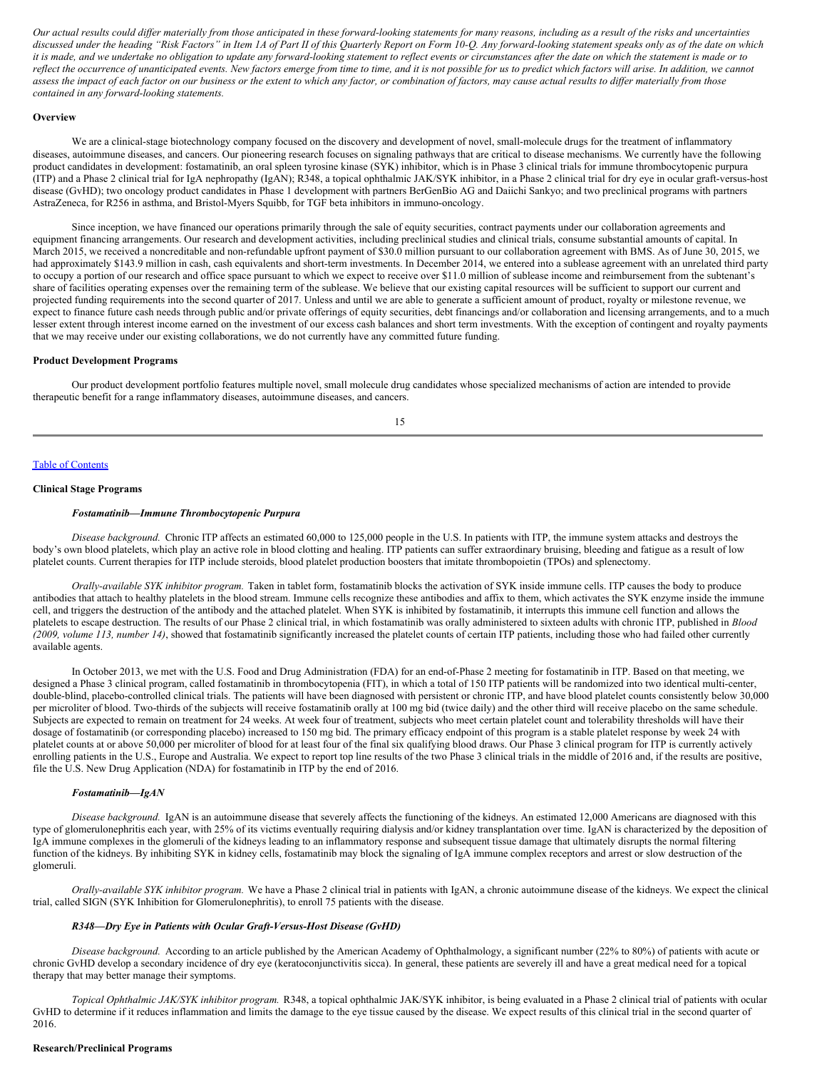*Our actual results could differ materially from those anticipated in these forward-looking statements for many reasons, including as a result of the risks and uncertainties discussed under the heading "Risk Factors" in Item 1A of Part II of this Quarterly Report on Form 10-Q. Any forward-looking statement speaks only as of the date on which it is made, and we undertake no obligation to update any forward-looking statement to reflect events or circumstances after the date on which the statement is made or to reflect the occurrence of unanticipated events. New factors emerge from time to time, and it is not possible for us to predict which factors will arise. In addition, we cannot assess the impact of each factor on our business or the extent to which any factor, or combination of factors, may cause actual results to differ materially from those contained in any forward-looking statements.*

**Overview**

We are a clinical-stage biotechnology company focused on the discovery and development of novel, small-molecule drugs for the treatment of inflammatory diseases, autoimmune diseases, and cancers. Our pioneering research focuses on signaling pathways that are critical to disease mechanisms. We currently have the following product candidates in development: fostamatinib, an oral spleen tyrosine kinase (SYK) inhibitor, which is in Phase 3 clinical trials for immune thrombocytopenic purpura (ITP) and a Phase 2 clinical trial for IgA nephropathy (IgAN); R348, a topical ophthalmic JAK/SYK inhibitor, in a Phase 2 clinical trial for dry eye in ocular graft-versus-host disease (GvHD); two oncology product candidates in Phase 1 development with partners BerGenBio AG and Daiichi Sankyo; and two preclinical programs with partners AstraZeneca, for R256 in asthma, and Bristol-Myers Squibb, for TGF beta inhibitors in immuno-oncology.

Since inception, we have financed our operations primarily through the sale of equity securities, contract payments under our collaboration agreements and equipment financing arrangements. Our research and development activities, including preclinical studies and clinical trials, consume substantial amounts of capital. In March 2015, we received a noncreditable and non-refundable upfront payment of $30.0 million pursuant to our collaboration agreement with BMS. As of June 30, 2015, we had approximately $143.9 million in cash, cash equivalents and short-term investments. In December 2014, we entered into a sublease agreement with an unrelated third party to occupy a portion of our research and office space pursuant to which we expect to receive over $11.0 million of sublease income and reimbursement from the subtenant's share of facilities operating expenses over the remaining term of the sublease. We believe that our existing capital resources will be sufficient to support our current and projected funding requirements into the second quarter of 2017. Unless and until we are able to generate a sufficient amount of product, royalty or milestone revenue, we expect to finance future cash needs through public and/or private offerings of equity securities, debt financings and/or collaboration and licensing arrangements, and to a much lesser extent through interest income earned on the investment of our excess cash balances and short term investments. With the exception of contingent and royalty payments that we may receive under our existing collaborations, we do not currently have any committed future funding.

**Product Development Programs**

Our product development portfolio features multiple novel, small molecule drug candidates whose specialized mechanisms of action are intended to provide therapeutic benefit for a range inflammatory diseases, autoimmune diseases, and cancers.

**Clinical Stage Programs**

***Fostamatinib—Immune Thrombocytopenic Purpura***

*Disease background.* Chronic ITP affects an estimated 60,000 to 125,000 people in the U.S. In patients with ITP, the immune system attacks and destroys the body's own blood platelets, which play an active role in blood clotting and healing. ITP patients can suffer extraordinary bruising, bleeding and fatigue as a result of low platelet counts. Current therapies for ITP include steroids, blood platelet production boosters that imitate thrombopoietin (TPOs) and splenectomy.

*Orally-available SYK inhibitor program.* Taken in tablet form, fostamatinib blocks the activation of SYK inside immune cells. ITP causes the body to produce antibodies that attach to healthy platelets in the blood stream. Immune cells recognize these antibodies and affix to them, which activates the SYK enzyme inside the immune cell, and triggers the destruction of the antibody and the attached platelet. When SYK is inhibited by fostamatinib, it interrupts this immune cell function and allows the platelets to escape destruction. The results of our Phase 2 clinical trial, in which fostamatinib was orally administered to sixteen adults with chronic ITP, published in *Blood (2009, volume 113, number 14)*, showed that fostamatinib significantly increased the platelet counts of certain ITP patients, including those who had failed other currently available agents.

In October 2013, we met with the U.S. Food and Drug Administration (FDA) for an end-of-Phase 2 meeting for fostamatinib in ITP. Based on that meeting, we designed a Phase 3 clinical program, called fostamatinib in thrombocytopenia (FIT), in which a total of 150 ITP patients will be randomized into two identical multi-center, double-blind, placebo-controlled clinical trials. The patients will have been diagnosed with persistent or chronic ITP, and have blood platelet counts consistently below 30,000 per microliter of blood. Two-thirds of the subjects will receive fostamatinib orally at 100 mg bid (twice daily) and the other third will receive placebo on the same schedule. Subjects are expected to remain on treatment for 24 weeks. At week four of treatment, subjects who meet certain platelet count and tolerability thresholds will have their dosage of fostamatinib (or corresponding placebo) increased to 150 mg bid. The primary efficacy endpoint of this program is a stable platelet response by week 24 with platelet counts at or above 50,000 per microliter of blood for at least four of the final six qualifying blood draws. Our Phase 3 clinical program for ITP is currently actively enrolling patients in the U.S., Europe and Australia. We expect to report top line results of the two Phase 3 clinical trials in the middle of 2016 and, if the results are positive, file the U.S. New Drug Application (NDA) for fostamatinib in ITP by the end of 2016.

***Fostamatinib—IgAN***

*Disease background.* IgAN is an autoimmune disease that severely affects the functioning of the kidneys. An estimated 12,000 Americans are diagnosed with this type of glomerulonephritis each year, with 25% of its victims eventually requiring dialysis and/or kidney transplantation over time. IgAN is characterized by the deposition of IgA immune complexes in the glomeruli of the kidneys leading to an inflammatory response and subsequent tissue damage that ultimately disrupts the normal filtering function of the kidneys. By inhibiting SYK in kidney cells, fostamatinib may block the signaling of IgA immune complex receptors and arrest or slow destruction of the glomeruli.

*Orally-available SYK inhibitor program.* We have a Phase 2 clinical trial in patients with IgAN, a chronic autoimmune disease of the kidneys. We expect the clinical trial, called SIGN (SYK Inhibition for Glomerulonephritis), to enroll 75 patients with the disease.

***R348—Dry Eye in Patients with Ocular Graft-Versus-Host Disease (GvHD)***

*Disease background.* According to an article published by the American Academy of Ophthalmology, a significant number (22% to 80%) of patients with acute or chronic GvHD develop a secondary incidence of dry eye (keratoconjunctivitis sicca). In general, these patients are severely ill and have a great medical need for a topical therapy that may better manage their symptoms.

*Topical Ophthalmic JAK/SYK inhibitor program.* R348, a topical ophthalmic JAK/SYK inhibitor, is being evaluated in a Phase 2 clinical trial of patients with ocular GvHD to determine if it reduces inflammation and limits the damage to the eye tissue caused by the disease. We expect results of this clinical trial in the second quarter of 2016.

**Research/Preclinical Programs**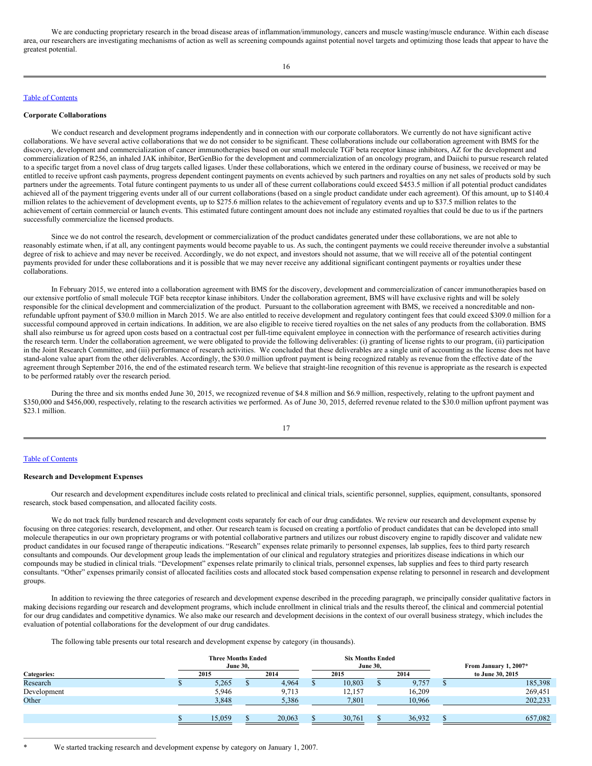We are conducting proprietary research in the broad disease areas of inflammation/immunology, cancers and muscle wasting/muscle endurance. Within each disease area, our researchers are investigating mechanisms of action as well as screening compounds against potential novel targets and optimizing those leads that appear to have the greatest potential.

[Table of Contents](#)

**Corporate Collaborations**

We conduct research and development programs independently and in connection with our corporate collaborators. We currently do not have significant active collaborations. We have several active collaborations that we do not consider to be significant. These collaborations include our collaboration agreement with BMS for the discovery, development and commercialization of cancer immunotherapies based on our small molecule TGF beta receptor kinase inhibitors, AZ for the development and commercialization of R256, an inhaled JAK inhibitor, BerGenBio for the development and commercialization of an oncology program, and Daiichi to pursue research related to a specific target from a novel class of drug targets called ligases. Under these collaborations, which we entered in the ordinary course of business, we received or may be entitled to receive upfront cash payments, progress dependent contingent payments on events achieved by such partners and royalties on any net sales of products sold by such partners under the agreements. Total future contingent payments to us under all of these current collaborations could exceed $453.5 million if all potential product candidates achieved all of the payment triggering events under all of our current collaborations (based on a single product candidate under each agreement). Of this amount, up to $140.4 million relates to the achievement of development events, up to $275.6 million relates to the achievement of regulatory events and up to $37.5 million relates to the achievement of certain commercial or launch events. This estimated future contingent amount does not include any estimated royalties that could be due to us if the partners successfully commercialize the licensed products.

Since we do not control the research, development or commercialization of the product candidates generated under these collaborations, we are not able to reasonably estimate when, if at all, any contingent payments would become payable to us. As such, the contingent payments we could receive thereunder involve a substantial degree of risk to achieve and may never be received. Accordingly, we do not expect, and investors should not assume, that we will receive all of the potential contingent payments provided for under these collaborations and it is possible that we may never receive any additional significant contingent payments or royalties under these collaborations.

In February 2015, we entered into a collaboration agreement with BMS for the discovery, development and commercialization of cancer immunotherapies based on our extensive portfolio of small molecule TGF beta receptor kinase inhibitors. Under the collaboration agreement, BMS will have exclusive rights and will be solely responsible for the clinical development and commercialization of the product. Pursuant to the collaboration agreement with BMS, we received a noncreditable and non-refundable upfront payment of $30.0 million in March 2015. We are also entitled to receive development and regulatory contingent fees that could exceed $309.0 million for a successful compound approved in certain indications. In addition, we are also eligible to receive tiered royalties on the net sales of any products from the collaboration. BMS shall also reimburse us for agreed upon costs based on a contractual cost per full-time equivalent employee in connection with the performance of research activities during the research term. Under the collaboration agreement, we were obligated to provide the following deliverables: (i) granting of license rights to our program, (ii) participation in the Joint Research Committee, and (iii) performance of research activities. We concluded that these deliverables are a single unit of accounting as the license does not have stand-alone value apart from the other deliverables. Accordingly, the $30.0 million upfront payment is being recognized ratably as revenue from the effective date of the agreement through September 2016, the end of the estimated research term. We believe that straight-line recognition of this revenue is appropriate as the research is expected to be performed ratably over the research period.

During the three and six months ended June 30, 2015, we recognized revenue of $4.8 million and $6.9 million, respectively, relating to the upfront payment and $350,000 and $456,000, respectively, relating to the research activities we performed. As of June 30, 2015, deferred revenue related to the $30.0 million upfront payment was $23.1 million.

[Table of Contents](#)

**Research and Development Expenses**

Our research and development expenditures include costs related to preclinical and clinical trials, scientific personnel, supplies, equipment, consultants, sponsored research, stock based compensation, and allocated facility costs.

We do not track fully burdened research and development costs separately for each of our drug candidates. We review our research and development expense by focusing on three categories: research, development, and other. Our research team is focused on creating a portfolio of product candidates that can be developed into small molecule therapeutics in our own proprietary programs or with potential collaborative partners and utilizes our robust discovery engine to rapidly discover and validate new product candidates in our focused range of therapeutic indications. "Research" expenses relate primarily to personnel expenses, lab supplies, fees to third party research consultants and compounds. Our development group leads the implementation of our clinical and regulatory strategies and prioritizes disease indications in which our compounds may be studied in clinical trials. "Development" expenses relate primarily to clinical trials, personnel expenses, lab supplies and fees to third party research consultants. "Other" expenses primarily consist of allocated facilities costs and allocated stock based compensation expense relating to personnel in research and development groups.

In addition to reviewing the three categories of research and development expense described in the preceding paragraph, we principally consider qualitative factors in making decisions regarding our research and development programs, which include enrollment in clinical trials and the results thereof, the clinical and commercial potential for our drug candidates and competitive dynamics. We also make our research and development decisions in the context of our overall business strategy, which includes the evaluation of potential collaborations for the development of our drug candidates.

The following table presents our total research and development expense by category (in thousands).

| | Three Months Ended June 30, | | Six Months Ended June 30, | | From January 1, 2007* |
|---|---|---|---|---|---|
| **Categories:** | **2015** | **2014** | **2015** | **2014** | **to June 30, 2015** |
| Research | $ 5,265 | $ 4,964 | $ 10,803 | $ 9,757 | $ 185,398 |
| Development | 5,946 | 9,713 | 12,157 | 16,209 | 269,451 |
| Other | 3,848 | 5,386 | 7,801 | 10,966 | 202,233 |
| | $ 15,059 | $ 20,063 | $ 30,761 | $ 36,932 | $ 657,082 |

\* We started tracking research and development expense by category on January 1, 2007.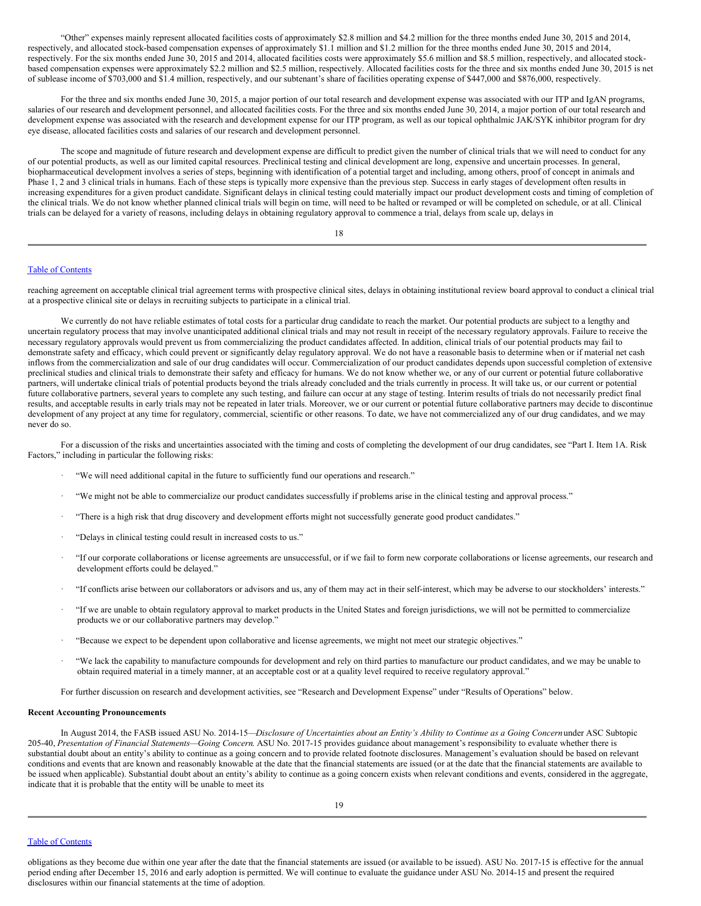"Other" expenses mainly represent allocated facilities costs of approximately $2.8 million and $4.2 million for the three months ended June 30, 2015 and 2014, respectively, and allocated stock-based compensation expenses of approximately $1.1 million and $1.2 million for the three months ended June 30, 2015 and 2014, respectively. For the six months ended June 30, 2015 and 2014, allocated facilities costs were approximately $5.6 million and $8.5 million, respectively, and allocated stock-based compensation expenses were approximately $2.2 million and $2.5 million, respectively. Allocated facilities costs for the three and six months ended June 30, 2015 is net of sublease income of $703,000 and $1.4 million, respectively, and our subtenant's share of facilities operating expense of $447,000 and $876,000, respectively.

For the three and six months ended June 30, 2015, a major portion of our total research and development expense was associated with our ITP and IgAN programs, salaries of our research and development personnel, and allocated facilities costs. For the three and six months ended June 30, 2014, a major portion of our total research and development expense was associated with the research and development expense for our ITP program, as well as our topical ophthalmic JAK/SYK inhibitor program for dry eye disease, allocated facilities costs and salaries of our research and development personnel.

The scope and magnitude of future research and development expense are difficult to predict given the number of clinical trials that we will need to conduct for any of our potential products, as well as our limited capital resources. Preclinical testing and clinical development are long, expensive and uncertain processes. In general, biopharmaceutical development involves a series of steps, beginning with identification of a potential target and including, among others, proof of concept in animals and Phase 1, 2 and 3 clinical trials in humans. Each of these steps is typically more expensive than the previous step. Success in early stages of development often results in increasing expenditures for a given product candidate. Significant delays in clinical testing could materially impact our product development costs and timing of completion of the clinical trials. We do not know whether planned clinical trials will begin on time, will need to be halted or revamped or will be completed on schedule, or at all. Clinical trials can be delayed for a variety of reasons, including delays in obtaining regulatory approval to commence a trial, delays from scale up, delays in reaching agreement on acceptable clinical trial agreement terms with prospective clinical sites, delays in obtaining institutional review board approval to conduct a clinical trial at a prospective clinical site or delays in recruiting subjects to participate in a clinical trial.

We currently do not have reliable estimates of total costs for a particular drug candidate to reach the market. Our potential products are subject to a lengthy and uncertain regulatory process that may involve unanticipated additional clinical trials and may not result in receipt of the necessary regulatory approvals. Failure to receive the necessary regulatory approvals would prevent us from commercializing the product candidates affected. In addition, clinical trials of our potential products may fail to demonstrate safety and efficacy, which could prevent or significantly delay regulatory approval. We do not have a reasonable basis to determine when or if material net cash inflows from the commercialization and sale of our drug candidates will occur. Commercialization of our product candidates depends upon successful completion of extensive preclinical studies and clinical trials to demonstrate their safety and efficacy for humans. We do not know whether we, or any of our current or potential future collaborative partners, will undertake clinical trials of potential products beyond the trials already concluded and the trials currently in process. It will take us, or our current or potential future collaborative partners, several years to complete any such testing, and failure can occur at any stage of testing. Interim results of trials do not necessarily predict final results, and acceptable results in early trials may not be repeated in later trials. Moreover, we or our current or potential future collaborative partners may decide to discontinue development of any project at any time for regulatory, commercial, scientific or other reasons. To date, we have not commercialized any of our drug candidates, and we may never do so.

For a discussion of the risks and uncertainties associated with the timing and costs of completing the development of our drug candidates, see "Part I. Item 1A. Risk Factors," including in particular the following risks:

- "We will need additional capital in the future to sufficiently fund our operations and research."
- "We might not be able to commercialize our product candidates successfully if problems arise in the clinical testing and approval process."
- "There is a high risk that drug discovery and development efforts might not successfully generate good product candidates."
- "Delays in clinical testing could result in increased costs to us."
- "If our corporate collaborations or license agreements are unsuccessful, or if we fail to form new corporate collaborations or license agreements, our research and development efforts could be delayed."
- "If conflicts arise between our collaborators or advisors and us, any of them may act in their self-interest, which may be adverse to our stockholders' interests."
- "If we are unable to obtain regulatory approval to market products in the United States and foreign jurisdictions, we will not be permitted to commercialize products we or our collaborative partners may develop."
- "Because we expect to be dependent upon collaborative and license agreements, we might not meet our strategic objectives."
- "We lack the capability to manufacture compounds for development and rely on third parties to manufacture our product candidates, and we may be unable to obtain required material in a timely manner, at an acceptable cost or at a quality level required to receive regulatory approval."

For further discussion on research and development activities, see "Research and Development Expense" under "Results of Operations" below.

**Recent Accounting Pronouncements**

In August 2014, the FASB issued ASU No. 2014-15—*Disclosure of Uncertainties about an Entity's Ability to Continue as a Going Concern* under ASC Subtopic 205-40, *Presentation of Financial Statements—Going Concern.* ASU No. 2017-15 provides guidance about management's responsibility to evaluate whether there is substantial doubt about an entity's ability to continue as a going concern and to provide related footnote disclosures. Management's evaluation should be based on relevant conditions and events that are known and reasonably knowable at the date that the financial statements are issued (or at the date that the financial statements are available to be issued when applicable). Substantial doubt about an entity's ability to continue as a going concern exists when relevant conditions and events, considered in the aggregate, indicate that it is probable that the entity will be unable to meet its obligations as they become due within one year after the date that the financial statements are issued (or available to be issued). ASU No. 2017-15 is effective for the annual period ending after December 15, 2016 and early adoption is permitted. We will continue to evaluate the guidance under ASU No. 2014-15 and present the required disclosures within our financial statements at the time of adoption.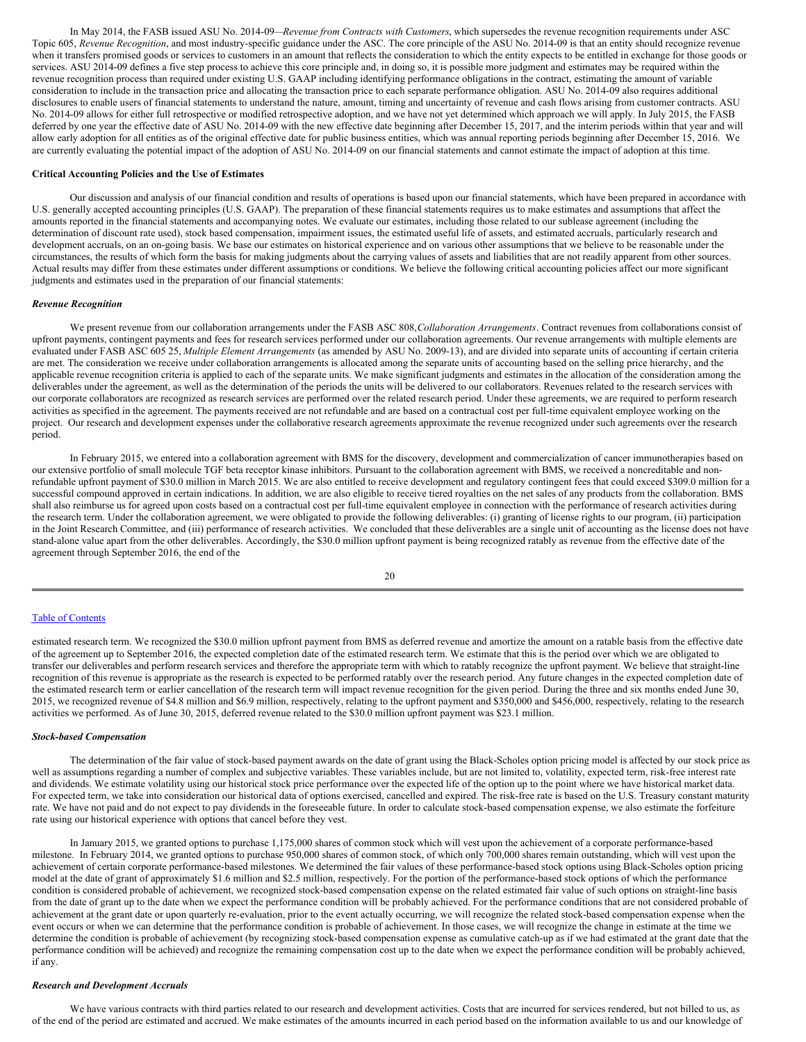In May 2014, the FASB issued ASU No. 2014-09—*Revenue from Contracts with Customers*, which supersedes the revenue recognition requirements under ASC Topic 605, *Revenue Recognition*, and most industry-specific guidance under the ASC. The core principle of the ASU No. 2014-09 is that an entity should recognize revenue when it transfers promised goods or services to customers in an amount that reflects the consideration to which the entity expects to be entitled in exchange for those goods or services. ASU 2014-09 defines a five step process to achieve this core principle and, in doing so, it is possible more judgment and estimates may be required within the revenue recognition process than required under existing U.S. GAAP including identifying performance obligations in the contract, estimating the amount of variable consideration to include in the transaction price and allocating the transaction price to each separate performance obligation. ASU No. 2014-09 also requires additional disclosures to enable users of financial statements to understand the nature, amount, timing and uncertainty of revenue and cash flows arising from customer contracts. ASU No. 2014-09 allows for either full retrospective or modified retrospective adoption, and we have not yet determined which approach we will apply. In July 2015, the FASB deferred by one year the effective date of ASU No. 2014-09 with the new effective date beginning after December 15, 2017, and the interim periods within that year and will allow early adoption for all entities as of the original effective date for public business entities, which was annual reporting periods beginning after December 15, 2016. We are currently evaluating the potential impact of the adoption of ASU No. 2014-09 on our financial statements and cannot estimate the impact of adoption at this time.

**Critical Accounting Policies and the Use of Estimates**

Our discussion and analysis of our financial condition and results of operations is based upon our financial statements, which have been prepared in accordance with U.S. generally accepted accounting principles (U.S. GAAP). The preparation of these financial statements requires us to make estimates and assumptions that affect the amounts reported in the financial statements and accompanying notes. We evaluate our estimates, including those related to our sublease agreement (including the determination of discount rate used), stock based compensation, impairment issues, the estimated useful life of assets, and estimated accruals, particularly research and development accruals, on an on-going basis. We base our estimates on historical experience and on various other assumptions that we believe to be reasonable under the circumstances, the results of which form the basis for making judgments about the carrying values of assets and liabilities that are not readily apparent from other sources. Actual results may differ from these estimates under different assumptions or conditions. We believe the following critical accounting policies affect our more significant judgments and estimates used in the preparation of our financial statements:

***Revenue Recognition***

We present revenue from our collaboration arrangements under the FASB ASC 808,*Collaboration Arrangements*. Contract revenues from collaborations consist of upfront payments, contingent payments and fees for research services performed under our collaboration agreements. Our revenue arrangements with multiple elements are evaluated under FASB ASC 605 25, *Multiple Element Arrangements* (as amended by ASU No. 2009-13), and are divided into separate units of accounting if certain criteria are met. The consideration we receive under collaboration arrangements is allocated among the separate units of accounting based on the selling price hierarchy, and the applicable revenue recognition criteria is applied to each of the separate units. We make significant judgments and estimates in the allocation of the consideration among the deliverables under the agreement, as well as the determination of the periods the units will be delivered to our collaborators. Revenues related to the research services with our corporate collaborators are recognized as research services are performed over the related research period. Under these agreements, we are required to perform research activities as specified in the agreement. The payments received are not refundable and are based on a contractual cost per full-time equivalent employee working on the project. Our research and development expenses under the collaborative research agreements approximate the revenue recognized under such agreements over the research period.

In February 2015, we entered into a collaboration agreement with BMS for the discovery, development and commercialization of cancer immunotherapies based on our extensive portfolio of small molecule TGF beta receptor kinase inhibitors. Pursuant to the collaboration agreement with BMS, we received a noncreditable and non-refundable upfront payment of $30.0 million in March 2015. We are also entitled to receive development and regulatory contingent fees that could exceed $309.0 million for a successful compound approved in certain indications. In addition, we are also eligible to receive tiered royalties on the net sales of any products from the collaboration. BMS shall also reimburse us for agreed upon costs based on a contractual cost per full-time equivalent employee in connection with the performance of research activities during the research term. Under the collaboration agreement, we were obligated to provide the following deliverables: (i) granting of license rights to our program, (ii) participation in the Joint Research Committee, and (iii) performance of research activities. We concluded that these deliverables are a single unit of accounting as the license does not have stand-alone value apart from the other deliverables. Accordingly, the $30.0 million upfront payment is being recognized ratably as revenue from the effective date of the agreement through September 2016, the end of the estimated research term. We recognized the $30.0 million upfront payment from BMS as deferred revenue and amortize the amount on a ratable basis from the effective date of the agreement up to September 2016, the expected completion date of the estimated research term. We estimate that this is the period over which we are obligated to transfer our deliverables and perform research services and therefore the appropriate term with which to ratably recognize the upfront payment. We believe that straight-line recognition of this revenue is appropriate as the research is expected to be performed ratably over the research period. Any future changes in the expected completion date of the estimated research term or earlier cancellation of the research term will impact revenue recognition for the given period. During the three and six months ended June 30, 2015, we recognized revenue of $4.8 million and $6.9 million, respectively, relating to the upfront payment and $350,000 and $456,000, respectively, relating to the research activities we performed. As of June 30, 2015, deferred revenue related to the $30.0 million upfront payment was $23.1 million.

***Stock-based Compensation***

The determination of the fair value of stock-based payment awards on the date of grant using the Black-Scholes option pricing model is affected by our stock price as well as assumptions regarding a number of complex and subjective variables. These variables include, but are not limited to, volatility, expected term, risk-free interest rate and dividends. We estimate volatility using our historical stock price performance over the expected life of the option up to the point where we have historical market data. For expected term, we take into consideration our historical data of options exercised, cancelled and expired. The risk-free rate is based on the U.S. Treasury constant maturity rate. We have not paid and do not expect to pay dividends in the foreseeable future. In order to calculate stock-based compensation expense, we also estimate the forfeiture rate using our historical experience with options that cancel before they vest.

In January 2015, we granted options to purchase 1,175,000 shares of common stock which will vest upon the achievement of a corporate performance-based milestone. In February 2014, we granted options to purchase 950,000 shares of common stock, of which only 700,000 shares remain outstanding, which will vest upon the achievement of certain corporate performance-based milestones. We determined the fair values of these performance-based stock options using Black-Scholes option pricing model at the date of grant of approximately $1.6 million and $2.5 million, respectively. For the portion of the performance-based stock options of which the performance condition is considered probable of achievement, we recognized stock-based compensation expense on the related estimated fair value of such options on straight-line basis from the date of grant up to the date when we expect the performance condition will be probably achieved. For the performance conditions that are not considered probable of achievement at the grant date or upon quarterly re-evaluation, prior to the event actually occurring, we will recognize the related stock-based compensation expense when the event occurs or when we can determine that the performance condition is probable of achievement. In those cases, we will recognize the change in estimate at the time we determine the condition is probable of achievement (by recognizing stock-based compensation expense as cumulative catch-up as if we had estimated at the grant date that the performance condition will be achieved) and recognize the remaining compensation cost up to the date when we expect the performance condition will be probably achieved, if any.

***Research and Development Accruals***

We have various contracts with third parties related to our research and development activities. Costs that are incurred for services rendered, but not billed to us, as of the end of the period are estimated and accrued. We make estimates of the amounts incurred in each period based on the information available to us and our knowledge of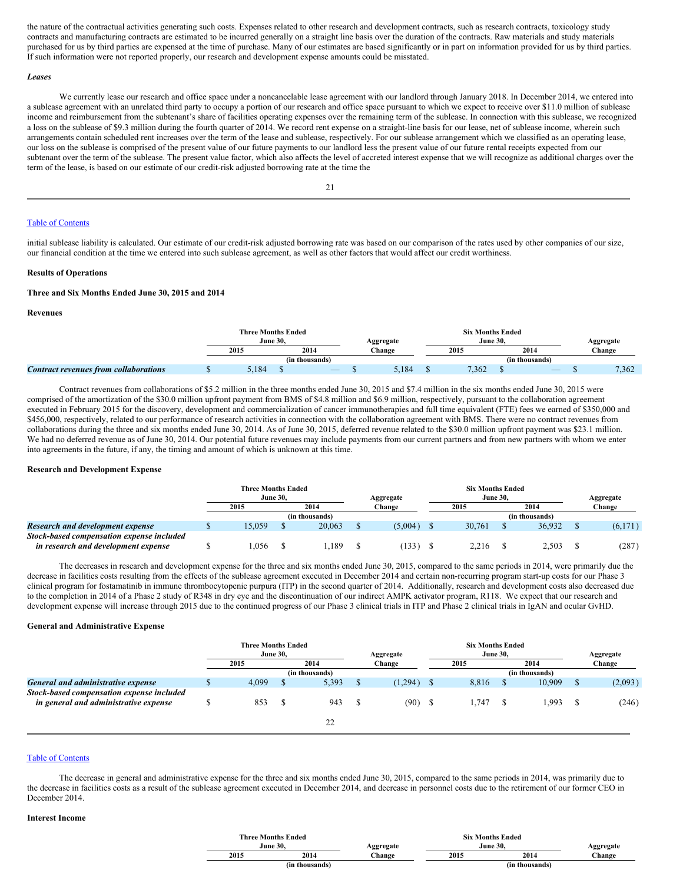the nature of the contractual activities generating such costs. Expenses related to other research and development contracts, such as research contracts, toxicology study contracts and manufacturing contracts are estimated to be incurred generally on a straight line basis over the duration of the contracts. Raw materials and study materials purchased for us by third parties are expensed at the time of purchase. Many of our estimates are based significantly or in part on information provided for us by third parties. If such information were not reported properly, our research and development expense amounts could be misstated.

***Leases***

We currently lease our research and office space under a noncancelable lease agreement with our landlord through January 2018. In December 2014, we entered into a sublease agreement with an unrelated third party to occupy a portion of our research and office space pursuant to which we expect to receive over $11.0 million of sublease income and reimbursement from the subtenant's share of facilities operating expenses over the remaining term of the sublease. In connection with this sublease, we recognized a loss on the sublease of $9.3 million during the fourth quarter of 2014. We record rent expense on a straight-line basis for our lease, net of sublease income, wherein such arrangements contain scheduled rent increases over the term of the lease and sublease, respectively. For our sublease arrangement which we classified as an operating lease, our loss on the sublease is comprised of the present value of our future payments to our landlord less the present value of our future rental receipts expected from our subtenant over the term of the sublease. The present value factor, which also affects the level of accreted interest expense that we will recognize as additional charges over the term of the lease, is based on our estimate of our credit-risk adjusted borrowing rate at the time the initial sublease liability is calculated. Our estimate of our credit-risk adjusted borrowing rate was based on our comparison of the rates used by other companies of our size, our financial condition at the time we entered into such sublease agreement, as well as other factors that would affect our credit worthiness.

**Results of Operations**

**Three and Six Months Ended June 30, 2015 and 2014**

**Revenues**

| | Three Months Ended June 30, | | Aggregate | Six Months Ended June 30, | | Aggregate |
|---|---|---|---|---|---|---|
| | 2015 | 2014 | Change | 2015 | 2014 | Change |
| | (in thousands) | | | (in thousands) | | |
| ***Contract revenues from collaborations*** | $ 5,184 | $ — | $ 5,184 | $ 7,362 | $ — | $ 7,362 |

Contract revenues from collaborations of $5.2 million in the three months ended June 30, 2015 and $7.4 million in the six months ended June 30, 2015 were comprised of the amortization of the $30.0 million upfront payment from BMS of $4.8 million and $6.9 million, respectively, pursuant to the collaboration agreement executed in February 2015 for the discovery, development and commercialization of cancer immunotherapies and full time equivalent (FTE) fees we earned of $350,000 and $456,000, respectively, related to our performance of research activities in connection with the collaboration agreement with BMS. There were no contract revenues from collaborations during the three and six months ended June 30, 2014. As of June 30, 2015, deferred revenue related to the $30.0 million upfront payment was $23.1 million. We had no deferred revenue as of June 30, 2014. Our potential future revenues may include payments from our current partners and from new partners with whom we enter into agreements in the future, if any, the timing and amount of which is unknown at this time.

**Research and Development Expense**

| | Three Months Ended June 30, | | Aggregate | Six Months Ended June 30, | | Aggregate |
|---|---|---|---|---|---|---|
| | 2015 | 2014 | Change | 2015 | 2014 | Change |
| | (in thousands) | | | (in thousands) | | |
| ***Research and development expense*** | $ 15,059 | $ 20,063 | $ (5,004) | $ 30,761 | $ 36,932 | $ (6,171) |
| ***Stock-based compensation expense included in research and development expense*** | $ 1,056 | $ 1,189 | $ (133) | $ 2,216 | $ 2,503 | $ (287) |

The decreases in research and development expense for the three and six months ended June 30, 2015, compared to the same periods in 2014, were primarily due the decrease in facilities costs resulting from the effects of the sublease agreement executed in December 2014 and certain non-recurring program start-up costs for our Phase 3 clinical program for fostamatinib in immune thrombocytopenic purpura (ITP) in the second quarter of 2014. Additionally, research and development costs also decreased due to the completion in 2014 of a Phase 2 study of R348 in dry eye and the discontinuation of our indirect AMPK activator program, R118. We expect that our research and development expense will increase through 2015 due to the continued progress of our Phase 3 clinical trials in ITP and Phase 2 clinical trials in IgAN and ocular GvHD.

**General and Administrative Expense**

| | Three Months Ended June 30, | | Aggregate | Six Months Ended June 30, | | Aggregate |
|---|---|---|---|---|---|---|
| | 2015 | 2014 | Change | 2015 | 2014 | Change |
| | (in thousands) | | | (in thousands) | | |
| ***General and administrative expense*** | $ 4,099 | $ 5,393 | $ (1,294) | $ 8,816 | $ 10,909 | $ (2,093) |
| ***Stock-based compensation expense included in general and administrative expense*** | $ 853 | $ 943 | $ (90) | $ 1,747 | $ 1,993 | $ (246) |

The decrease in general and administrative expense for the three and six months ended June 30, 2015, compared to the same periods in 2014, was primarily due to the decrease in facilities costs as a result of the sublease agreement executed in December 2014, and decrease in personnel costs due to the retirement of our former CEO in December 2014.

**Interest Income**

| | Three Months Ended June 30, | | Aggregate | Six Months Ended June 30, | | Aggregate |
|---|---|---|---|---|---|---|
| | 2015 | 2014 | Change | 2015 | 2014 | Change |
| | (in thousands) | | | (in thousands) | | |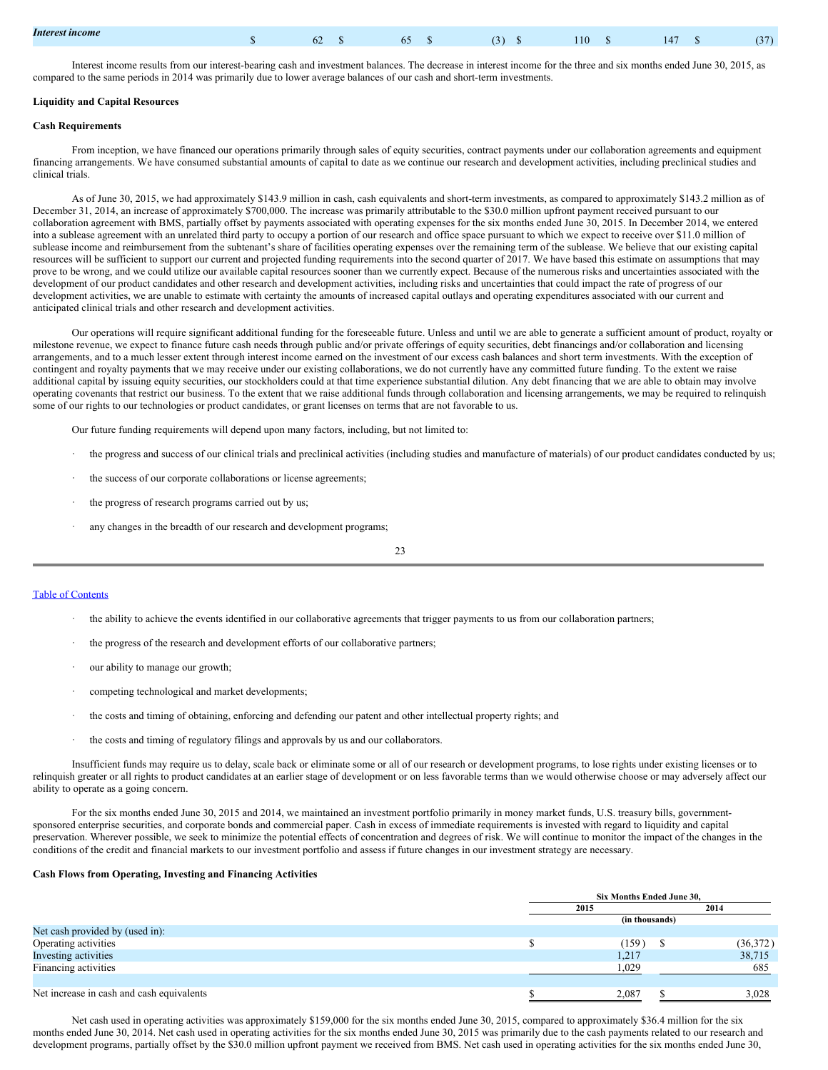| *Interest income* | $ | 62 | $ | 65 | $ | (3) | $ | 110 | $ | 147 | $ | (37) |
|---|---|---|---|---|---|---|---|---|---|---|---|---|

Interest income results from our interest-bearing cash and investment balances. The decrease in interest income for the three and six months ended June 30, 2015, as compared to the same periods in 2014 was primarily due to lower average balances of our cash and short-term investments.

**Liquidity and Capital Resources**

**Cash Requirements**

From inception, we have financed our operations primarily through sales of equity securities, contract payments under our collaboration agreements and equipment financing arrangements. We have consumed substantial amounts of capital to date as we continue our research and development activities, including preclinical studies and clinical trials.

As of June 30, 2015, we had approximately $143.9 million in cash, cash equivalents and short-term investments, as compared to approximately $143.2 million as of December 31, 2014, an increase of approximately $700,000. The increase was primarily attributable to the $30.0 million upfront payment received pursuant to our collaboration agreement with BMS, partially offset by payments associated with operating expenses for the six months ended June 30, 2015. In December 2014, we entered into a sublease agreement with an unrelated third party to occupy a portion of our research and office space pursuant to which we expect to receive over $11.0 million of sublease income and reimbursement from the subtenant's share of facilities operating expenses over the remaining term of the sublease. We believe that our existing capital resources will be sufficient to support our current and projected funding requirements into the second quarter of 2017. We have based this estimate on assumptions that may prove to be wrong, and we could utilize our available capital resources sooner than we currently expect. Because of the numerous risks and uncertainties associated with the development of our product candidates and other research and development activities, including risks and uncertainties that could impact the rate of progress of our development activities, we are unable to estimate with certainty the amounts of increased capital outlays and operating expenditures associated with our current and anticipated clinical trials and other research and development activities.

Our operations will require significant additional funding for the foreseeable future. Unless and until we are able to generate a sufficient amount of product, royalty or milestone revenue, we expect to finance future cash needs through public and/or private offerings of equity securities, debt financings and/or collaboration and licensing arrangements, and to a much lesser extent through interest income earned on the investment of our excess cash balances and short term investments. With the exception of contingent and royalty payments that we may receive under our existing collaborations, we do not currently have any committed future funding. To the extent we raise additional capital by issuing equity securities, our stockholders could at that time experience substantial dilution. Any debt financing that we are able to obtain may involve operating covenants that restrict our business. To the extent that we raise additional funds through collaboration and licensing arrangements, we may be required to relinquish some of our rights to our technologies or product candidates, or grant licenses on terms that are not favorable to us.

Our future funding requirements will depend upon many factors, including, but not limited to:

- the progress and success of our clinical trials and preclinical activities (including studies and manufacture of materials) of our product candidates conducted by us;
- the success of our corporate collaborations or license agreements;
- the progress of research programs carried out by us;
- any changes in the breadth of our research and development programs;
- the ability to achieve the events identified in our collaborative agreements that trigger payments to us from our collaboration partners;
- the progress of the research and development efforts of our collaborative partners;
- our ability to manage our growth;
- competing technological and market developments;
- the costs and timing of obtaining, enforcing and defending our patent and other intellectual property rights; and
- the costs and timing of regulatory filings and approvals by us and our collaborators.

Insufficient funds may require us to delay, scale back or eliminate some or all of our research or development programs, to lose rights under existing licenses or to relinquish greater or all rights to product candidates at an earlier stage of development or on less favorable terms than we would otherwise choose or may adversely affect our ability to operate as a going concern.

For the six months ended June 30, 2015 and 2014, we maintained an investment portfolio primarily in money market funds, U.S. treasury bills, government-sponsored enterprise securities, and corporate bonds and commercial paper. Cash in excess of immediate requirements is invested with regard to liquidity and capital preservation. Wherever possible, we seek to minimize the potential effects of concentration and degrees of risk. We will continue to monitor the impact of the changes in the conditions of the credit and financial markets to our investment portfolio and assess if future changes in our investment strategy are necessary.

**Cash Flows from Operating, Investing and Financing Activities**

| | Six Months Ended June 30, | |
|---|---|---|
| | 2015 | 2014 |
| | (in thousands) | |
| Net cash provided by (used in): | | |
| Operating activities | $ (159) | $ (36,372) |
| Investing activities | 1,217 | 38,715 |
| Financing activities | 1,029 | 685 |
| Net increase in cash and cash equivalents | $ 2,087 | $ 3,028 |

Net cash used in operating activities was approximately $159,000 for the six months ended June 30, 2015, compared to approximately $36.4 million for the six months ended June 30, 2014. Net cash used in operating activities for the six months ended June 30, 2015 was primarily due to the cash payments related to our research and development programs, partially offset by the $30.0 million upfront payment we received from BMS. Net cash used in operating activities for the six months ended June 30,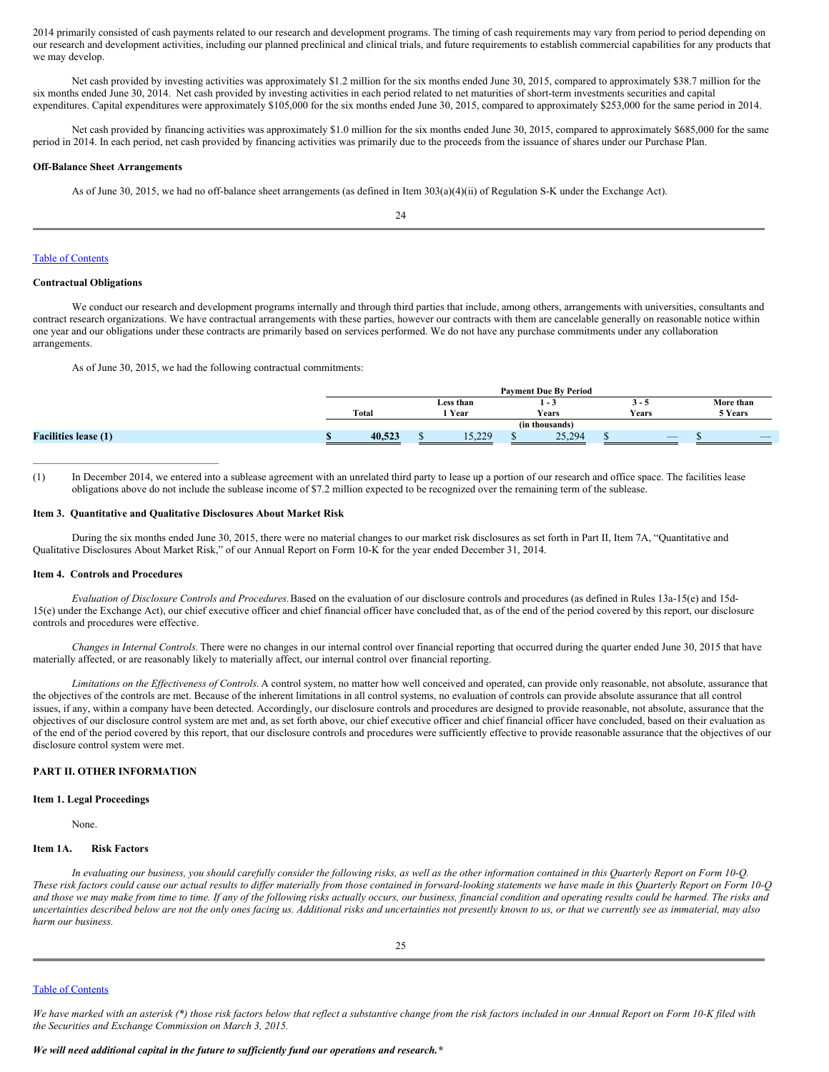2014 primarily consisted of cash payments related to our research and development programs. The timing of cash requirements may vary from period to period depending on our research and development activities, including our planned preclinical and clinical trials, and future requirements to establish commercial capabilities for any products that we may develop.

Net cash provided by investing activities was approximately $1.2 million for the six months ended June 30, 2015, compared to approximately $38.7 million for the six months ended June 30, 2014. Net cash provided by investing activities in each period related to net maturities of short-term investments securities and capital expenditures. Capital expenditures were approximately $105,000 for the six months ended June 30, 2015, compared to approximately $253,000 for the same period in 2014.

Net cash provided by financing activities was approximately $1.0 million for the six months ended June 30, 2015, compared to approximately $685,000 for the same period in 2014. In each period, net cash provided by financing activities was primarily due to the proceeds from the issuance of shares under our Purchase Plan.

**Off-Balance Sheet Arrangements**

As of June 30, 2015, we had no off-balance sheet arrangements (as defined in Item 303(a)(4)(ii) of Regulation S-K under the Exchange Act).

**Contractual Obligations**

We conduct our research and development programs internally and through third parties that include, among others, arrangements with universities, consultants and contract research organizations. We have contractual arrangements with these parties, however our contracts with them are cancelable generally on reasonable notice within one year and our obligations under these contracts are primarily based on services performed. We do not have any purchase commitments under any collaboration arrangements.

As of June 30, 2015, we had the following contractual commitments:

| | Payment Due By Period | | | | |
|---|---|---|---|---|---|
| | Total | Less than 1 Year | 1 - 3 Years | 3 - 5 Years | More than 5 Years |
| | (in thousands) | | | | |
| **Facilities lease (1)** | **$ 40,523** | $ 15,229 | $ 25,294 | $ — | $ — |

(1) In December 2014, we entered into a sublease agreement with an unrelated third party to lease up a portion of our research and office space. The facilities lease obligations above do not include the sublease income of $7.2 million expected to be recognized over the remaining term of the sublease.

## Item 3. Quantitative and Qualitative Disclosures About Market Risk

During the six months ended June 30, 2015, there were no material changes to our market risk disclosures as set forth in Part II, Item 7A, "Quantitative and Qualitative Disclosures About Market Risk," of our Annual Report on Form 10-K for the year ended December 31, 2014.

## Item 4. Controls and Procedures

*Evaluation of Disclosure Controls and Procedures.* Based on the evaluation of our disclosure controls and procedures (as defined in Rules 13a-15(e) and 15d-15(e) under the Exchange Act), our chief executive officer and chief financial officer have concluded that, as of the end of the period covered by this report, our disclosure controls and procedures were effective.

*Changes in Internal Controls.* There were no changes in our internal control over financial reporting that occurred during the quarter ended June 30, 2015 that have materially affected, or are reasonably likely to materially affect, our internal control over financial reporting.

*Limitations on the Effectiveness of Controls.* A control system, no matter how well conceived and operated, can provide only reasonable, not absolute, assurance that the objectives of the controls are met. Because of the inherent limitations in all control systems, no evaluation of controls can provide absolute assurance that all control issues, if any, within a company have been detected. Accordingly, our disclosure controls and procedures are designed to provide reasonable, not absolute, assurance that the objectives of our disclosure control system are met and, as set forth above, our chief executive officer and chief financial officer have concluded, based on their evaluation as of the end of the period covered by this report, that our disclosure controls and procedures were sufficiently effective to provide reasonable assurance that the objectives of our disclosure control system were met.

# PART II. OTHER INFORMATION

## Item 1. Legal Proceedings

None.

## Item 1A. Risk Factors

*In evaluating our business, you should carefully consider the following risks, as well as the other information contained in this Quarterly Report on Form 10-Q. These risk factors could cause our actual results to differ materially from those contained in forward-looking statements we have made in this Quarterly Report on Form 10-Q and those we may make from time to time. If any of the following risks actually occurs, our business, financial condition and operating results could be harmed. The risks and uncertainties described below are not the only ones facing us. Additional risks and uncertainties not presently known to us, or that we currently see as immaterial, may also harm our business.*

*We have marked with an asterisk (*) those risk factors below that reflect a substantive change from the risk factors included in our Annual Report on Form 10-K filed with the Securities and Exchange Commission on March 3, 2015.*

***We will need additional capital in the future to sufficiently fund our operations and research.****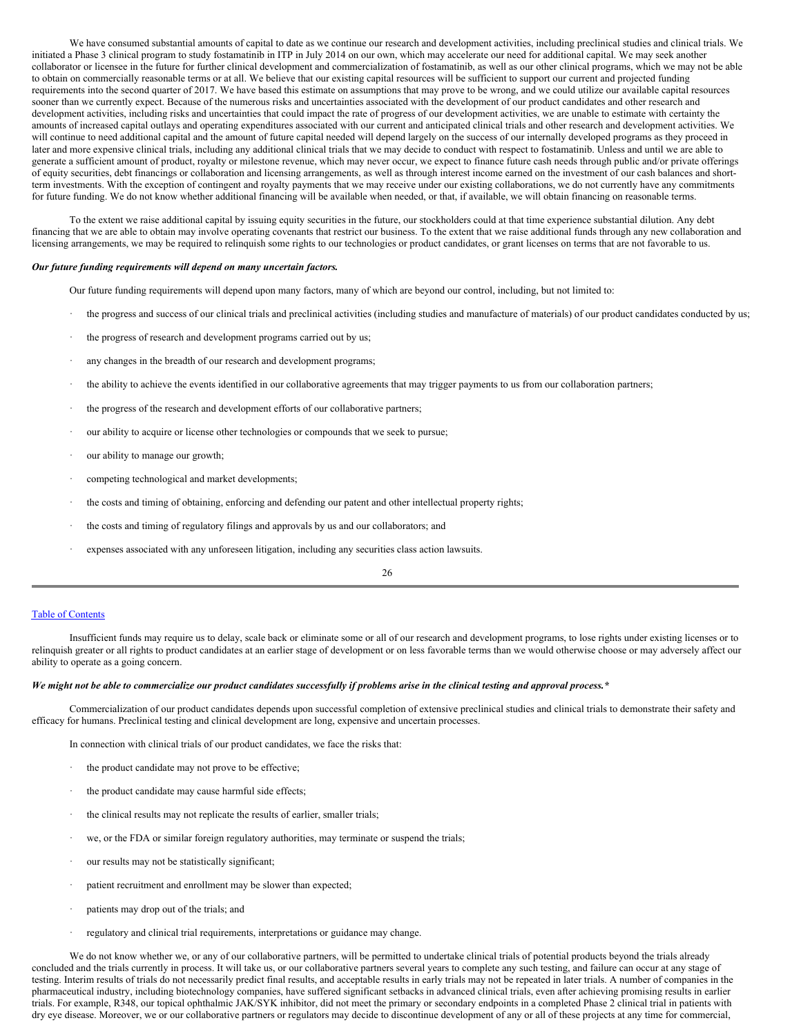We have consumed substantial amounts of capital to date as we continue our research and development activities, including preclinical studies and clinical trials. We initiated a Phase 3 clinical program to study fostamatinib in ITP in July 2014 on our own, which may accelerate our need for additional capital. We may seek another collaborator or licensee in the future for further clinical development and commercialization of fostamatinib, as well as our other clinical programs, which we may not be able to obtain on commercially reasonable terms or at all. We believe that our existing capital resources will be sufficient to support our current and projected funding requirements into the second quarter of 2017. We have based this estimate on assumptions that may prove to be wrong, and we could utilize our available capital resources sooner than we currently expect. Because of the numerous risks and uncertainties associated with the development of our product candidates and other research and development activities, including risks and uncertainties that could impact the rate of progress of our development activities, we are unable to estimate with certainty the amounts of increased capital outlays and operating expenditures associated with our current and anticipated clinical trials and other research and development activities. We will continue to need additional capital and the amount of future capital needed will depend largely on the success of our internally developed programs as they proceed in later and more expensive clinical trials, including any additional clinical trials that we may decide to conduct with respect to fostamatinib. Unless and until we are able to generate a sufficient amount of product, royalty or milestone revenue, which may never occur, we expect to finance future cash needs through public and/or private offerings of equity securities, debt financings or collaboration and licensing arrangements, as well as through interest income earned on the investment of our cash balances and short-term investments. With the exception of contingent and royalty payments that we may receive under our existing collaborations, we do not currently have any commitments for future funding. We do not know whether additional financing will be available when needed, or that, if available, we will obtain financing on reasonable terms.

To the extent we raise additional capital by issuing equity securities in the future, our stockholders could at that time experience substantial dilution. Any debt financing that we are able to obtain may involve operating covenants that restrict our business. To the extent that we raise additional funds through any new collaboration and licensing arrangements, we may be required to relinquish some rights to our technologies or product candidates, or grant licenses on terms that are not favorable to us.

***Our future funding requirements will depend on many uncertain factors.***

Our future funding requirements will depend upon many factors, many of which are beyond our control, including, but not limited to:

- the progress and success of our clinical trials and preclinical activities (including studies and manufacture of materials) of our product candidates conducted by us;
- the progress of research and development programs carried out by us;
- any changes in the breadth of our research and development programs;
- the ability to achieve the events identified in our collaborative agreements that may trigger payments to us from our collaboration partners;
- the progress of the research and development efforts of our collaborative partners;
- our ability to acquire or license other technologies or compounds that we seek to pursue;
- our ability to manage our growth;
- competing technological and market developments;
- the costs and timing of obtaining, enforcing and defending our patent and other intellectual property rights;
- the costs and timing of regulatory filings and approvals by us and our collaborators; and
- expenses associated with any unforeseen litigation, including any securities class action lawsuits.

Insufficient funds may require us to delay, scale back or eliminate some or all of our research and development programs, to lose rights under existing licenses or to relinquish greater or all rights to product candidates at an earlier stage of development or on less favorable terms than we would otherwise choose or may adversely affect our ability to operate as a going concern.

***We might not be able to commercialize our product candidates successfully if problems arise in the clinical testing and approval process.****

Commercialization of our product candidates depends upon successful completion of extensive preclinical studies and clinical trials to demonstrate their safety and efficacy for humans. Preclinical testing and clinical development are long, expensive and uncertain processes.

In connection with clinical trials of our product candidates, we face the risks that:

- the product candidate may not prove to be effective;
- the product candidate may cause harmful side effects;
- the clinical results may not replicate the results of earlier, smaller trials;
- we, or the FDA or similar foreign regulatory authorities, may terminate or suspend the trials;
- our results may not be statistically significant;
- patient recruitment and enrollment may be slower than expected;
- patients may drop out of the trials; and
- regulatory and clinical trial requirements, interpretations or guidance may change.

We do not know whether we, or any of our collaborative partners, will be permitted to undertake clinical trials of potential products beyond the trials already concluded and the trials currently in process. It will take us, or our collaborative partners several years to complete any such testing, and failure can occur at any stage of testing. Interim results of trials do not necessarily predict final results, and acceptable results in early trials may not be repeated in later trials. A number of companies in the pharmaceutical industry, including biotechnology companies, have suffered significant setbacks in advanced clinical trials, even after achieving promising results in earlier trials. For example, R348, our topical ophthalmic JAK/SYK inhibitor, did not meet the primary or secondary endpoints in a completed Phase 2 clinical trial in patients with dry eye disease. Moreover, we or our collaborative partners or regulators may decide to discontinue development of any or all of these projects at any time for commercial,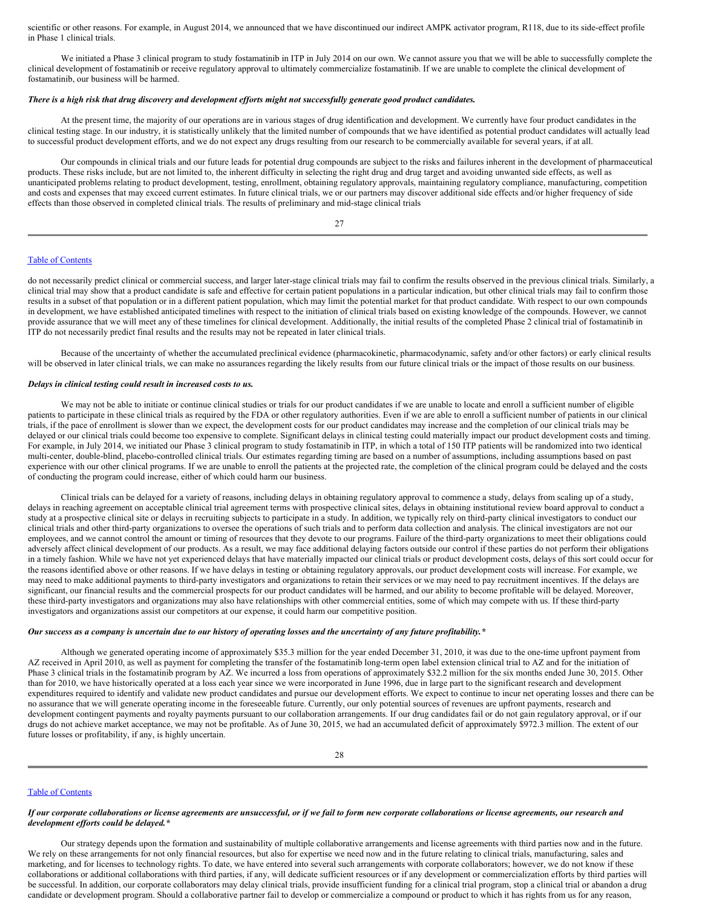scientific or other reasons. For example, in August 2014, we announced that we have discontinued our indirect AMPK activator program, R118, due to its side-effect profile in Phase 1 clinical trials.

We initiated a Phase 3 clinical program to study fostamatinib in ITP in July 2014 on our own. We cannot assure you that we will be able to successfully complete the clinical development of fostamatinib or receive regulatory approval to ultimately commercialize fostamatinib. If we are unable to complete the clinical development of fostamatinib, our business will be harmed.

***There is a high risk that drug discovery and development efforts might not successfully generate good product candidates.***

At the present time, the majority of our operations are in various stages of drug identification and development. We currently have four product candidates in the clinical testing stage. In our industry, it is statistically unlikely that the limited number of compounds that we have identified as potential product candidates will actually lead to successful product development efforts, and we do not expect any drugs resulting from our research to be commercially available for several years, if at all.

Our compounds in clinical trials and our future leads for potential drug compounds are subject to the risks and failures inherent in the development of pharmaceutical products. These risks include, but are not limited to, the inherent difficulty in selecting the right drug and drug target and avoiding unwanted side effects, as well as unanticipated problems relating to product development, testing, enrollment, obtaining regulatory approvals, maintaining regulatory compliance, manufacturing, competition and costs and expenses that may exceed current estimates. In future clinical trials, we or our partners may discover additional side effects and/or higher frequency of side effects than those observed in completed clinical trials. The results of preliminary and mid-stage clinical trials do not necessarily predict clinical or commercial success, and larger later-stage clinical trials may fail to confirm the results observed in the previous clinical trials. Similarly, a clinical trial may show that a product candidate is safe and effective for certain patient populations in a particular indication, but other clinical trials may fail to confirm those results in a subset of that population or in a different patient population, which may limit the potential market for that product candidate. With respect to our own compounds in development, we have established anticipated timelines with respect to the initiation of clinical trials based on existing knowledge of the compounds. However, we cannot provide assurance that we will meet any of these timelines for clinical development. Additionally, the initial results of the completed Phase 2 clinical trial of fostamatinib in ITP do not necessarily predict final results and the results may not be repeated in later clinical trials.

Because of the uncertainty of whether the accumulated preclinical evidence (pharmacokinetic, pharmacodynamic, safety and/or other factors) or early clinical results will be observed in later clinical trials, we can make no assurances regarding the likely results from our future clinical trials or the impact of those results on our business.

***Delays in clinical testing could result in increased costs to us.***

We may not be able to initiate or continue clinical studies or trials for our product candidates if we are unable to locate and enroll a sufficient number of eligible patients to participate in these clinical trials as required by the FDA or other regulatory authorities. Even if we are able to enroll a sufficient number of patients in our clinical trials, if the pace of enrollment is slower than we expect, the development costs for our product candidates may increase and the completion of our clinical trials may be delayed or our clinical trials could become too expensive to complete. Significant delays in clinical testing could materially impact our product development costs and timing. For example, in July 2014, we initiated our Phase 3 clinical program to study fostamatinib in ITP, in which a total of 150 ITP patients will be randomized into two identical multi-center, double-blind, placebo-controlled clinical trials. Our estimates regarding timing are based on a number of assumptions, including assumptions based on past experience with our other clinical programs. If we are unable to enroll the patients at the projected rate, the completion of the clinical program could be delayed and the costs of conducting the program could increase, either of which could harm our business.

Clinical trials can be delayed for a variety of reasons, including delays in obtaining regulatory approval to commence a study, delays from scaling up of a study, delays in reaching agreement on acceptable clinical trial agreement terms with prospective clinical sites, delays in obtaining institutional review board approval to conduct a study at a prospective clinical site or delays in recruiting subjects to participate in a study. In addition, we typically rely on third-party clinical investigators to conduct our clinical trials and other third-party organizations to oversee the operations of such trials and to perform data collection and analysis. The clinical investigators are not our employees, and we cannot control the amount or timing of resources that they devote to our programs. Failure of the third-party organizations to meet their obligations could adversely affect clinical development of our products. As a result, we may face additional delaying factors outside our control if these parties do not perform their obligations in a timely fashion. While we have not yet experienced delays that have materially impacted our clinical trials or product development costs, delays of this sort could occur for the reasons identified above or other reasons. If we have delays in testing or obtaining regulatory approvals, our product development costs will increase. For example, we may need to make additional payments to third-party investigators and organizations to retain their services or we may need to pay recruitment incentives. If the delays are significant, our financial results and the commercial prospects for our product candidates will be harmed, and our ability to become profitable will be delayed. Moreover, these third-party investigators and organizations may also have relationships with other commercial entities, some of which may compete with us. If these third-party investigators and organizations assist our competitors at our expense, it could harm our competitive position.

***Our success as a company is uncertain due to our history of operating losses and the uncertainty of any future profitability.****

Although we generated operating income of approximately $35.3 million for the year ended December 31, 2010, it was due to the one-time upfront payment from AZ received in April 2010, as well as payment for completing the transfer of the fostamatinib long-term open label extension clinical trial to AZ and for the initiation of Phase 3 clinical trials in the fostamatinib program by AZ. We incurred a loss from operations of approximately $32.2 million for the six months ended June 30, 2015. Other than for 2010, we have historically operated at a loss each year since we were incorporated in June 1996, due in large part to the significant research and development expenditures required to identify and validate new product candidates and pursue our development efforts. We expect to continue to incur net operating losses and there can be no assurance that we will generate operating income in the foreseeable future. Currently, our only potential sources of revenues are upfront payments, research and development contingent payments and royalty payments pursuant to our collaboration arrangements. If our drug candidates fail or do not gain regulatory approval, or if our drugs do not achieve market acceptance, we may not be profitable. As of June 30, 2015, we had an accumulated deficit of approximately $972.3 million. The extent of our future losses or profitability, if any, is highly uncertain.

***If our corporate collaborations or license agreements are unsuccessful, or if we fail to form new corporate collaborations or license agreements, our research and development efforts could be delayed.****

Our strategy depends upon the formation and sustainability of multiple collaborative arrangements and license agreements with third parties now and in the future. We rely on these arrangements for not only financial resources, but also for expertise we need now and in the future relating to clinical trials, manufacturing, sales and marketing, and for licenses to technology rights. To date, we have entered into several such arrangements with corporate collaborators; however, we do not know if these collaborations or additional collaborations with third parties, if any, will dedicate sufficient resources or if any development or commercialization efforts by third parties will be successful. In addition, our corporate collaborators may delay clinical trials, provide insufficient funding for a clinical trial program, stop a clinical trial or abandon a drug candidate or development program. Should a collaborative partner fail to develop or commercialize a compound or product to which it has rights from us for any reason,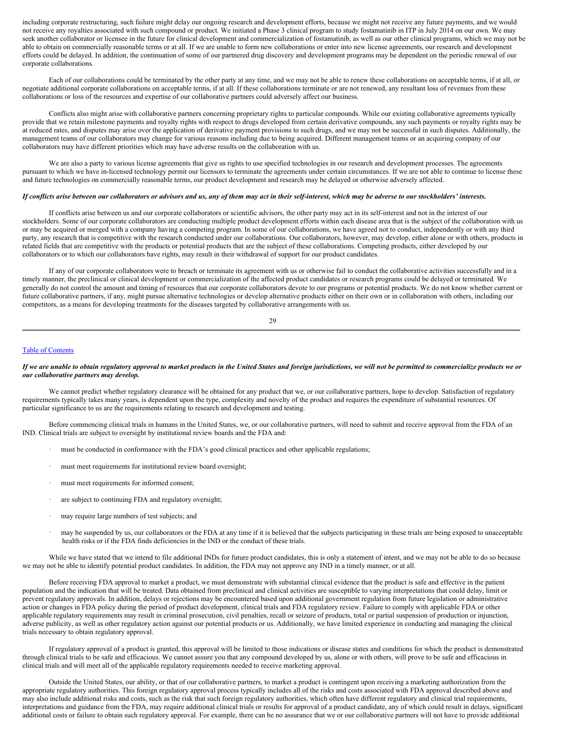including corporate restructuring, such failure might delay our ongoing research and development efforts, because we might not receive any future payments, and we would not receive any royalties associated with such compound or product. We initiated a Phase 3 clinical program to study fostamatinib in ITP in July 2014 on our own. We may seek another collaborator or licensee in the future for clinical development and commercialization of fostamatinib, as well as our other clinical programs, which we may not be able to obtain on commercially reasonable terms or at all. If we are unable to form new collaborations or enter into new license agreements, our research and development efforts could be delayed. In addition, the continuation of some of our partnered drug discovery and development programs may be dependent on the periodic renewal of our corporate collaborations.

Each of our collaborations could be terminated by the other party at any time, and we may not be able to renew these collaborations on acceptable terms, if at all, or negotiate additional corporate collaborations on acceptable terms, if at all. If these collaborations terminate or are not renewed, any resultant loss of revenues from these collaborations or loss of the resources and expertise of our collaborative partners could adversely affect our business.

Conflicts also might arise with collaborative partners concerning proprietary rights to particular compounds. While our existing collaborative agreements typically provide that we retain milestone payments and royalty rights with respect to drugs developed from certain derivative compounds, any such payments or royalty rights may be at reduced rates, and disputes may arise over the application of derivative payment provisions to such drugs, and we may not be successful in such disputes. Additionally, the management teams of our collaborators may change for various reasons including due to being acquired. Different management teams or an acquiring company of our collaborators may have different priorities which may have adverse results on the collaboration with us.

We are also a party to various license agreements that give us rights to use specified technologies in our research and development processes. The agreements pursuant to which we have in-licensed technology permit our licensors to terminate the agreements under certain circumstances. If we are not able to continue to license these and future technologies on commercially reasonable terms, our product development and research may be delayed or otherwise adversely affected.

***If conflicts arise between our collaborators or advisors and us, any of them may act in their self-interest, which may be adverse to our stockholders' interests.***

If conflicts arise between us and our corporate collaborators or scientific advisors, the other party may act in its self-interest and not in the interest of our stockholders. Some of our corporate collaborators are conducting multiple product development efforts within each disease area that is the subject of the collaboration with us or may be acquired or merged with a company having a competing program. In some of our collaborations, we have agreed not to conduct, independently or with any third party, any research that is competitive with the research conducted under our collaborations. Our collaborators, however, may develop, either alone or with others, products in related fields that are competitive with the products or potential products that are the subject of these collaborations. Competing products, either developed by our collaborators or to which our collaborators have rights, may result in their withdrawal of support for our product candidates.

If any of our corporate collaborators were to breach or terminate its agreement with us or otherwise fail to conduct the collaborative activities successfully and in a timely manner, the preclinical or clinical development or commercialization of the affected product candidates or research programs could be delayed or terminated. We generally do not control the amount and timing of resources that our corporate collaborators devote to our programs or potential products. We do not know whether current or future collaborative partners, if any, might pursue alternative technologies or develop alternative products either on their own or in collaboration with others, including our competitors, as a means for developing treatments for the diseases targeted by collaborative arrangements with us.

***If we are unable to obtain regulatory approval to market products in the United States and foreign jurisdictions, we will not be permitted to commercialize products we or our collaborative partners may develop.***

We cannot predict whether regulatory clearance will be obtained for any product that we, or our collaborative partners, hope to develop. Satisfaction of regulatory requirements typically takes many years, is dependent upon the type, complexity and novelty of the product and requires the expenditure of substantial resources. Of particular significance to us are the requirements relating to research and development and testing.

Before commencing clinical trials in humans in the United States, we, or our collaborative partners, will need to submit and receive approval from the FDA of an IND. Clinical trials are subject to oversight by institutional review boards and the FDA and:

- must be conducted in conformance with the FDA's good clinical practices and other applicable regulations;
- must meet requirements for institutional review board oversight;
- must meet requirements for informed consent;
- are subject to continuing FDA and regulatory oversight;
- may require large numbers of test subjects; and
- may be suspended by us, our collaborators or the FDA at any time if it is believed that the subjects participating in these trials are being exposed to unacceptable health risks or if the FDA finds deficiencies in the IND or the conduct of these trials.

While we have stated that we intend to file additional INDs for future product candidates, this is only a statement of intent, and we may not be able to do so because we may not be able to identify potential product candidates. In addition, the FDA may not approve any IND in a timely manner, or at all.

Before receiving FDA approval to market a product, we must demonstrate with substantial clinical evidence that the product is safe and effective in the patient population and the indication that will be treated. Data obtained from preclinical and clinical activities are susceptible to varying interpretations that could delay, limit or prevent regulatory approvals. In addition, delays or rejections may be encountered based upon additional government regulation from future legislation or administrative action or changes in FDA policy during the period of product development, clinical trials and FDA regulatory review. Failure to comply with applicable FDA or other applicable regulatory requirements may result in criminal prosecution, civil penalties, recall or seizure of products, total or partial suspension of production or injunction, adverse publicity, as well as other regulatory action against our potential products or us. Additionally, we have limited experience in conducting and managing the clinical trials necessary to obtain regulatory approval.

If regulatory approval of a product is granted, this approval will be limited to those indications or disease states and conditions for which the product is demonstrated through clinical trials to be safe and efficacious. We cannot assure you that any compound developed by us, alone or with others, will prove to be safe and efficacious in clinical trials and will meet all of the applicable regulatory requirements needed to receive marketing approval.

Outside the United States, our ability, or that of our collaborative partners, to market a product is contingent upon receiving a marketing authorization from the appropriate regulatory authorities. This foreign regulatory approval process typically includes all of the risks and costs associated with FDA approval described above and may also include additional risks and costs, such as the risk that such foreign regulatory authorities, which often have different regulatory and clinical trial requirements, interpretations and guidance from the FDA, may require additional clinical trials or results for approval of a product candidate, any of which could result in delays, significant additional costs or failure to obtain such regulatory approval. For example, there can be no assurance that we or our collaborative partners will not have to provide additional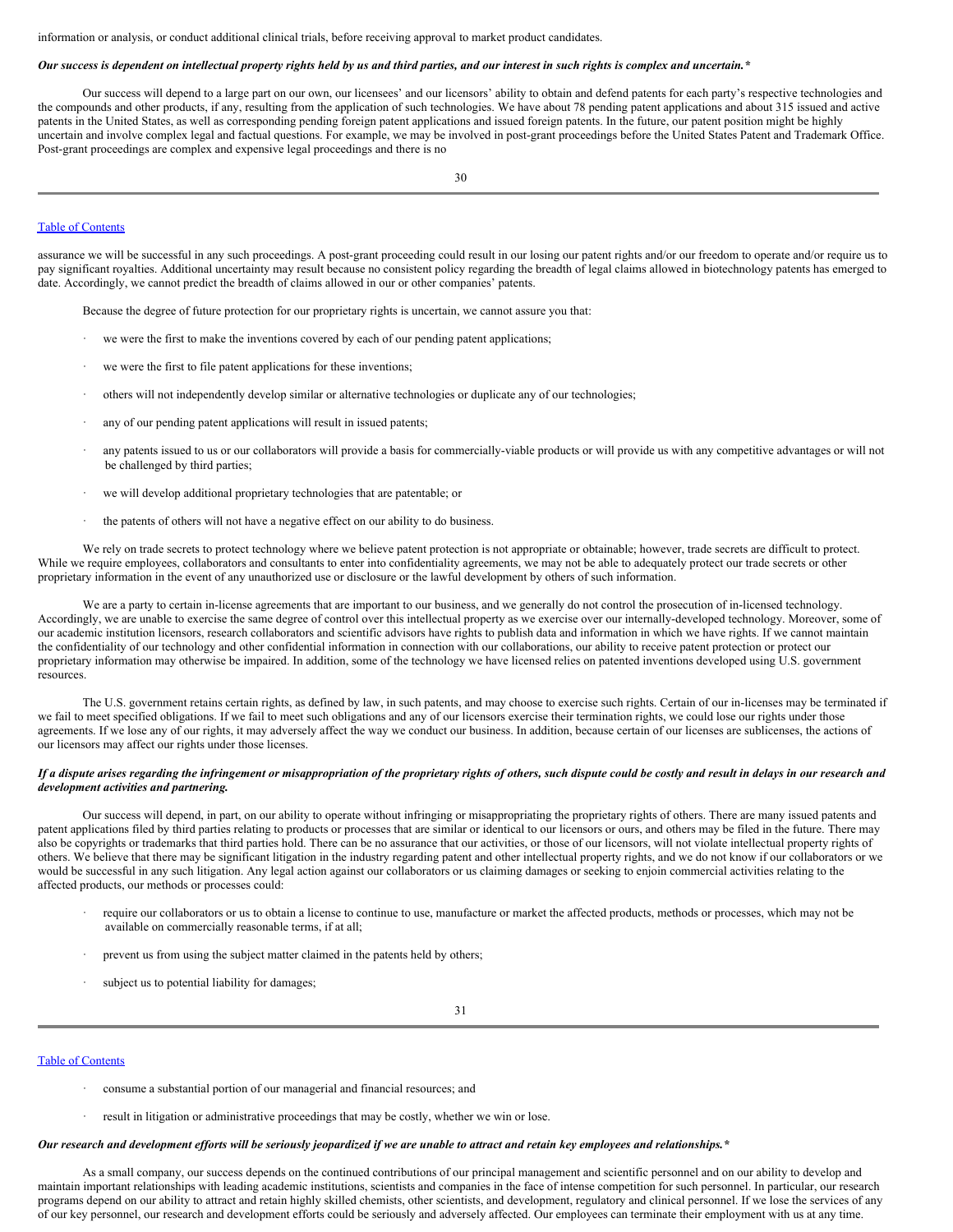information or analysis, or conduct additional clinical trials, before receiving approval to market product candidates.

***Our success is dependent on intellectual property rights held by us and third parties, and our interest in such rights is complex and uncertain.****

Our success will depend to a large part on our own, our licensees' and our licensors' ability to obtain and defend patents for each party's respective technologies and the compounds and other products, if any, resulting from the application of such technologies. We have about 78 pending patent applications and about 315 issued and active patents in the United States, as well as corresponding pending foreign patent applications and issued foreign patents. In the future, our patent position might be highly uncertain and involve complex legal and factual questions. For example, we may be involved in post-grant proceedings before the United States Patent and Trademark Office. Post-grant proceedings are complex and expensive legal proceedings and there is no assurance we will be successful in any such proceedings. A post-grant proceeding could result in our losing our patent rights and/or our freedom to operate and/or require us to pay significant royalties. Additional uncertainty may result because no consistent policy regarding the breadth of legal claims allowed in biotechnology patents has emerged to date. Accordingly, we cannot predict the breadth of claims allowed in our or other companies' patents.

Because the degree of future protection for our proprietary rights is uncertain, we cannot assure you that:

- we were the first to make the inventions covered by each of our pending patent applications;
- we were the first to file patent applications for these inventions;
- others will not independently develop similar or alternative technologies or duplicate any of our technologies;
- any of our pending patent applications will result in issued patents;
- any patents issued to us or our collaborators will provide a basis for commercially-viable products or will provide us with any competitive advantages or will not be challenged by third parties;
- we will develop additional proprietary technologies that are patentable; or
- the patents of others will not have a negative effect on our ability to do business.

We rely on trade secrets to protect technology where we believe patent protection is not appropriate or obtainable; however, trade secrets are difficult to protect. While we require employees, collaborators and consultants to enter into confidentiality agreements, we may not be able to adequately protect our trade secrets or other proprietary information in the event of any unauthorized use or disclosure or the lawful development by others of such information.

We are a party to certain in-license agreements that are important to our business, and we generally do not control the prosecution of in-licensed technology. Accordingly, we are unable to exercise the same degree of control over this intellectual property as we exercise over our internally-developed technology. Moreover, some of our academic institution licensors, research collaborators and scientific advisors have rights to publish data and information in which we have rights. If we cannot maintain the confidentiality of our technology and other confidential information in connection with our collaborations, our ability to receive patent protection or protect our proprietary information may otherwise be impaired. In addition, some of the technology we have licensed relies on patented inventions developed using U.S. government resources.

The U.S. government retains certain rights, as defined by law, in such patents, and may choose to exercise such rights. Certain of our in-licenses may be terminated if we fail to meet specified obligations. If we fail to meet such obligations and any of our licensors exercise their termination rights, we could lose our rights under those agreements. If we lose any of our rights, it may adversely affect the way we conduct our business. In addition, because certain of our licenses are sublicenses, the actions of our licensors may affect our rights under those licenses.

***If a dispute arises regarding the infringement or misappropriation of the proprietary rights of others, such dispute could be costly and result in delays in our research and development activities and partnering.***

Our success will depend, in part, on our ability to operate without infringing or misappropriating the proprietary rights of others. There are many issued patents and patent applications filed by third parties relating to products or processes that are similar or identical to our licensors or ours, and others may be filed in the future. There may also be copyrights or trademarks that third parties hold. There can be no assurance that our activities, or those of our licensors, will not violate intellectual property rights of others. We believe that there may be significant litigation in the industry regarding patent and other intellectual property rights, and we do not know if our collaborators or we would be successful in any such litigation. Any legal action against our collaborators or us claiming damages or seeking to enjoin commercial activities relating to the affected products, our methods or processes could:

- require our collaborators or us to obtain a license to continue to use, manufacture or market the affected products, methods or processes, which may not be available on commercially reasonable terms, if at all;
- prevent us from using the subject matter claimed in the patents held by others;
- subject us to potential liability for damages;
- consume a substantial portion of our managerial and financial resources; and
- result in litigation or administrative proceedings that may be costly, whether we win or lose.

***Our research and development efforts will be seriously jeopardized if we are unable to attract and retain key employees and relationships.****

As a small company, our success depends on the continued contributions of our principal management and scientific personnel and on our ability to develop and maintain important relationships with leading academic institutions, scientists and companies in the face of intense competition for such personnel. In particular, our research programs depend on our ability to attract and retain highly skilled chemists, other scientists, and development, regulatory and clinical personnel. If we lose the services of any of our key personnel, our research and development efforts could be seriously and adversely affected. Our employees can terminate their employment with us at any time.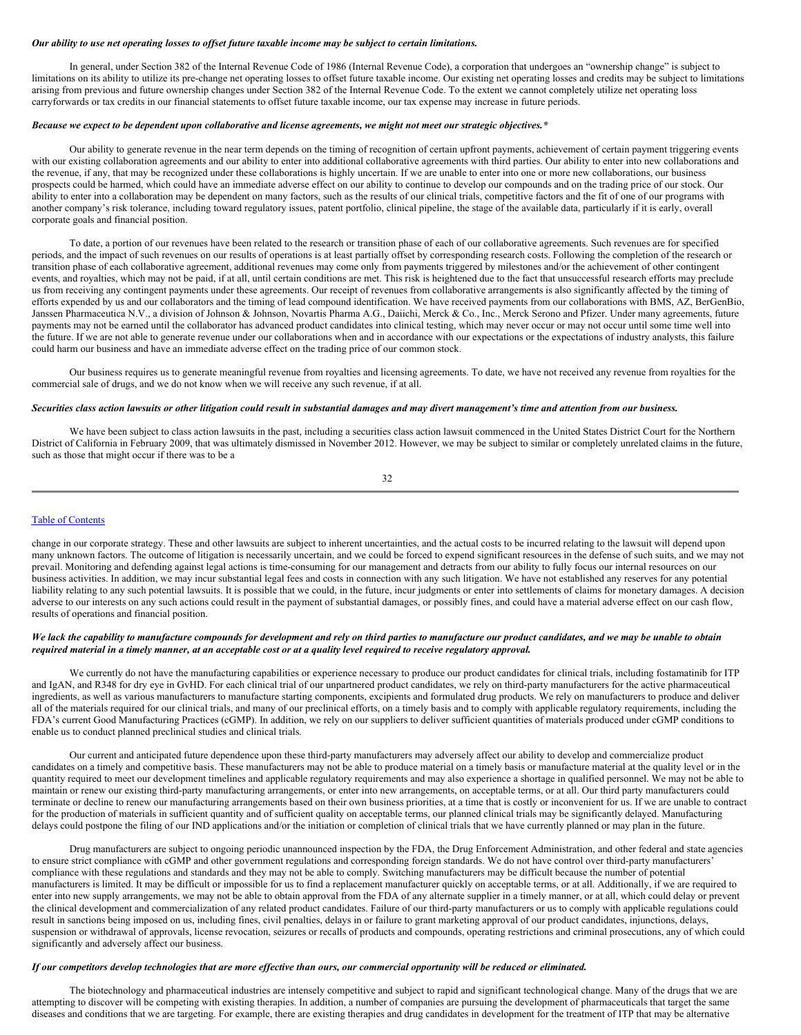***Our ability to use net operating losses to offset future taxable income may be subject to certain limitations.***

In general, under Section 382 of the Internal Revenue Code of 1986 (Internal Revenue Code), a corporation that undergoes an "ownership change" is subject to limitations on its ability to utilize its pre-change net operating losses to offset future taxable income. Our existing net operating losses and credits may be subject to limitations arising from previous and future ownership changes under Section 382 of the Internal Revenue Code. To the extent we cannot completely utilize net operating loss carryforwards or tax credits in our financial statements to offset future taxable income, our tax expense may increase in future periods.

***Because we expect to be dependent upon collaborative and license agreements, we might not meet our strategic objectives.****

Our ability to generate revenue in the near term depends on the timing of recognition of certain upfront payments, achievement of certain payment triggering events with our existing collaboration agreements and our ability to enter into additional collaborative agreements with third parties. Our ability to enter into new collaborations and the revenue, if any, that may be recognized under these collaborations is highly uncertain. If we are unable to enter into one or more new collaborations, our business prospects could be harmed, which could have an immediate adverse effect on our ability to continue to develop our compounds and on the trading price of our stock. Our ability to enter into a collaboration may be dependent on many factors, such as the results of our clinical trials, competitive factors and the fit of one of our programs with another company's risk tolerance, including toward regulatory issues, patent portfolio, clinical pipeline, the stage of the available data, particularly if it is early, overall corporate goals and financial position.

To date, a portion of our revenues have been related to the research or transition phase of each of our collaborative agreements. Such revenues are for specified periods, and the impact of such revenues on our results of operations is at least partially offset by corresponding research costs. Following the completion of the research or transition phase of each collaborative agreement, additional revenues may come only from payments triggered by milestones and/or the achievement of other contingent events, and royalties, which may not be paid, if at all, until certain conditions are met. This risk is heightened due to the fact that unsuccessful research efforts may preclude us from receiving any contingent payments under these agreements. Our receipt of revenues from collaborative arrangements is also significantly affected by the timing of efforts expended by us and our collaborators and the timing of lead compound identification. We have received payments from our collaborations with BMS, AZ, BerGenBio, Janssen Pharmaceutica N.V., a division of Johnson & Johnson, Novartis Pharma A.G., Daiichi, Merck & Co., Inc., Merck Serono and Pfizer. Under many agreements, future payments may not be earned until the collaborator has advanced product candidates into clinical testing, which may never occur or may not occur until some time well into the future. If we are not able to generate revenue under our collaborations when and in accordance with our expectations or the expectations of industry analysts, this failure could harm our business and have an immediate adverse effect on the trading price of our common stock.

Our business requires us to generate meaningful revenue from royalties and licensing agreements. To date, we have not received any revenue from royalties for the commercial sale of drugs, and we do not know when we will receive any such revenue, if at all.

***Securities class action lawsuits or other litigation could result in substantial damages and may divert management's time and attention from our business.***

We have been subject to class action lawsuits in the past, including a securities class action lawsuit commenced in the United States District Court for the Northern District of California in February 2009, that was ultimately dismissed in November 2012. However, we may be subject to similar or completely unrelated claims in the future, such as those that might occur if there was to be a change in our corporate strategy. These and other lawsuits are subject to inherent uncertainties, and the actual costs to be incurred relating to the lawsuit will depend upon many unknown factors. The outcome of litigation is necessarily uncertain, and we could be forced to expend significant resources in the defense of such suits, and we may not prevail. Monitoring and defending against legal actions is time-consuming for our management and detracts from our ability to fully focus our internal resources on our business activities. In addition, we may incur substantial legal fees and costs in connection with any such litigation. We have not established any reserves for any potential liability relating to any such potential lawsuits. It is possible that we could, in the future, incur judgments or enter into settlements of claims for monetary damages. A decision adverse to our interests on any such actions could result in the payment of substantial damages, or possibly fines, and could have a material adverse effect on our cash flow, results of operations and financial position.

***We lack the capability to manufacture compounds for development and rely on third parties to manufacture our product candidates, and we may be unable to obtain required material in a timely manner, at an acceptable cost or at a quality level required to receive regulatory approval.***

We currently do not have the manufacturing capabilities or experience necessary to produce our product candidates for clinical trials, including fostamatinib for ITP and IgAN, and R348 for dry eye in GvHD. For each clinical trial of our unpartnered product candidates, we rely on third-party manufacturers for the active pharmaceutical ingredients, as well as various manufacturers to manufacture starting components, excipients and formulated drug products. We rely on manufacturers to produce and deliver all of the materials required for our clinical trials, and many of our preclinical efforts, on a timely basis and to comply with applicable regulatory requirements, including the FDA's current Good Manufacturing Practices (cGMP). In addition, we rely on our suppliers to deliver sufficient quantities of materials produced under cGMP conditions to enable us to conduct planned preclinical studies and clinical trials.

Our current and anticipated future dependence upon these third-party manufacturers may adversely affect our ability to develop and commercialize product candidates on a timely and competitive basis. These manufacturers may not be able to produce material on a timely basis or manufacture material at the quality level or in the quantity required to meet our development timelines and applicable regulatory requirements and may also experience a shortage in qualified personnel. We may not be able to maintain or renew our existing third-party manufacturing arrangements, or enter into new arrangements, on acceptable terms, or at all. Our third party manufacturers could terminate or decline to renew our manufacturing arrangements based on their own business priorities, at a time that is costly or inconvenient for us. If we are unable to contract for the production of materials in sufficient quantity and of sufficient quality on acceptable terms, our planned clinical trials may be significantly delayed. Manufacturing delays could postpone the filing of our IND applications and/or the initiation or completion of clinical trials that we have currently planned or may plan in the future.

Drug manufacturers are subject to ongoing periodic unannounced inspection by the FDA, the Drug Enforcement Administration, and other federal and state agencies to ensure strict compliance with cGMP and other government regulations and corresponding foreign standards. We do not have control over third-party manufacturers' compliance with these regulations and standards and they may not be able to comply. Switching manufacturers may be difficult because the number of potential manufacturers is limited. It may be difficult or impossible for us to find a replacement manufacturer quickly on acceptable terms, or at all. Additionally, if we are required to enter into new supply arrangements, we may not be able to obtain approval from the FDA of any alternate supplier in a timely manner, or at all, which could delay or prevent the clinical development and commercialization of any related product candidates. Failure of our third-party manufacturers or us to comply with applicable regulations could result in sanctions being imposed on us, including fines, civil penalties, delays in or failure to grant marketing approval of our product candidates, injunctions, delays, suspension or withdrawal of approvals, license revocation, seizures or recalls of products and compounds, operating restrictions and criminal prosecutions, any of which could significantly and adversely affect our business.

***If our competitors develop technologies that are more effective than ours, our commercial opportunity will be reduced or eliminated.***

The biotechnology and pharmaceutical industries are intensely competitive and subject to rapid and significant technological change. Many of the drugs that we are attempting to discover will be competing with existing therapies. In addition, a number of companies are pursuing the development of pharmaceuticals that target the same diseases and conditions that we are targeting. For example, there are existing therapies and drug candidates in development for the treatment of ITP that may be alternative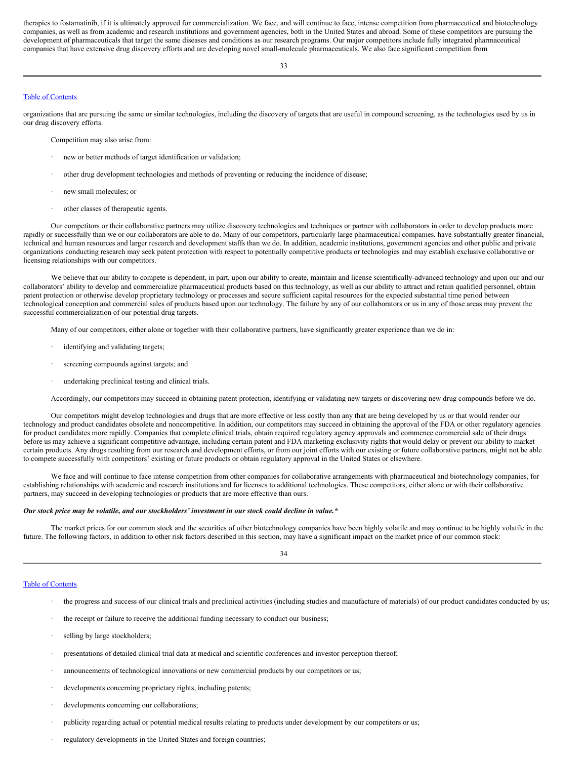therapies to fostamatinib, if it is ultimately approved for commercialization. We face, and will continue to face, intense competition from pharmaceutical and biotechnology companies, as well as from academic and research institutions and government agencies, both in the United States and abroad. Some of these competitors are pursuing the development of pharmaceuticals that target the same diseases and conditions as our research programs. Our major competitors include fully integrated pharmaceutical companies that have extensive drug discovery efforts and are developing novel small-molecule pharmaceuticals. We also face significant competition from organizations that are pursuing the same or similar technologies, including the discovery of targets that are useful in compound screening, as the technologies used by us in our drug discovery efforts.

Competition may also arise from:

- new or better methods of target identification or validation;
- other drug development technologies and methods of preventing or reducing the incidence of disease;
- new small molecules; or
- other classes of therapeutic agents.

Our competitors or their collaborative partners may utilize discovery technologies and techniques or partner with collaborators in order to develop products more rapidly or successfully than we or our collaborators are able to do. Many of our competitors, particularly large pharmaceutical companies, have substantially greater financial, technical and human resources and larger research and development staffs than we do. In addition, academic institutions, government agencies and other public and private organizations conducting research may seek patent protection with respect to potentially competitive products or technologies and may establish exclusive collaborative or licensing relationships with our competitors.

We believe that our ability to compete is dependent, in part, upon our ability to create, maintain and license scientifically-advanced technology and upon our and our collaborators' ability to develop and commercialize pharmaceutical products based on this technology, as well as our ability to attract and retain qualified personnel, obtain patent protection or otherwise develop proprietary technology or processes and secure sufficient capital resources for the expected substantial time period between technological conception and commercial sales of products based upon our technology. The failure by any of our collaborators or us in any of those areas may prevent the successful commercialization of our potential drug targets.

Many of our competitors, either alone or together with their collaborative partners, have significantly greater experience than we do in:

- identifying and validating targets;
- screening compounds against targets; and
- undertaking preclinical testing and clinical trials.

Accordingly, our competitors may succeed in obtaining patent protection, identifying or validating new targets or discovering new drug compounds before we do.

Our competitors might develop technologies and drugs that are more effective or less costly than any that are being developed by us or that would render our technology and product candidates obsolete and noncompetitive. In addition, our competitors may succeed in obtaining the approval of the FDA or other regulatory agencies for product candidates more rapidly. Companies that complete clinical trials, obtain required regulatory agency approvals and commence commercial sale of their drugs before us may achieve a significant competitive advantage, including certain patent and FDA marketing exclusivity rights that would delay or prevent our ability to market certain products. Any drugs resulting from our research and development efforts, or from our joint efforts with our existing or future collaborative partners, might not be able to compete successfully with competitors' existing or future products or obtain regulatory approval in the United States or elsewhere.

We face and will continue to face intense competition from other companies for collaborative arrangements with pharmaceutical and biotechnology companies, for establishing relationships with academic and research institutions and for licenses to additional technologies. These competitors, either alone or with their collaborative partners, may succeed in developing technologies or products that are more effective than ours.

***Our stock price may be volatile, and our stockholders' investment in our stock could decline in value.****

The market prices for our common stock and the securities of other biotechnology companies have been highly volatile and may continue to be highly volatile in the future. The following factors, in addition to other risk factors described in this section, may have a significant impact on the market price of our common stock:

- the progress and success of our clinical trials and preclinical activities (including studies and manufacture of materials) of our product candidates conducted by us;
- the receipt or failure to receive the additional funding necessary to conduct our business;
- selling by large stockholders;
- presentations of detailed clinical trial data at medical and scientific conferences and investor perception thereof;
- announcements of technological innovations or new commercial products by our competitors or us;
- developments concerning proprietary rights, including patents;
- developments concerning our collaborations;
- publicity regarding actual or potential medical results relating to products under development by our competitors or us;
- regulatory developments in the United States and foreign countries;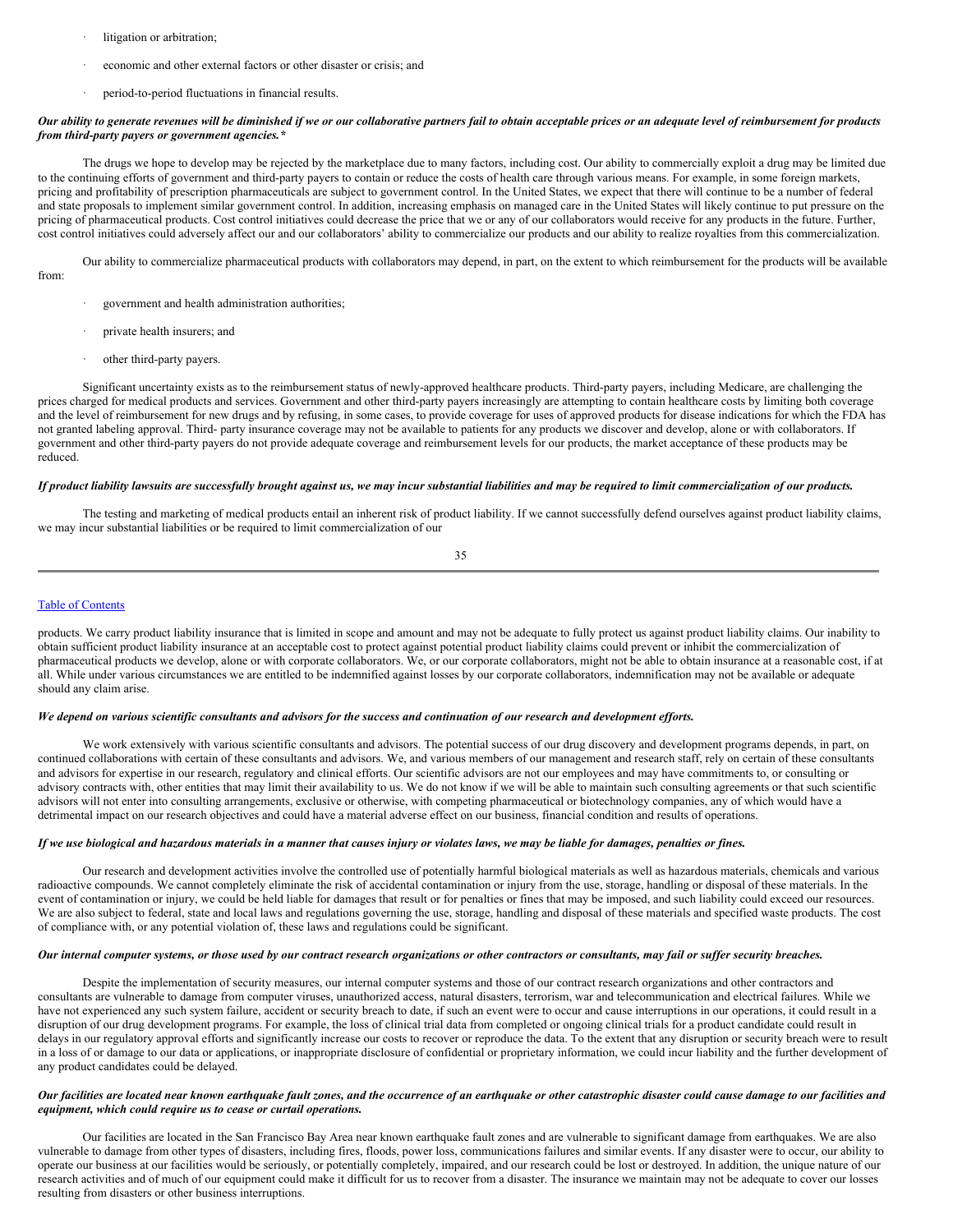- litigation or arbitration;
- economic and other external factors or other disaster or crisis; and
- period-to-period fluctuations in financial results.

***Our ability to generate revenues will be diminished if we or our collaborative partners fail to obtain acceptable prices or an adequate level of reimbursement for products from third-party payers or government agencies.****

The drugs we hope to develop may be rejected by the marketplace due to many factors, including cost. Our ability to commercially exploit a drug may be limited due to the continuing efforts of government and third-party payers to contain or reduce the costs of health care through various means. For example, in some foreign markets, pricing and profitability of prescription pharmaceuticals are subject to government control. In the United States, we expect that there will continue to be a number of federal and state proposals to implement similar government control. In addition, increasing emphasis on managed care in the United States will likely continue to put pressure on the pricing of pharmaceutical products. Cost control initiatives could decrease the price that we or any of our collaborators would receive for any products in the future. Further, cost control initiatives could adversely affect our and our collaborators' ability to commercialize our products and our ability to realize royalties from this commercialization.

Our ability to commercialize pharmaceutical products with collaborators may depend, in part, on the extent to which reimbursement for the products will be available from:

- government and health administration authorities;
- private health insurers; and
- other third-party payers.

Significant uncertainty exists as to the reimbursement status of newly-approved healthcare products. Third-party payers, including Medicare, are challenging the prices charged for medical products and services. Government and other third-party payers increasingly are attempting to contain healthcare costs by limiting both coverage and the level of reimbursement for new drugs and by refusing, in some cases, to provide coverage for uses of approved products for disease indications for which the FDA has not granted labeling approval. Third- party insurance coverage may not be available to patients for any products we discover and develop, alone or with collaborators. If government and other third-party payers do not provide adequate coverage and reimbursement levels for our products, the market acceptance of these products may be reduced.

***If product liability lawsuits are successfully brought against us, we may incur substantial liabilities and may be required to limit commercialization of our products.***

The testing and marketing of medical products entail an inherent risk of product liability. If we cannot successfully defend ourselves against product liability claims, we may incur substantial liabilities or be required to limit commercialization of our products. We carry product liability insurance that is limited in scope and amount and may not be adequate to fully protect us against product liability claims. Our inability to obtain sufficient product liability insurance at an acceptable cost to protect against potential product liability claims could prevent or inhibit the commercialization of pharmaceutical products we develop, alone or with corporate collaborators. We, or our corporate collaborators, might not be able to obtain insurance at a reasonable cost, if at all. While under various circumstances we are entitled to be indemnified against losses by our corporate collaborators, indemnification may not be available or adequate should any claim arise.

***We depend on various scientific consultants and advisors for the success and continuation of our research and development efforts.***

We work extensively with various scientific consultants and advisors. The potential success of our drug discovery and development programs depends, in part, on continued collaborations with certain of these consultants and advisors. We, and various members of our management and research staff, rely on certain of these consultants and advisors for expertise in our research, regulatory and clinical efforts. Our scientific advisors are not our employees and may have commitments to, or consulting or advisory contracts with, other entities that may limit their availability to us. We do not know if we will be able to maintain such consulting agreements or that such scientific advisors will not enter into consulting arrangements, exclusive or otherwise, with competing pharmaceutical or biotechnology companies, any of which would have a detrimental impact on our research objectives and could have a material adverse effect on our business, financial condition and results of operations.

***If we use biological and hazardous materials in a manner that causes injury or violates laws, we may be liable for damages, penalties or fines.***

Our research and development activities involve the controlled use of potentially harmful biological materials as well as hazardous materials, chemicals and various radioactive compounds. We cannot completely eliminate the risk of accidental contamination or injury from the use, storage, handling or disposal of these materials. In the event of contamination or injury, we could be held liable for damages that result or for penalties or fines that may be imposed, and such liability could exceed our resources. We are also subject to federal, state and local laws and regulations governing the use, storage, handling and disposal of these materials and specified waste products. The cost of compliance with, or any potential violation of, these laws and regulations could be significant.

***Our internal computer systems, or those used by our contract research organizations or other contractors or consultants, may fail or suffer security breaches.***

Despite the implementation of security measures, our internal computer systems and those of our contract research organizations and other contractors and consultants are vulnerable to damage from computer viruses, unauthorized access, natural disasters, terrorism, war and telecommunication and electrical failures. While we have not experienced any such system failure, accident or security breach to date, if such an event were to occur and cause interruptions in our operations, it could result in a disruption of our drug development programs. For example, the loss of clinical trial data from completed or ongoing clinical trials for a product candidate could result in delays in our regulatory approval efforts and significantly increase our costs to recover or reproduce the data. To the extent that any disruption or security breach were to result in a loss of or damage to our data or applications, or inappropriate disclosure of confidential or proprietary information, we could incur liability and the further development of any product candidates could be delayed.

***Our facilities are located near known earthquake fault zones, and the occurrence of an earthquake or other catastrophic disaster could cause damage to our facilities and equipment, which could require us to cease or curtail operations.***

Our facilities are located in the San Francisco Bay Area near known earthquake fault zones and are vulnerable to significant damage from earthquakes. We are also vulnerable to damage from other types of disasters, including fires, floods, power loss, communications failures and similar events. If any disaster were to occur, our ability to operate our business at our facilities would be seriously, or potentially completely, impaired, and our research could be lost or destroyed. In addition, the unique nature of our research activities and of much of our equipment could make it difficult for us to recover from a disaster. The insurance we maintain may not be adequate to cover our losses resulting from disasters or other business interruptions.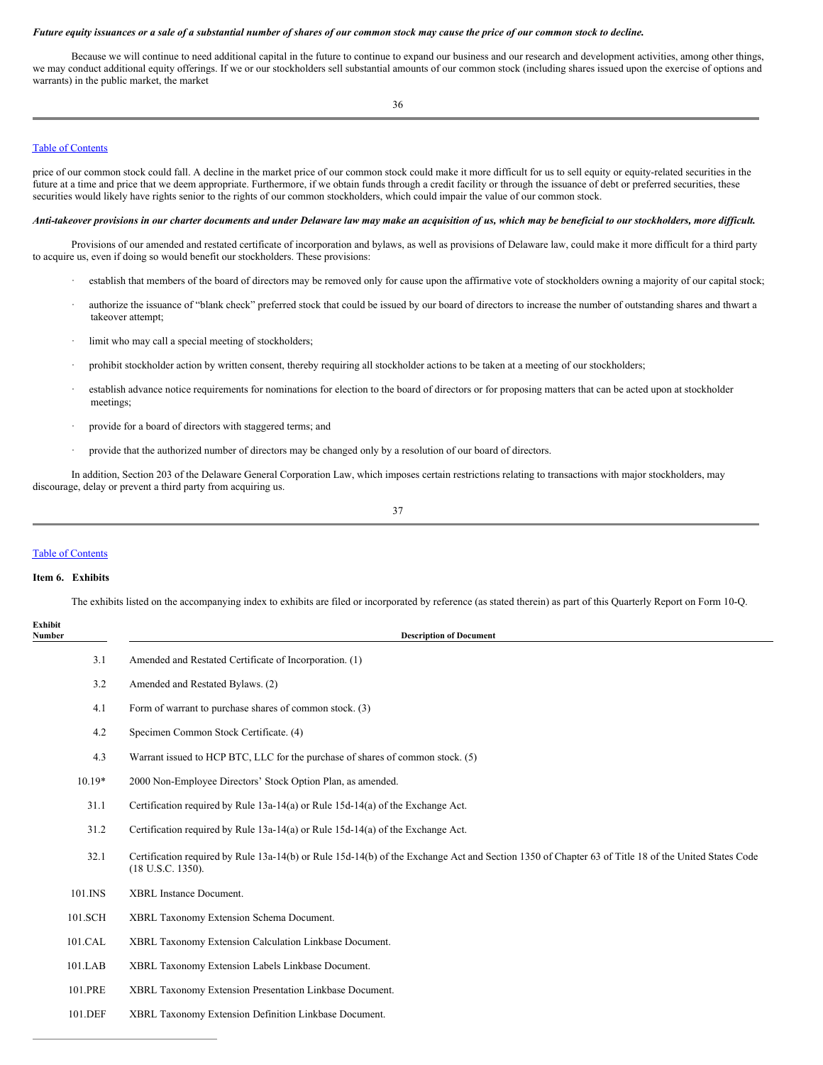***Future equity issuances or a sale of a substantial number of shares of our common stock may cause the price of our common stock to decline.***

Because we will continue to need additional capital in the future to continue to expand our business and our research and development activities, among other things, we may conduct additional equity offerings. If we or our stockholders sell substantial amounts of our common stock (including shares issued upon the exercise of options and warrants) in the public market, the market price of our common stock could fall. A decline in the market price of our common stock could make it more difficult for us to sell equity or equity-related securities in the future at a time and price that we deem appropriate. Furthermore, if we obtain funds through a credit facility or through the issuance of debt or preferred securities, these securities would likely have rights senior to the rights of our common stockholders, which could impair the value of our common stock.

***Anti-takeover provisions in our charter documents and under Delaware law may make an acquisition of us, which may be beneficial to our stockholders, more difficult.***

Provisions of our amended and restated certificate of incorporation and bylaws, as well as provisions of Delaware law, could make it more difficult for a third party to acquire us, even if doing so would benefit our stockholders. These provisions:

- establish that members of the board of directors may be removed only for cause upon the affirmative vote of stockholders owning a majority of our capital stock;
- authorize the issuance of "blank check" preferred stock that could be issued by our board of directors to increase the number of outstanding shares and thwart a takeover attempt;
- limit who may call a special meeting of stockholders;
- prohibit stockholder action by written consent, thereby requiring all stockholder actions to be taken at a meeting of our stockholders;
- establish advance notice requirements for nominations for election to the board of directors or for proposing matters that can be acted upon at stockholder meetings;
- provide for a board of directors with staggered terms; and
- provide that the authorized number of directors may be changed only by a resolution of our board of directors.

In addition, Section 203 of the Delaware General Corporation Law, which imposes certain restrictions relating to transactions with major stockholders, may discourage, delay or prevent a third party from acquiring us.

[Table of Contents]

**Item 6. Exhibits**

The exhibits listed on the accompanying index to exhibits are filed or incorporated by reference (as stated therein) as part of this Quarterly Report on Form 10-Q.

| Exhibit Number | Description of Document |
|---|---|
| 3.1 | Amended and Restated Certificate of Incorporation. (1) |
| 3.2 | Amended and Restated Bylaws. (2) |
| 4.1 | Form of warrant to purchase shares of common stock. (3) |
| 4.2 | Specimen Common Stock Certificate. (4) |
| 4.3 | Warrant issued to HCP BTC, LLC for the purchase of shares of common stock. (5) |
| 10.19* | 2000 Non-Employee Directors' Stock Option Plan, as amended. |
| 31.1 | Certification required by Rule 13a-14(a) or Rule 15d-14(a) of the Exchange Act. |
| 31.2 | Certification required by Rule 13a-14(a) or Rule 15d-14(a) of the Exchange Act. |
| 32.1 | Certification required by Rule 13a-14(b) or Rule 15d-14(b) of the Exchange Act and Section 1350 of Chapter 63 of Title 18 of the United States Code (18 U.S.C. 1350). |
| 101.INS | XBRL Instance Document. |
| 101.SCH | XBRL Taxonomy Extension Schema Document. |
| 101.CAL | XBRL Taxonomy Extension Calculation Linkbase Document. |
| 101.LAB | XBRL Taxonomy Extension Labels Linkbase Document. |
| 101.PRE | XBRL Taxonomy Extension Presentation Linkbase Document. |
| 101.DEF | XBRL Taxonomy Extension Definition Linkbase Document. |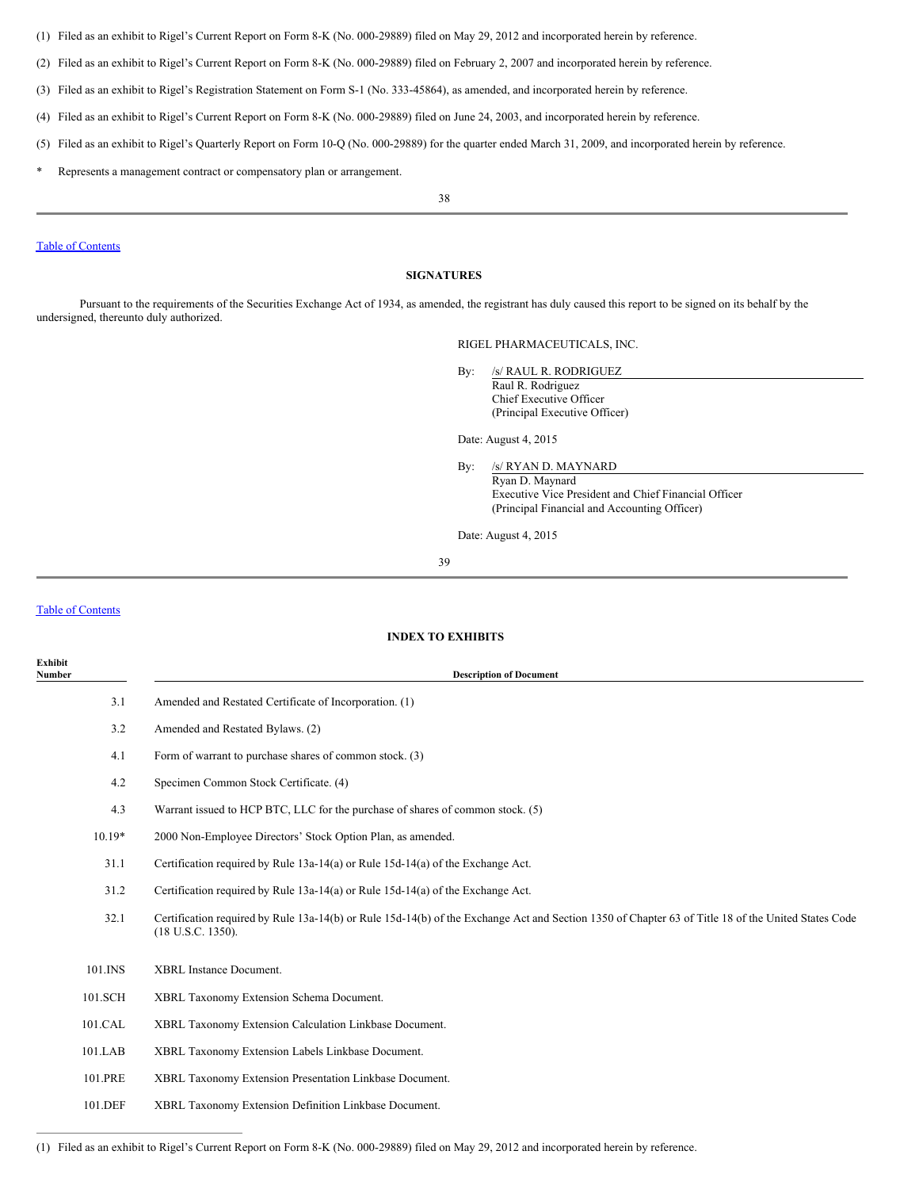(1) Filed as an exhibit to Rigel's Current Report on Form 8-K (No. 000-29889) filed on May 29, 2012 and incorporated herein by reference.

(2) Filed as an exhibit to Rigel's Current Report on Form 8-K (No. 000-29889) filed on February 2, 2007 and incorporated herein by reference.

(3) Filed as an exhibit to Rigel's Registration Statement on Form S-1 (No. 333-45864), as amended, and incorporated herein by reference.

(4) Filed as an exhibit to Rigel's Current Report on Form 8-K (No. 000-29889) filed on June 24, 2003, and incorporated herein by reference.

(5) Filed as an exhibit to Rigel's Quarterly Report on Form 10-Q (No. 000-29889) for the quarter ended March 31, 2009, and incorporated herein by reference.

\* Represents a management contract or compensatory plan or arrangement.

Table of Contents

## SIGNATURES

Pursuant to the requirements of the Securities Exchange Act of 1934, as amended, the registrant has duly caused this report to be signed on its behalf by the undersigned, thereunto duly authorized.

RIGEL PHARMACEUTICALS, INC.

By: /s/ RAUL R. RODRIGUEZ
Raul R. Rodriguez
Chief Executive Officer
(Principal Executive Officer)

Date: August 4, 2015

By: /s/ RYAN D. MAYNARD
Ryan D. Maynard
Executive Vice President and Chief Financial Officer
(Principal Financial and Accounting Officer)

Date: August 4, 2015

Table of Contents

## INDEX TO EXHIBITS

| Exhibit Number | Description of Document |
|---|---|
| 3.1 | Amended and Restated Certificate of Incorporation. (1) |
| 3.2 | Amended and Restated Bylaws. (2) |
| 4.1 | Form of warrant to purchase shares of common stock. (3) |
| 4.2 | Specimen Common Stock Certificate. (4) |
| 4.3 | Warrant issued to HCP BTC, LLC for the purchase of shares of common stock. (5) |
| 10.19* | 2000 Non-Employee Directors' Stock Option Plan, as amended. |
| 31.1 | Certification required by Rule 13a-14(a) or Rule 15d-14(a) of the Exchange Act. |
| 31.2 | Certification required by Rule 13a-14(a) or Rule 15d-14(a) of the Exchange Act. |
| 32.1 | Certification required by Rule 13a-14(b) or Rule 15d-14(b) of the Exchange Act and Section 1350 of Chapter 63 of Title 18 of the United States Code (18 U.S.C. 1350). |
| 101.INS | XBRL Instance Document. |
| 101.SCH | XBRL Taxonomy Extension Schema Document. |
| 101.CAL | XBRL Taxonomy Extension Calculation Linkbase Document. |
| 101.LAB | XBRL Taxonomy Extension Labels Linkbase Document. |
| 101.PRE | XBRL Taxonomy Extension Presentation Linkbase Document. |
| 101.DEF | XBRL Taxonomy Extension Definition Linkbase Document. |

(1) Filed as an exhibit to Rigel's Current Report on Form 8-K (No. 000-29889) filed on May 29, 2012 and incorporated herein by reference.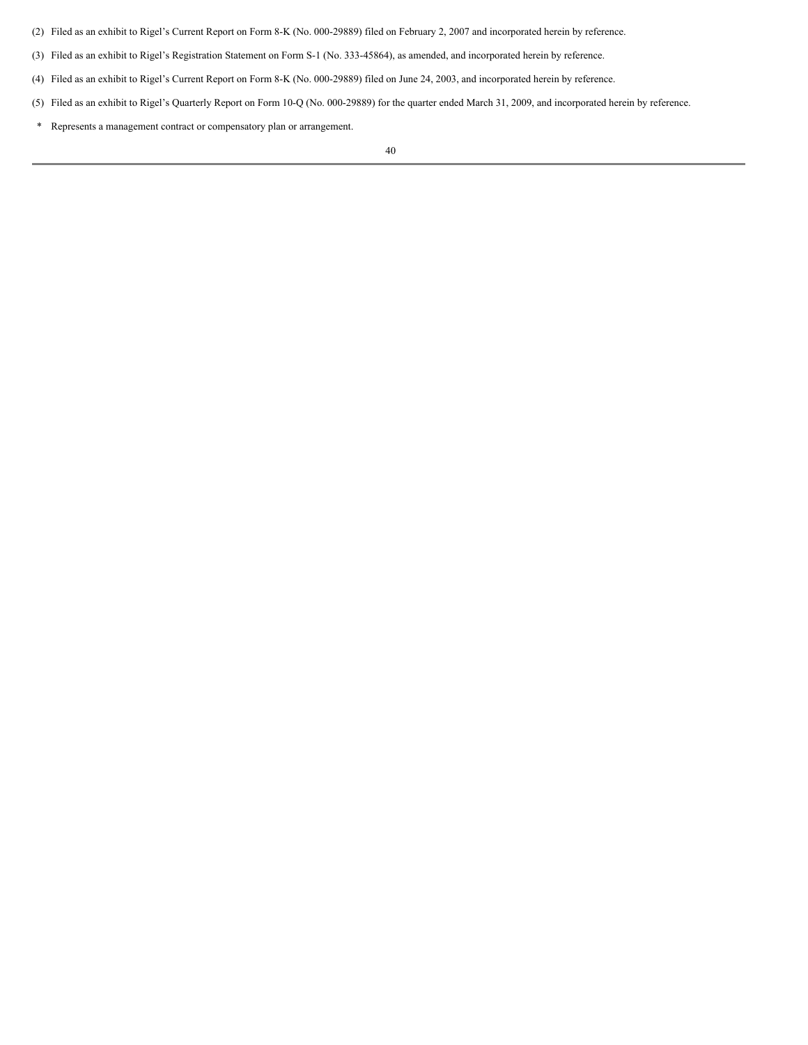(2) Filed as an exhibit to Rigel's Current Report on Form 8-K (No. 000-29889) filed on February 2, 2007 and incorporated herein by reference.

(3) Filed as an exhibit to Rigel's Registration Statement on Form S-1 (No. 333-45864), as amended, and incorporated herein by reference.

(4) Filed as an exhibit to Rigel's Current Report on Form 8-K (No. 000-29889) filed on June 24, 2003, and incorporated herein by reference.

(5) Filed as an exhibit to Rigel's Quarterly Report on Form 10-Q (No. 000-29889) for the quarter ended March 31, 2009, and incorporated herein by reference.

\* Represents a management contract or compensatory plan or arrangement.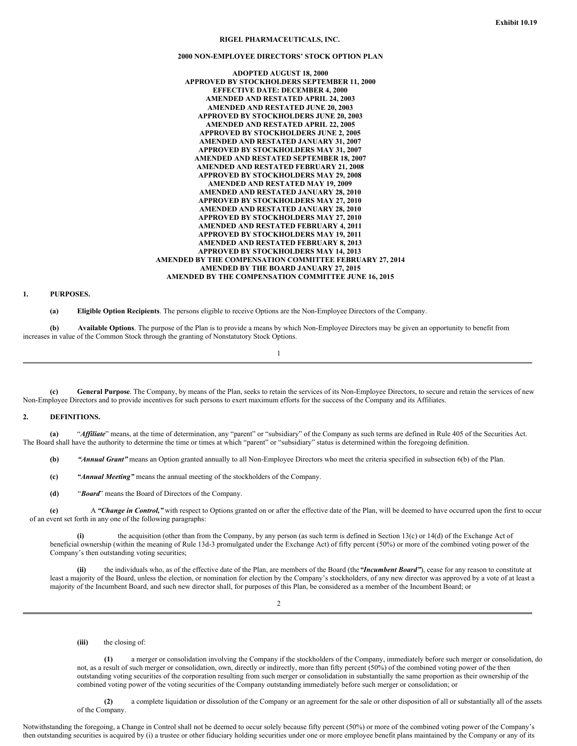Exhibit 10.19

**RIGEL PHARMACEUTICALS, INC.**

**2000 NON-EMPLOYEE DIRECTORS' STOCK OPTION PLAN**

**ADOPTED AUGUST 18, 2000**
**APPROVED BY STOCKHOLDERS SEPTEMBER 11, 2000**
**EFFECTIVE DATE: DECEMBER 4, 2000**
**AMENDED AND RESTATED APRIL 24, 2003**
**AMENDED AND RESTATED JUNE 20, 2003**
**APPROVED BY STOCKHOLDERS JUNE 20, 2003**
**AMENDED AND RESTATED APRIL 22, 2005**
**APPROVED BY STOCKHOLDERS JUNE 2, 2005**
**AMENDED AND RESTATED JANUARY 31, 2007**
**APPROVED BY STOCKHOLDERS MAY 31, 2007**
**AMENDED AND RESTATED SEPTEMBER 18, 2007**
**AMENDED AND RESTATED FEBRUARY 21, 2008**
**APPROVED BY STOCKHOLDERS MAY 29, 2008**
**AMENDED AND RESTATED MAY 19, 2009**
**AMENDED AND RESTATED JANUARY 28, 2010**
**APPROVED BY STOCKHOLDERS MAY 27, 2010**
**AMENDED AND RESTATED JANUARY 28, 2010**
**APPROVED BY STOCKHOLDERS MAY 27, 2010**
**AMENDED AND RESTATED FEBRUARY 4, 2011**
**APPROVED BY STOCKHOLDERS MAY 19, 2011**
**AMENDED AND RESTATED FEBRUARY 8, 2013**
**APPROVED BY STOCKHOLDERS MAY 14, 2013**
**AMENDED BY THE COMPENSATION COMMITTEE FEBRUARY 27, 2014**
**AMENDED BY THE BOARD JANUARY 27, 2015**
**AMENDED BY THE COMPENSATION COMMITTEE JUNE 16, 2015**

## 1. PURPOSES.

**(a) Eligible Option Recipients**. The persons eligible to receive Options are the Non-Employee Directors of the Company.

**(b) Available Options**. The purpose of the Plan is to provide a means by which Non-Employee Directors may be given an opportunity to benefit from increases in value of the Common Stock through the granting of Nonstatutory Stock Options.

**(c) General Purpose**. The Company, by means of the Plan, seeks to retain the services of its Non-Employee Directors, to secure and retain the services of new Non-Employee Directors and to provide incentives for such persons to exert maximum efforts for the success of the Company and its Affiliates.

## 2. DEFINITIONS.

**(a)** "***Affiliate***" means, at the time of determination, any "parent" or "subsidiary" of the Company as such terms are defined in Rule 405 of the Securities Act. The Board shall have the authority to determine the time or times at which "parent" or "subsidiary" status is determined within the foregoing definition.

**(b)** ***"Annual Grant"*** means an Option granted annually to all Non-Employee Directors who meet the criteria specified in subsection 6(b) of the Plan.

**(c)** ***"Annual Meeting"*** means the annual meeting of the stockholders of the Company.

**(d)** "***Board***" means the Board of Directors of the Company.

**(e)** A ***"Change in Control,"*** with respect to Options granted on or after the effective date of the Plan, will be deemed to have occurred upon the first to occur of an event set forth in any one of the following paragraphs:

**(i)** the acquisition (other than from the Company, by any person (as such term is defined in Section 13(c) or 14(d) of the Exchange Act of beneficial ownership (within the meaning of Rule 13d-3 promulgated under the Exchange Act) of fifty percent (50%) or more of the combined voting power of the Company's then outstanding voting securities;

**(ii)** the individuals who, as of the effective date of the Plan, are members of the Board (the ***"Incumbent Board"***), cease for any reason to constitute at least a majority of the Board, unless the election, or nomination for election by the Company's stockholders, of any new director was approved by a vote of at least a majority of the Incumbent Board, and such new director shall, for purposes of this Plan, be considered as a member of the Incumbent Board; or

**(iii)** the closing of:

**(1)** a merger or consolidation involving the Company if the stockholders of the Company, immediately before such merger or consolidation, do not, as a result of such merger or consolidation, own, directly or indirectly, more than fifty percent (50%) of the combined voting power of the then outstanding voting securities of the corporation resulting from such merger or consolidation in substantially the same proportion as their ownership of the combined voting power of the voting securities of the Company outstanding immediately before such merger or consolidation; or

**(2)** a complete liquidation or dissolution of the Company or an agreement for the sale or other disposition of all or substantially all of the assets of the Company.

Notwithstanding the foregoing, a Change in Control shall not be deemed to occur solely because fifty percent (50%) or more of the combined voting power of the Company's then outstanding securities is acquired by (i) a trustee or other fiduciary holding securities under one or more employee benefit plans maintained by the Company or any of its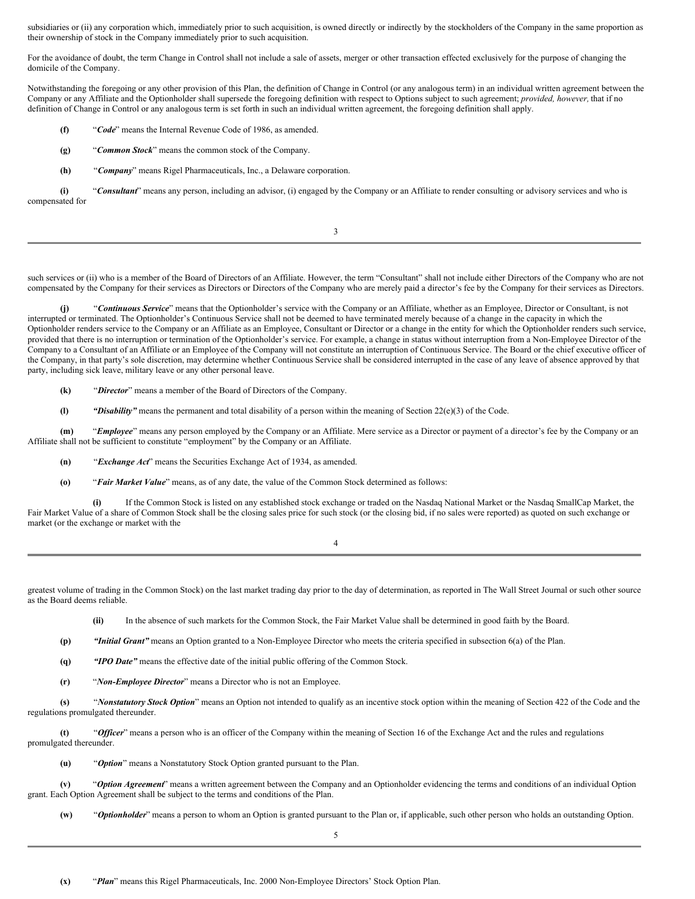subsidiaries or (ii) any corporation which, immediately prior to such acquisition, is owned directly or indirectly by the stockholders of the Company in the same proportion as their ownership of stock in the Company immediately prior to such acquisition.

For the avoidance of doubt, the term Change in Control shall not include a sale of assets, merger or other transaction effected exclusively for the purpose of changing the domicile of the Company.

Notwithstanding the foregoing or any other provision of this Plan, the definition of Change in Control (or any analogous term) in an individual written agreement between the Company or any Affiliate and the Optionholder shall supersede the foregoing definition with respect to Options subject to such agreement; *provided, however,* that if no definition of Change in Control or any analogous term is set forth in such an individual written agreement, the foregoing definition shall apply.

**(f)** "***Code***" means the Internal Revenue Code of 1986, as amended.

**(g)** "***Common Stock***" means the common stock of the Company.

**(h)** "***Company***" means Rigel Pharmaceuticals, Inc., a Delaware corporation.

**(i)** "***Consultant***" means any person, including an advisor, (i) engaged by the Company or an Affiliate to render consulting or advisory services and who is compensated for such services or (ii) who is a member of the Board of Directors of an Affiliate. However, the term "Consultant" shall not include either Directors of the Company who are not compensated by the Company for their services as Directors or Directors of the Company who are merely paid a director's fee by the Company for their services as Directors.

**(j)** "***Continuous Service***" means that the Optionholder's service with the Company or an Affiliate, whether as an Employee, Director or Consultant, is not interrupted or terminated. The Optionholder's Continuous Service shall not be deemed to have terminated merely because of a change in the capacity in which the Optionholder renders service to the Company or an Affiliate as an Employee, Consultant or Director or a change in the entity for which the Optionholder renders such service, provided that there is no interruption or termination of the Optionholder's service. For example, a change in status without interruption from a Non-Employee Director of the Company to a Consultant of an Affiliate or an Employee of the Company will not constitute an interruption of Continuous Service. The Board or the chief executive officer of the Company, in that party's sole discretion, may determine whether Continuous Service shall be considered interrupted in the case of any leave of absence approved by that party, including sick leave, military leave or any other personal leave.

**(k)** "***Director***" means a member of the Board of Directors of the Company.

**(l)** ***"Disability"*** means the permanent and total disability of a person within the meaning of Section 22(e)(3) of the Code.

**(m)** "***Employee***" means any person employed by the Company or an Affiliate. Mere service as a Director or payment of a director's fee by the Company or an Affiliate shall not be sufficient to constitute "employment" by the Company or an Affiliate.

**(n)** "***Exchange Act***" means the Securities Exchange Act of 1934, as amended.

**(o)** "***Fair Market Value***" means, as of any date, the value of the Common Stock determined as follows:

**(i)** If the Common Stock is listed on any established stock exchange or traded on the Nasdaq National Market or the Nasdaq SmallCap Market, the Fair Market Value of a share of Common Stock shall be the closing sales price for such stock (or the closing bid, if no sales were reported) as quoted on such exchange or market (or the exchange or market with the greatest volume of trading in the Common Stock) on the last market trading day prior to the day of determination, as reported in The Wall Street Journal or such other source as the Board deems reliable.

**(ii)** In the absence of such markets for the Common Stock, the Fair Market Value shall be determined in good faith by the Board.

**(p)** ***"Initial Grant"*** means an Option granted to a Non-Employee Director who meets the criteria specified in subsection 6(a) of the Plan.

**(q)** ***"IPO Date"*** means the effective date of the initial public offering of the Common Stock.

**(r)** "***Non-Employee Director***" means a Director who is not an Employee.

**(s)** "***Nonstatutory Stock Option***" means an Option not intended to qualify as an incentive stock option within the meaning of Section 422 of the Code and the regulations promulgated thereunder.

**(t)** "***Officer***" means a person who is an officer of the Company within the meaning of Section 16 of the Exchange Act and the rules and regulations promulgated thereunder.

**(u)** "***Option***" means a Nonstatutory Stock Option granted pursuant to the Plan.

**(v)** "***Option Agreement***" means a written agreement between the Company and an Optionholder evidencing the terms and conditions of an individual Option grant. Each Option Agreement shall be subject to the terms and conditions of the Plan.

**(w)** "***Optionholder***" means a person to whom an Option is granted pursuant to the Plan or, if applicable, such other person who holds an outstanding Option.

**(x)** "***Plan***" means this Rigel Pharmaceuticals, Inc. 2000 Non-Employee Directors' Stock Option Plan.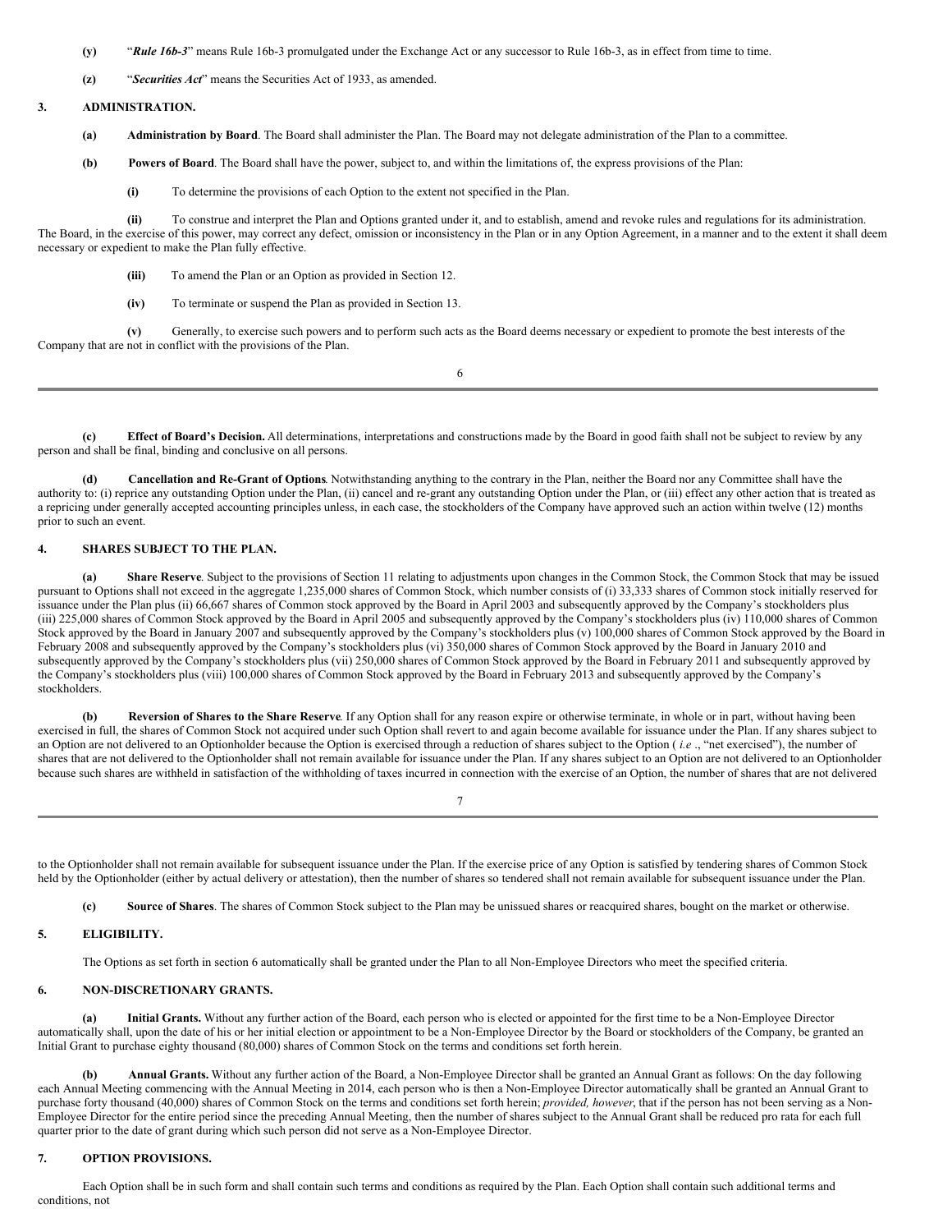**(y)** "***Rule 16b-3***" means Rule 16b-3 promulgated under the Exchange Act or any successor to Rule 16b-3, as in effect from time to time.

**(z)** "***Securities Act***" means the Securities Act of 1933, as amended.

## 3. ADMINISTRATION.

**(a) Administration by Board**. The Board shall administer the Plan. The Board may not delegate administration of the Plan to a committee.

**(b) Powers of Board**. The Board shall have the power, subject to, and within the limitations of, the express provisions of the Plan:

**(i)** To determine the provisions of each Option to the extent not specified in the Plan.

**(ii)** To construe and interpret the Plan and Options granted under it, and to establish, amend and revoke rules and regulations for its administration. The Board, in the exercise of this power, may correct any defect, omission or inconsistency in the Plan or in any Option Agreement, in a manner and to the extent it shall deem necessary or expedient to make the Plan fully effective.

**(iii)** To amend the Plan or an Option as provided in Section 12.

**(iv)** To terminate or suspend the Plan as provided in Section 13.

**(v)** Generally, to exercise such powers and to perform such acts as the Board deems necessary or expedient to promote the best interests of the Company that are not in conflict with the provisions of the Plan.

**(c) Effect of Board's Decision.** All determinations, interpretations and constructions made by the Board in good faith shall not be subject to review by any person and shall be final, binding and conclusive on all persons.

**(d) Cancellation and Re-Grant of Options**. Notwithstanding anything to the contrary in the Plan, neither the Board nor any Committee shall have the authority to: (i) reprice any outstanding Option under the Plan, (ii) cancel and re-grant any outstanding Option under the Plan, or (iii) effect any other action that is treated as a repricing under generally accepted accounting principles unless, in each case, the stockholders of the Company have approved such an action within twelve (12) months prior to such an event.

## 4. SHARES SUBJECT TO THE PLAN.

**(a) Share Reserve**. Subject to the provisions of Section 11 relating to adjustments upon changes in the Common Stock, the Common Stock that may be issued pursuant to Options shall not exceed in the aggregate 1,235,000 shares of Common Stock, which number consists of (i) 33,333 shares of Common stock initially reserved for issuance under the Plan plus (ii) 66,667 shares of Common Stock approved by the Board in April 2003 and subsequently approved by the Company's stockholders plus (iii) 225,000 shares of Common Stock approved by the Board in April 2005 and subsequently approved by the Company's stockholders plus (iv) 110,000 shares of Common Stock approved by the Board in January 2007 and subsequently approved by the Company's stockholders plus (v) 100,000 shares of Common Stock approved by the Board in February 2008 and subsequently approved by the Company's stockholders plus (vi) 350,000 shares of Common Stock approved by the Board in January 2010 and subsequently approved by the Company's stockholders plus (vii) 250,000 shares of Common Stock approved by the Board in February 2011 and subsequently approved by the Company's stockholders plus (viii) 100,000 shares of Common Stock approved by the Board in February 2013 and subsequently approved by the Company's stockholders.

**(b) Reversion of Shares to the Share Reserve**. If any Option shall for any reason expire or otherwise terminate, in whole or in part, without having been exercised in full, the shares of Common Stock not acquired under such Option shall revert to and again become available for issuance under the Plan. If any shares subject to an Option are not delivered to an Optionholder because the Option is exercised through a reduction of shares subject to the Option ( *i.e* ., "net exercised"), the number of shares that are not delivered to the Optionholder shall not remain available for issuance under the Plan. If any shares subject to an Option are not delivered to an Optionholder because such shares are withheld in satisfaction of the withholding of taxes incurred in connection with the exercise of an Option, the number of shares that are not delivered to the Optionholder shall not remain available for subsequent issuance under the Plan. If the exercise price of any Option is satisfied by tendering shares of Common Stock held by the Optionholder (either by actual delivery or attestation), then the number of shares so tendered shall not remain available for subsequent issuance under the Plan.

**(c) Source of Shares**. The shares of Common Stock subject to the Plan may be unissued shares or reacquired shares, bought on the market or otherwise.

## 5. ELIGIBILITY.

The Options as set forth in section 6 automatically shall be granted under the Plan to all Non-Employee Directors who meet the specified criteria.

## 6. NON-DISCRETIONARY GRANTS.

**(a) Initial Grants.** Without any further action of the Board, each person who is elected or appointed for the first time to be a Non-Employee Director automatically shall, upon the date of his or her initial election or appointment to be a Non-Employee Director by the Board or stockholders of the Company, be granted an Initial Grant to purchase eighty thousand (80,000) shares of Common Stock on the terms and conditions set forth herein.

**(b) Annual Grants.** Without any further action of the Board, a Non-Employee Director shall be granted an Annual Grant as follows: On the day following each Annual Meeting commencing with the Annual Meeting in 2014, each person who is then a Non-Employee Director automatically shall be granted an Annual Grant to purchase forty thousand (40,000) shares of Common Stock on the terms and conditions set forth herein; *provided, however*, that if the person has not been serving as a Non-Employee Director for the entire period since the preceding Annual Meeting, then the number of shares subject to the Annual Grant shall be reduced pro rata for each full quarter prior to the date of grant during which such person did not serve as a Non-Employee Director.

## 7. OPTION PROVISIONS.

Each Option shall be in such form and shall contain such terms and conditions as required by the Plan. Each Option shall contain such additional terms and conditions, not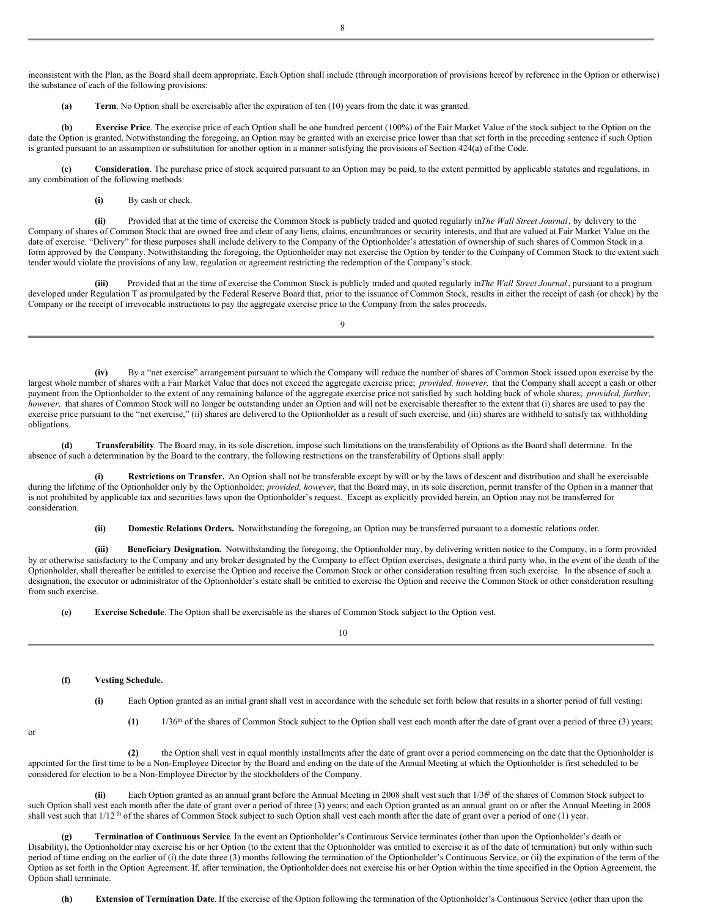inconsistent with the Plan, as the Board shall deem appropriate. Each Option shall include (through incorporation of provisions hereof by reference in the Option or otherwise) the substance of each of the following provisions:

**(a) Term**. No Option shall be exercisable after the expiration of ten (10) years from the date it was granted.

**(b) Exercise Price**. The exercise price of each Option shall be one hundred percent (100%) of the Fair Market Value of the stock subject to the Option on the date the Option is granted. Notwithstanding the foregoing, an Option may be granted with an exercise price lower than that set forth in the preceding sentence if such Option is granted pursuant to an assumption or substitution for another option in a manner satisfying the provisions of Section 424(a) of the Code.

**(c) Consideration**. The purchase price of stock acquired pursuant to an Option may be paid, to the extent permitted by applicable statutes and regulations, in any combination of the following methods:

**(i)** By cash or check.

**(ii)** Provided that at the time of exercise the Common Stock is publicly traded and quoted regularly in *The Wall Street Journal*, by delivery to the Company of shares of Common Stock that are owned free and clear of any liens, claims, encumbrances or security interests, and that are valued at Fair Market Value on the date of exercise. "Delivery" for these purposes shall include delivery to the Company of the Optionholder's attestation of ownership of such shares of Common Stock in a form approved by the Company. Notwithstanding the foregoing, the Optionholder may not exercise the Option by tender to the Company of Common Stock to the extent such tender would violate the provisions of any law, regulation or agreement restricting the redemption of the Company's stock.

**(iii)** Provided that at the time of exercise the Common Stock is publicly traded and quoted regularly in *The Wall Street Journal*, pursuant to a program developed under Regulation T as promulgated by the Federal Reserve Board that, prior to the issuance of Common Stock, results in either the receipt of cash (or check) by the Company or the receipt of irrevocable instructions to pay the aggregate exercise price to the Company from the sales proceeds.

**(iv)** By a "net exercise" arrangement pursuant to which the Company will reduce the number of shares of Common Stock issued upon exercise by the largest whole number of shares with a Fair Market Value that does not exceed the aggregate exercise price; *provided, however,* that the Company shall accept a cash or other payment from the Optionholder to the extent of any remaining balance of the aggregate exercise price not satisfied by such holding back of whole shares; *provided, further, however,* that shares of Common Stock will no longer be outstanding under an Option and will not be exercisable thereafter to the extent that (i) shares are used to pay the exercise price pursuant to the "net exercise," (ii) shares are delivered to the Optionholder as a result of such exercise, and (iii) shares are withheld to satisfy tax withholding obligations.

**(d) Transferability**. The Board may, in its sole discretion, impose such limitations on the transferability of Options as the Board shall determine. In the absence of such a determination by the Board to the contrary, the following restrictions on the transferability of Options shall apply:

**(i) Restrictions on Transfer.** An Option shall not be transferable except by will or by the laws of descent and distribution and shall be exercisable during the lifetime of the Optionholder only by the Optionholder; *provided, however*, that the Board may, in its sole discretion, permit transfer of the Option in a manner that is not prohibited by applicable tax and securities laws upon the Optionholder's request. Except as explicitly provided herein, an Option may not be transferred for consideration.

**(ii) Domestic Relations Orders.** Notwithstanding the foregoing, an Option may be transferred pursuant to a domestic relations order.

**(iii) Beneficiary Designation.** Notwithstanding the foregoing, the Optionholder may, by delivering written notice to the Company, in a form provided by or otherwise satisfactory to the Company and any broker designated by the Company to effect Option exercises, designate a third party who, in the event of the death of the Optionholder, shall thereafter be entitled to exercise the Option and receive the Common Stock or other consideration resulting from such exercise. In the absence of such a designation, the executor or administrator of the Optionholder's estate shall be entitled to exercise the Option and receive the Common Stock or other consideration resulting from such exercise.

**(e) Exercise Schedule**. The Option shall be exercisable as the shares of Common Stock subject to the Option vest.

**(f) Vesting Schedule.**

**(i)** Each Option granted as an initial grant shall vest in accordance with the schedule set forth below that results in a shorter period of full vesting:

**(1)** 1/36th of the shares of Common Stock subject to the Option shall vest each month after the date of grant over a period of three (3) years;

or

**(2)** the Option shall vest in equal monthly installments after the date of grant over a period commencing on the date that the Optionholder is appointed for the first time to be a Non-Employee Director by the Board and ending on the date of the Annual Meeting at which the Optionholder is first scheduled to be considered for election to be a Non-Employee Director by the stockholders of the Company.

**(ii)** Each Option granted as an annual grant before the Annual Meeting in 2008 shall vest such that 1/36th of the shares of Common Stock subject to such Option shall vest each month after the date of grant over a period of three (3) years; and each Option granted as an annual grant on or after the Annual Meeting in 2008 shall vest such that 1/12th of the shares of Common Stock subject to such Option shall vest each month after the date of grant over a period of one (1) year.

**(g) Termination of Continuous Service**. In the event an Optionholder's Continuous Service terminates (other than upon the Optionholder's death or Disability), the Optionholder may exercise his or her Option (to the extent that the Optionholder was entitled to exercise it as of the date of termination) but only within such period of time ending on the earlier of (i) the date three (3) months following the termination of the Optionholder's Continuous Service, or (ii) the expiration of the term of the Option as set forth in the Option Agreement. If, after termination, the Optionholder does not exercise his or her Option within the time specified in the Option Agreement, the Option shall terminate.

**(h) Extension of Termination Date**. If the exercise of the Option following the termination of the Optionholder's Continuous Service (other than upon the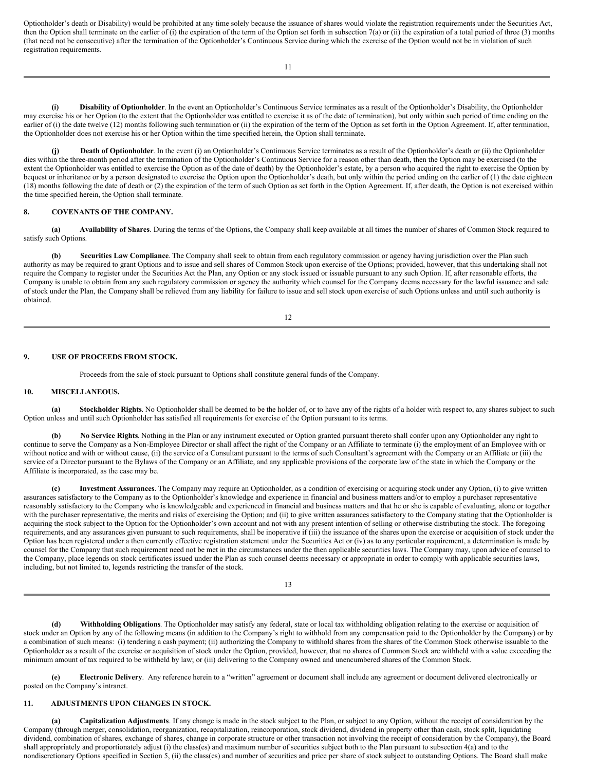Optionholder's death or Disability) would be prohibited at any time solely because the issuance of shares would violate the registration requirements under the Securities Act, then the Option shall terminate on the earlier of (i) the expiration of the term of the Option set forth in subsection 7(a) or (ii) the expiration of a total period of three (3) months (that need not be consecutive) after the termination of the Optionholder's Continuous Service during which the exercise of the Option would not be in violation of such registration requirements.

**(i) Disability of Optionholder**. In the event an Optionholder's Continuous Service terminates as a result of the Optionholder's Disability, the Optionholder may exercise his or her Option (to the extent that the Optionholder was entitled to exercise it as of the date of termination), but only within such period of time ending on the earlier of (i) the date twelve (12) months following such termination or (ii) the expiration of the term of the Option as set forth in the Option Agreement. If, after termination, the Optionholder does not exercise his or her Option within the time specified herein, the Option shall terminate.

**(j) Death of Optionholder**. In the event (i) an Optionholder's Continuous Service terminates as a result of the Optionholder's death or (ii) the Optionholder dies within the three-month period after the termination of the Optionholder's Continuous Service for a reason other than death, then the Option may be exercised (to the extent the Optionholder was entitled to exercise the Option as of the date of death) by the Optionholder's estate, by a person who acquired the right to exercise the Option by bequest or inheritance or by a person designated to exercise the Option upon the Optionholder's death, but only within the period ending on the earlier of (1) the date eighteen (18) months following the date of death or (2) the expiration of the term of such Option as set forth in the Option Agreement. If, after death, the Option is not exercised within the time specified herein, the Option shall terminate.

## 8. COVENANTS OF THE COMPANY.

**(a) Availability of Shares**. During the terms of the Options, the Company shall keep available at all times the number of shares of Common Stock required to satisfy such Options.

**(b) Securities Law Compliance**. The Company shall seek to obtain from each regulatory commission or agency having jurisdiction over the Plan such authority as may be required to grant Options and to issue and sell shares of Common Stock upon exercise of the Options; provided, however, that this undertaking shall not require the Company to register under the Securities Act the Plan, any Option or any stock issued or issuable pursuant to any such Option. If, after reasonable efforts, the Company is unable to obtain from any such regulatory commission or agency the authority which counsel for the Company deems necessary for the lawful issuance and sale of stock under the Plan, the Company shall be relieved from any liability for failure to issue and sell stock upon exercise of such Options unless and until such authority is obtained.

## 9. USE OF PROCEEDS FROM STOCK.

Proceeds from the sale of stock pursuant to Options shall constitute general funds of the Company.

## 10. MISCELLANEOUS.

**(a) Stockholder Rights**. No Optionholder shall be deemed to be the holder of, or to have any of the rights of a holder with respect to, any shares subject to such Option unless and until such Optionholder has satisfied all requirements for exercise of the Option pursuant to its terms.

**(b) No Service Rights**. Nothing in the Plan or any instrument executed or Option granted pursuant thereto shall confer upon any Optionholder any right to continue to serve the Company as a Non-Employee Director or shall affect the right of the Company or an Affiliate to terminate (i) the employment of an Employee with or without notice and with or without cause, (ii) the service of a Consultant pursuant to the terms of such Consultant's agreement with the Company or an Affiliate or (iii) the service of a Director pursuant to the Bylaws of the Company or an Affiliate, and any applicable provisions of the corporate law of the state in which the Company or the Affiliate is incorporated, as the case may be.

**(c) Investment Assurances**. The Company may require an Optionholder, as a condition of exercising or acquiring stock under any Option, (i) to give written assurances satisfactory to the Company as to the Optionholder's knowledge and experience in financial and business matters and/or to employ a purchaser representative reasonably satisfactory to the Company who is knowledgeable and experienced in financial and business matters and that he or she is capable of evaluating, alone or together with the purchaser representative, the merits and risks of exercising the Option; and (ii) to give written assurances satisfactory to the Company stating that the Optionholder is acquiring the stock subject to the Option for the Optionholder's own account and not with any present intention of selling or otherwise distributing the stock. The foregoing requirements, and any assurances given pursuant to such requirements, shall be inoperative if (iii) the issuance of the shares upon the exercise or acquisition of stock under the Option has been registered under a then currently effective registration statement under the Securities Act or (iv) as to any particular requirement, a determination is made by counsel for the Company that such requirement need not be met in the circumstances under the then applicable securities laws. The Company may, upon advice of counsel to the Company, place legends on stock certificates issued under the Plan as such counsel deems necessary or appropriate in order to comply with applicable securities laws, including, but not limited to, legends restricting the transfer of the stock.

**(d) Withholding Obligations**. The Optionholder may satisfy any federal, state or local tax withholding obligation relating to the exercise or acquisition of stock under an Option by any of the following means (in addition to the Company's right to withhold from any compensation paid to the Optionholder by the Company) or by a combination of such means: (i) tendering a cash payment; (ii) authorizing the Company to withhold shares from the shares of the Common Stock otherwise issuable to the Optionholder as a result of the exercise or acquisition of stock under the Option, provided, however, that no shares of Common Stock are withheld with a value exceeding the minimum amount of tax required to be withheld by law; or (iii) delivering to the Company owned and unencumbered shares of the Common Stock.

**(e) Electronic Delivery**. Any reference herein to a "written" agreement or document shall include any agreement or document delivered electronically or posted on the Company's intranet.

## 11. ADJUSTMENTS UPON CHANGES IN STOCK.

**(a) Capitalization Adjustments**. If any change is made in the stock subject to the Plan, or subject to any Option, without the receipt of consideration by the Company (through merger, consolidation, reorganization, recapitalization, reincorporation, stock dividend, dividend in property other than cash, stock split, liquidating dividend, combination of shares, exchange of shares, change in corporate structure or other transaction not involving the receipt of consideration by the Company), the Board shall appropriately and proportionately adjust (i) the class(es) and maximum number of securities subject both to the Plan pursuant to subsection 4(a) and to the nondiscretionary Options specified in Section 5, (ii) the class(es) and number of securities and price per share of stock subject to outstanding Options. The Board shall make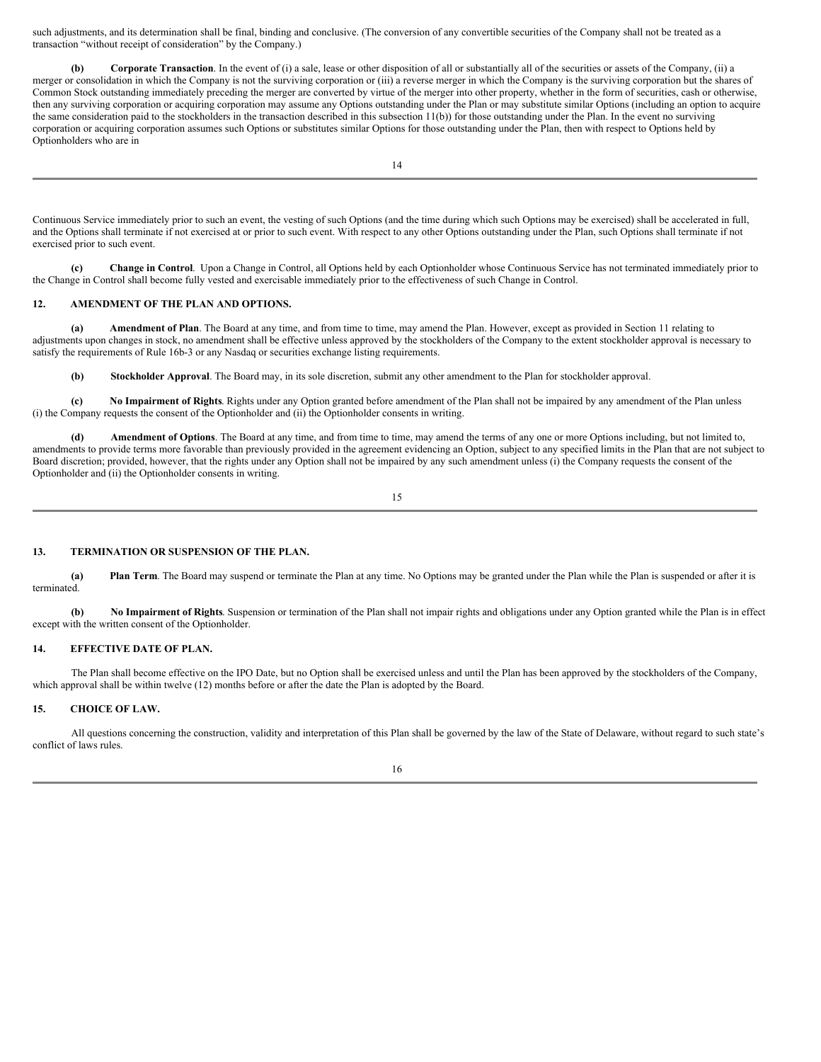such adjustments, and its determination shall be final, binding and conclusive. (The conversion of any convertible securities of the Company shall not be treated as a transaction "without receipt of consideration" by the Company.)

**(b) Corporate Transaction**. In the event of (i) a sale, lease or other disposition of all or substantially all of the securities or assets of the Company, (ii) a merger or consolidation in which the Company is not the surviving corporation or (iii) a reverse merger in which the Company is the surviving corporation but the shares of Common Stock outstanding immediately preceding the merger are converted by virtue of the merger into other property, whether in the form of securities, cash or otherwise, then any surviving corporation or acquiring corporation may assume any Options outstanding under the Plan or may substitute similar Options (including an option to acquire the same consideration paid to the stockholders in the transaction described in this subsection 11(b)) for those outstanding under the Plan. In the event no surviving corporation or acquiring corporation assumes such Options or substitutes similar Options for those outstanding under the Plan, then with respect to Options held by Optionholders who are in Continuous Service immediately prior to such an event, the vesting of such Options (and the time during which such Options may be exercised) shall be accelerated in full, and the Options shall terminate if not exercised at or prior to such event. With respect to any other Options outstanding under the Plan, such Options shall terminate if not exercised prior to such event.

**(c) Change in Control**. Upon a Change in Control, all Options held by each Optionholder whose Continuous Service has not terminated immediately prior to the Change in Control shall become fully vested and exercisable immediately prior to the effectiveness of such Change in Control.

## 12. AMENDMENT OF THE PLAN AND OPTIONS.

**(a) Amendment of Plan**. The Board at any time, and from time to time, may amend the Plan. However, except as provided in Section 11 relating to adjustments upon changes in stock, no amendment shall be effective unless approved by the stockholders of the Company to the extent stockholder approval is necessary to satisfy the requirements of Rule 16b-3 or any Nasdaq or securities exchange listing requirements.

**(b) Stockholder Approval**. The Board may, in its sole discretion, submit any other amendment to the Plan for stockholder approval.

**(c) No Impairment of Rights**. Rights under any Option granted before amendment of the Plan shall not be impaired by any amendment of the Plan unless (i) the Company requests the consent of the Optionholder and (ii) the Optionholder consents in writing.

**(d) Amendment of Options**. The Board at any time, and from time to time, may amend the terms of any one or more Options including, but not limited to, amendments to provide terms more favorable than previously provided in the agreement evidencing an Option, subject to any specified limits in the Plan that are not subject to Board discretion; provided, however, that the rights under any Option shall not be impaired by any such amendment unless (i) the Company requests the consent of the Optionholder and (ii) the Optionholder consents in writing.

## 13. TERMINATION OR SUSPENSION OF THE PLAN.

**(a) Plan Term**. The Board may suspend or terminate the Plan at any time. No Options may be granted under the Plan while the Plan is suspended or after it is terminated.

**(b) No Impairment of Rights**. Suspension or termination of the Plan shall not impair rights and obligations under any Option granted while the Plan is in effect except with the written consent of the Optionholder.

## 14. EFFECTIVE DATE OF PLAN.

The Plan shall become effective on the IPO Date, but no Option shall be exercised unless and until the Plan has been approved by the stockholders of the Company, which approval shall be within twelve (12) months before or after the date the Plan is adopted by the Board.

## 15. CHOICE OF LAW.

All questions concerning the construction, validity and interpretation of this Plan shall be governed by the law of the State of Delaware, without regard to such state's conflict of laws rules.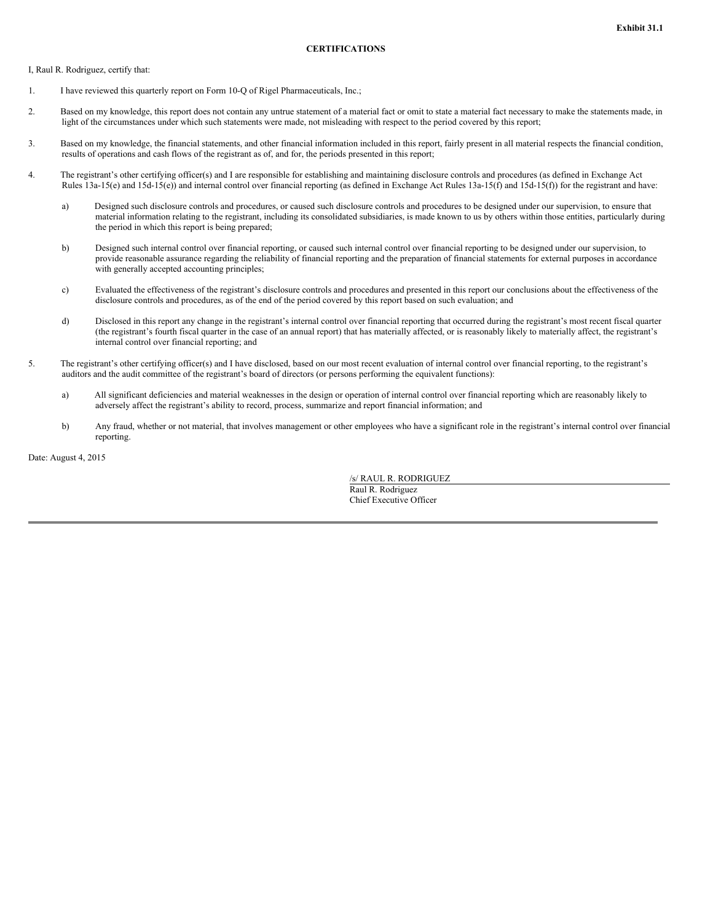**Exhibit 31.1**

**CERTIFICATIONS**

I, Raul R. Rodriguez, certify that:

1. I have reviewed this quarterly report on Form 10-Q of Rigel Pharmaceuticals, Inc.;

2. Based on my knowledge, this report does not contain any untrue statement of a material fact or omit to state a material fact necessary to make the statements made, in light of the circumstances under which such statements were made, not misleading with respect to the period covered by this report;

3. Based on my knowledge, the financial statements, and other financial information included in this report, fairly present in all material respects the financial condition, results of operations and cash flows of the registrant as of, and for, the periods presented in this report;

4. The registrant's other certifying officer(s) and I are responsible for establishing and maintaining disclosure controls and procedures (as defined in Exchange Act Rules 13a-15(e) and 15d-15(e)) and internal control over financial reporting (as defined in Exchange Act Rules 13a-15(f) and 15d-15(f)) for the registrant and have:

   a) Designed such disclosure controls and procedures, or caused such disclosure controls and procedures to be designed under our supervision, to ensure that material information relating to the registrant, including its consolidated subsidiaries, is made known to us by others within those entities, particularly during the period in which this report is being prepared;

   b) Designed such internal control over financial reporting, or caused such internal control over financial reporting to be designed under our supervision, to provide reasonable assurance regarding the reliability of financial reporting and the preparation of financial statements for external purposes in accordance with generally accepted accounting principles;

   c) Evaluated the effectiveness of the registrant's disclosure controls and procedures and presented in this report our conclusions about the effectiveness of the disclosure controls and procedures, as of the end of the period covered by this report based on such evaluation; and

   d) Disclosed in this report any change in the registrant's internal control over financial reporting that occurred during the registrant's most recent fiscal quarter (the registrant's fourth fiscal quarter in the case of an annual report) that has materially affected, or is reasonably likely to materially affect, the registrant's internal control over financial reporting; and

5. The registrant's other certifying officer(s) and I have disclosed, based on our most recent evaluation of internal control over financial reporting, to the registrant's auditors and the audit committee of the registrant's board of directors (or persons performing the equivalent functions):

   a) All significant deficiencies and material weaknesses in the design or operation of internal control over financial reporting which are reasonably likely to adversely affect the registrant's ability to record, process, summarize and report financial information; and

   b) Any fraud, whether or not material, that involves management or other employees who have a significant role in the registrant's internal control over financial reporting.

Date: August 4, 2015

/s/ RAUL R. RODRIGUEZ
Raul R. Rodriguez
Chief Executive Officer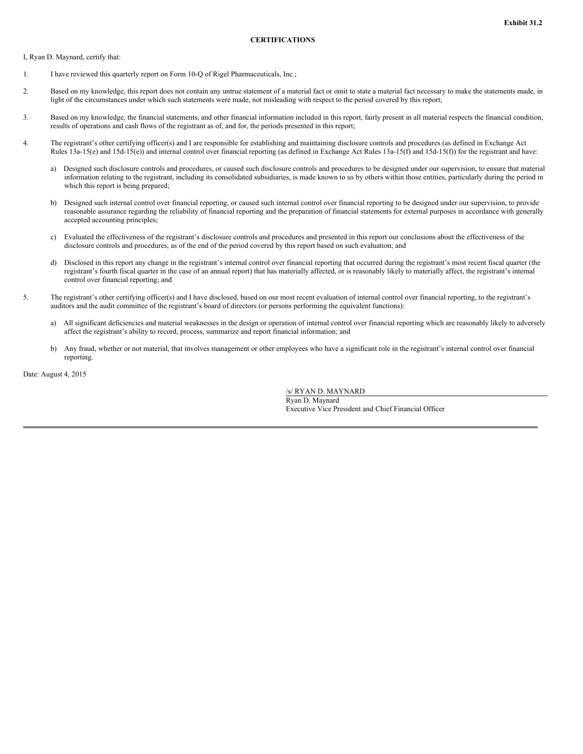**Exhibit 31.2**

**CERTIFICATIONS**

I, Ryan D. Maynard, certify that:

1. I have reviewed this quarterly report on Form 10-Q of Rigel Pharmaceuticals, Inc.;

2. Based on my knowledge, this report does not contain any untrue statement of a material fact or omit to state a material fact necessary to make the statements made, in light of the circumstances under which such statements were made, not misleading with respect to the period covered by this report;

3. Based on my knowledge, the financial statements, and other financial information included in this report, fairly present in all material respects the financial condition, results of operations and cash flows of the registrant as of, and for, the periods presented in this report;

4. The registrant's other certifying officer(s) and I are responsible for establishing and maintaining disclosure controls and procedures (as defined in Exchange Act Rules 13a-15(e) and 15d-15(e)) and internal control over financial reporting (as defined in Exchange Act Rules 13a-15(f) and 15d-15(f)) for the registrant and have:

   a) Designed such disclosure controls and procedures, or caused such disclosure controls and procedures to be designed under our supervision, to ensure that material information relating to the registrant, including its consolidated subsidiaries, is made known to us by others within those entities, particularly during the period in which this report is being prepared;

   b) Designed such internal control over financial reporting, or caused such internal control over financial reporting to be designed under our supervision, to provide reasonable assurance regarding the reliability of financial reporting and the preparation of financial statements for external purposes in accordance with generally accepted accounting principles;

   c) Evaluated the effectiveness of the registrant's disclosure controls and procedures and presented in this report our conclusions about the effectiveness of the disclosure controls and procedures, as of the end of the period covered by this report based on such evaluation; and

   d) Disclosed in this report any change in the registrant's internal control over financial reporting that occurred during the registrant's most recent fiscal quarter (the registrant's fourth fiscal quarter in the case of an annual report) that has materially affected, or is reasonably likely to materially affect, the registrant's internal control over financial reporting; and

5. The registrant's other certifying officer(s) and I have disclosed, based on our most recent evaluation of internal control over financial reporting, to the registrant's auditors and the audit committee of the registrant's board of directors (or persons performing the equivalent functions):

   a) All significant deficiencies and material weaknesses in the design or operation of internal control over financial reporting which are reasonably likely to adversely affect the registrant's ability to record, process, summarize and report financial information; and

   b) Any fraud, whether or not material, that involves management or other employees who have a significant role in the registrant's internal control over financial reporting.

Date: August 4, 2015

/s/ RYAN D. MAYNARD
Ryan D. Maynard
Executive Vice President and Chief Financial Officer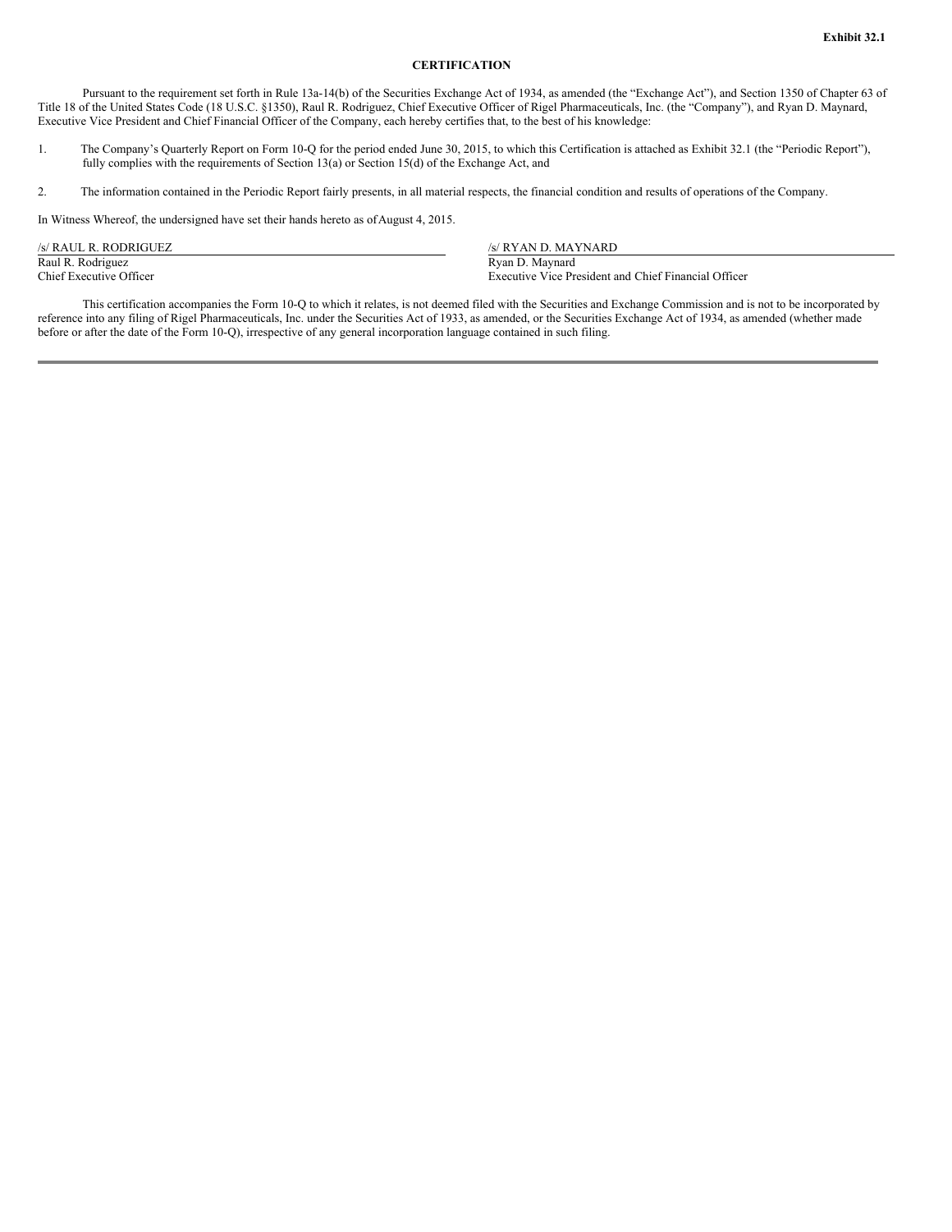**Exhibit 32.1**

**CERTIFICATION**

Pursuant to the requirement set forth in Rule 13a-14(b) of the Securities Exchange Act of 1934, as amended (the "Exchange Act"), and Section 1350 of Chapter 63 of Title 18 of the United States Code (18 U.S.C. §1350), Raul R. Rodriguez, Chief Executive Officer of Rigel Pharmaceuticals, Inc. (the "Company"), and Ryan D. Maynard, Executive Vice President and Chief Financial Officer of the Company, each hereby certifies that, to the best of his knowledge:

1. The Company's Quarterly Report on Form 10-Q for the period ended June 30, 2015, to which this Certification is attached as Exhibit 32.1 (the "Periodic Report"), fully complies with the requirements of Section 13(a) or Section 15(d) of the Exchange Act, and

2. The information contained in the Periodic Report fairly presents, in all material respects, the financial condition and results of operations of the Company.

In Witness Whereof, the undersigned have set their hands hereto as of August 4, 2015.

| | |
|---|---|
| /s/ RAUL R. RODRIGUEZ | /s/ RYAN D. MAYNARD |
| Raul R. Rodriguez | Ryan D. Maynard |
| Chief Executive Officer | Executive Vice President and Chief Financial Officer |

This certification accompanies the Form 10-Q to which it relates, is not deemed filed with the Securities and Exchange Commission and is not to be incorporated by reference into any filing of Rigel Pharmaceuticals, Inc. under the Securities Act of 1933, as amended, or the Securities Exchange Act of 1934, as amended (whether made before or after the date of the Form 10-Q), irrespective of any general incorporation language contained in such filing.